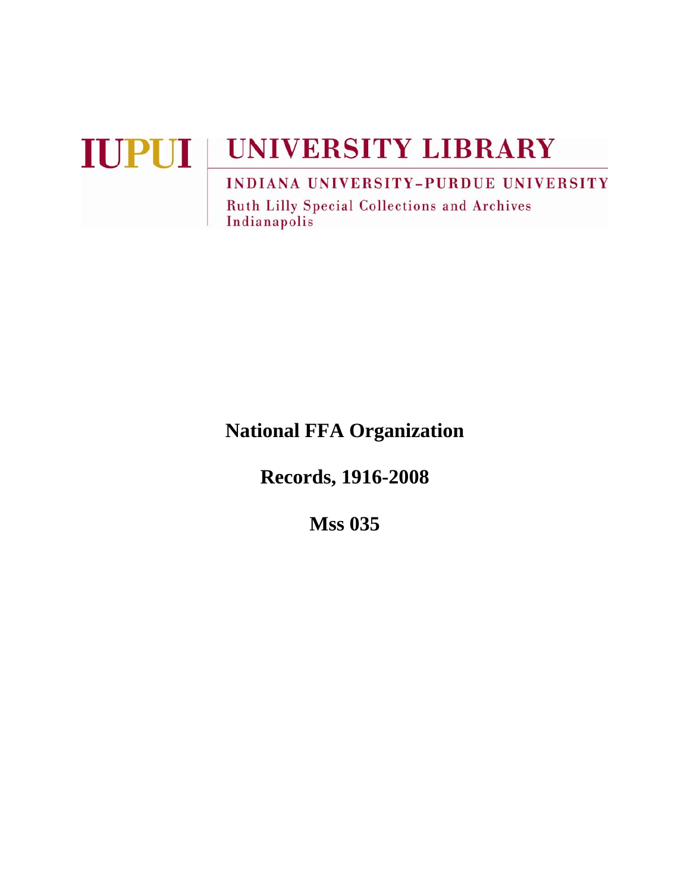IUPUI | UNIVERSITY LIBRARY

INDIANA UNIVERSITY–PURDUE UNIVERSITY

Ruth Lilly Special Collections and Archives

Indianapolis

# National FFA Organization

## Records, 1916-2008

## Mss 035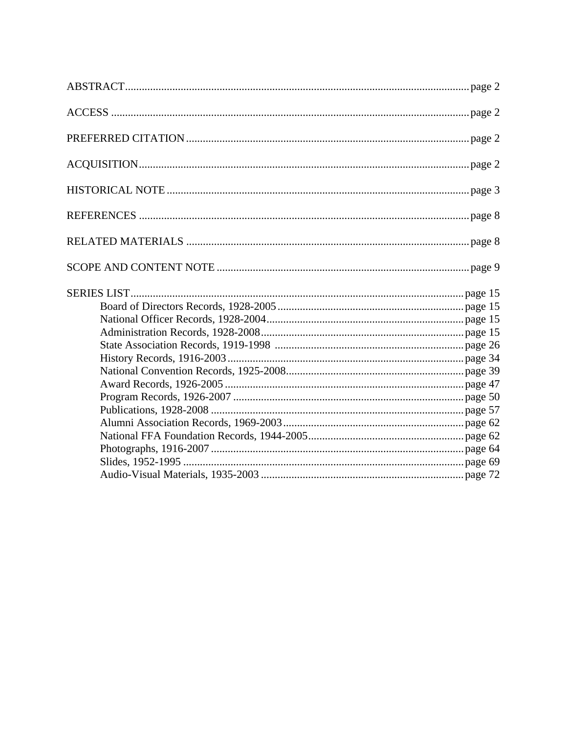ABSTRACT............................................................................................................................page 2

ACCESS ................................................................................................................................page 2

PREFERRED CITATION.......................................................................................................page 2

ACQUISITION.......................................................................................................................page 2

HISTORICAL NOTE .............................................................................................................page 3

REFERENCES .......................................................................................................................page 8

RELATED MATERIALS .......................................................................................................page 8

SCOPE AND CONTENT NOTE ............................................................................................page 9

SERIES LIST.........................................................................................................................page 15

- Board of Directors Records, 1928-2005 ......................................................................page 15
- National Officer Records, 1928-2004...........................................................................page 15
- Administration Records, 1928-2008.............................................................................page 15
- State Association Records, 1919-1998 ........................................................................page 26
- History Records, 1916-2003.........................................................................................page 34
- National Convention Records, 1925-2008....................................................................page 39
- Award Records, 1926-2005 ...........................................................................................page 47
- Program Records, 1926-2007 .......................................................................................page 50
- Publications, 1928-2008 ...............................................................................................page 57
- Alumni Association Records, 1969-2003.....................................................................page 62
- National FFA Foundation Records, 1944-2005............................................................page 62
- Photographs, 1916-2007 ...............................................................................................page 64
- Slides, 1952-1995 .........................................................................................................page 69
- Audio-Visual Materials, 1935-2003 .............................................................................page 72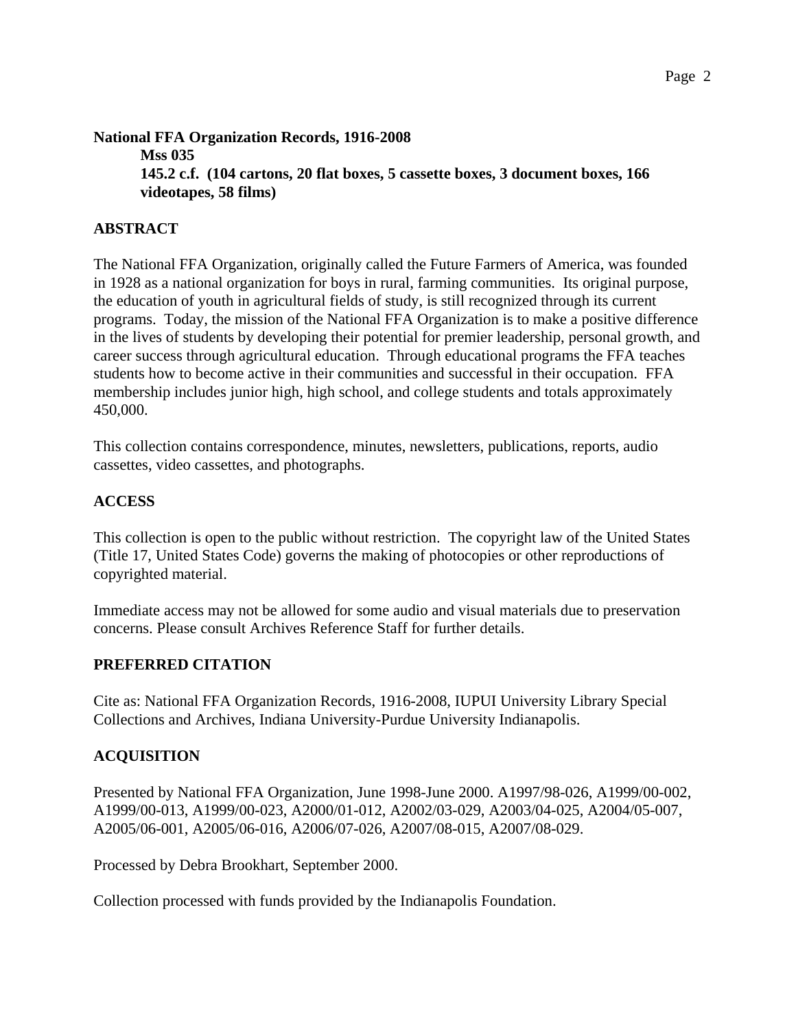**National FFA Organization Records, 1916-2008**

**Mss 035**

**145.2 c.f. (104 cartons, 20 flat boxes, 5 cassette boxes, 3 document boxes, 166 videotapes, 58 films)**

## ABSTRACT

The National FFA Organization, originally called the Future Farmers of America, was founded in 1928 as a national organization for boys in rural, farming communities. Its original purpose, the education of youth in agricultural fields of study, is still recognized through its current programs. Today, the mission of the National FFA Organization is to make a positive difference in the lives of students by developing their potential for premier leadership, personal growth, and career success through agricultural education. Through educational programs the FFA teaches students how to become active in their communities and successful in their occupation. FFA membership includes junior high, high school, and college students and totals approximately 450,000.

This collection contains correspondence, minutes, newsletters, publications, reports, audio cassettes, video cassettes, and photographs.

## ACCESS

This collection is open to the public without restriction. The copyright law of the United States (Title 17, United States Code) governs the making of photocopies or other reproductions of copyrighted material.

Immediate access may not be allowed for some audio and visual materials due to preservation concerns. Please consult Archives Reference Staff for further details.

## PREFERRED CITATION

Cite as: National FFA Organization Records, 1916-2008, IUPUI University Library Special Collections and Archives, Indiana University-Purdue University Indianapolis.

## ACQUISITION

Presented by National FFA Organization, June 1998-June 2000. A1997/98-026, A1999/00-002, A1999/00-013, A1999/00-023, A2000/01-012, A2002/03-029, A2003/04-025, A2004/05-007, A2005/06-001, A2005/06-016, A2006/07-026, A2007/08-015, A2007/08-029.

Processed by Debra Brookhart, September 2000.

Collection processed with funds provided by the Indianapolis Foundation.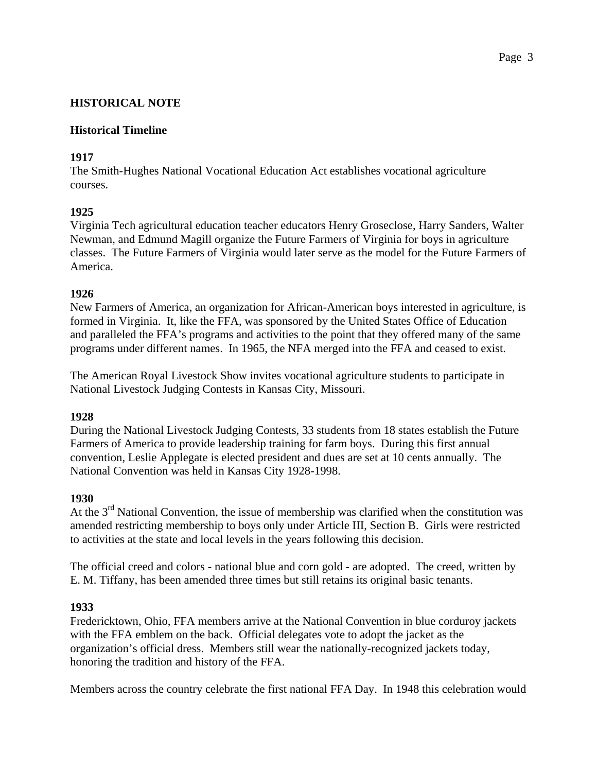# HISTORICAL NOTE

## Historical Timeline

### 1917

The Smith-Hughes National Vocational Education Act establishes vocational agriculture courses.

### 1925

Virginia Tech agricultural education teacher educators Henry Groseclose, Harry Sanders, Walter Newman, and Edmund Magill organize the Future Farmers of Virginia for boys in agriculture classes. The Future Farmers of Virginia would later serve as the model for the Future Farmers of America.

### 1926

New Farmers of America, an organization for African-American boys interested in agriculture, is formed in Virginia. It, like the FFA, was sponsored by the United States Office of Education and paralleled the FFA's programs and activities to the point that they offered many of the same programs under different names. In 1965, the NFA merged into the FFA and ceased to exist.

The American Royal Livestock Show invites vocational agriculture students to participate in National Livestock Judging Contests in Kansas City, Missouri.

### 1928

During the National Livestock Judging Contests, 33 students from 18 states establish the Future Farmers of America to provide leadership training for farm boys. During this first annual convention, Leslie Applegate is elected president and dues are set at 10 cents annually. The National Convention was held in Kansas City 1928-1998.

### 1930

At the 3rd National Convention, the issue of membership was clarified when the constitution was amended restricting membership to boys only under Article III, Section B. Girls were restricted to activities at the state and local levels in the years following this decision.

The official creed and colors - national blue and corn gold - are adopted. The creed, written by E. M. Tiffany, has been amended three times but still retains its original basic tenants.

### 1933

Fredericktown, Ohio, FFA members arrive at the National Convention in blue corduroy jackets with the FFA emblem on the back. Official delegates vote to adopt the jacket as the organization's official dress. Members still wear the nationally-recognized jackets today, honoring the tradition and history of the FFA.

Members across the country celebrate the first national FFA Day. In 1948 this celebration would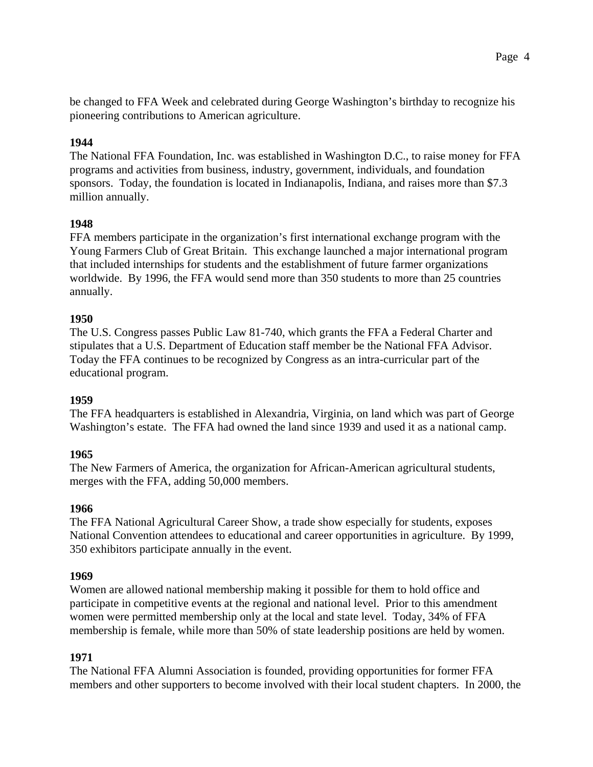be changed to FFA Week and celebrated during George Washington's birthday to recognize his pioneering contributions to American agriculture.

**1944**

The National FFA Foundation, Inc. was established in Washington D.C., to raise money for FFA programs and activities from business, industry, government, individuals, and foundation sponsors. Today, the foundation is located in Indianapolis, Indiana, and raises more than $7.3 million annually.

**1948**

FFA members participate in the organization's first international exchange program with the Young Farmers Club of Great Britain. This exchange launched a major international program that included internships for students and the establishment of future farmer organizations worldwide. By 1996, the FFA would send more than 350 students to more than 25 countries annually.

**1950**

The U.S. Congress passes Public Law 81-740, which grants the FFA a Federal Charter and stipulates that a U.S. Department of Education staff member be the National FFA Advisor. Today the FFA continues to be recognized by Congress as an intra-curricular part of the educational program.

**1959**

The FFA headquarters is established in Alexandria, Virginia, on land which was part of George Washington's estate. The FFA had owned the land since 1939 and used it as a national camp.

**1965**

The New Farmers of America, the organization for African-American agricultural students, merges with the FFA, adding 50,000 members.

**1966**

The FFA National Agricultural Career Show, a trade show especially for students, exposes National Convention attendees to educational and career opportunities in agriculture. By 1999, 350 exhibitors participate annually in the event.

**1969**

Women are allowed national membership making it possible for them to hold office and participate in competitive events at the regional and national level. Prior to this amendment women were permitted membership only at the local and state level. Today, 34% of FFA membership is female, while more than 50% of state leadership positions are held by women.

**1971**

The National FFA Alumni Association is founded, providing opportunities for former FFA members and other supporters to become involved with their local student chapters. In 2000, the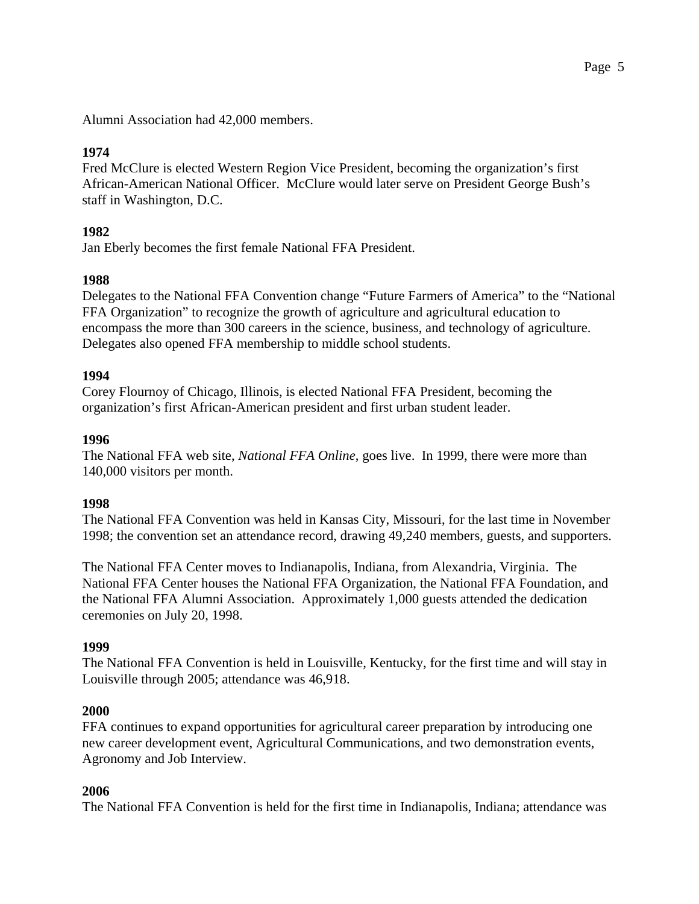Alumni Association had 42,000 members.

**1974**

Fred McClure is elected Western Region Vice President, becoming the organization's first African-American National Officer.  McClure would later serve on President George Bush's staff in Washington, D.C.

**1982**

Jan Eberly becomes the first female National FFA President.

**1988**

Delegates to the National FFA Convention change "Future Farmers of America" to the "National FFA Organization" to recognize the growth of agriculture and agricultural education to encompass the more than 300 careers in the science, business, and technology of agriculture. Delegates also opened FFA membership to middle school students.

**1994**

Corey Flournoy of Chicago, Illinois, is elected National FFA President, becoming the organization's first African-American president and first urban student leader.

**1996**

The National FFA web site, *National FFA Online*, goes live.  In 1999, there were more than 140,000 visitors per month.

**1998**

The National FFA Convention was held in Kansas City, Missouri, for the last time in November 1998; the convention set an attendance record, drawing 49,240 members, guests, and supporters.

The National FFA Center moves to Indianapolis, Indiana, from Alexandria, Virginia.  The National FFA Center houses the National FFA Organization, the National FFA Foundation, and the National FFA Alumni Association.  Approximately 1,000 guests attended the dedication ceremonies on July 20, 1998.

**1999**

The National FFA Convention is held in Louisville, Kentucky, for the first time and will stay in Louisville through 2005; attendance was 46,918.

**2000**

FFA continues to expand opportunities for agricultural career preparation by introducing one new career development event, Agricultural Communications, and two demonstration events, Agronomy and Job Interview.

**2006**

The National FFA Convention is held for the first time in Indianapolis, Indiana; attendance was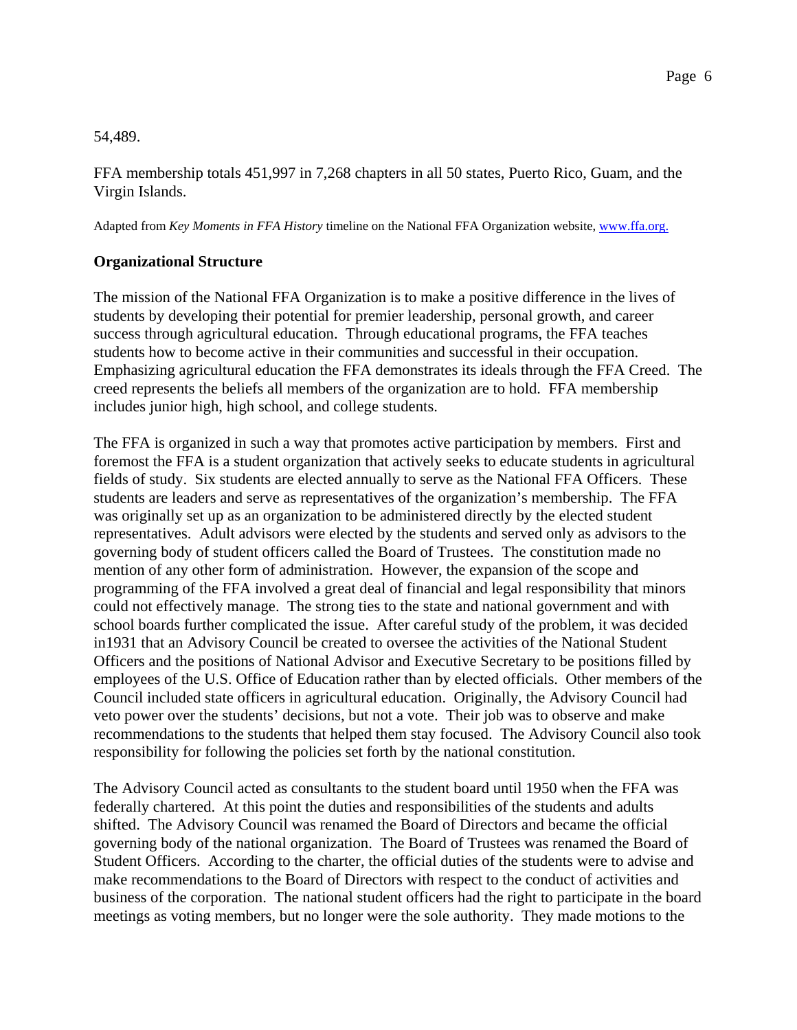54,489.

FFA membership totals 451,997 in 7,268 chapters in all 50 states, Puerto Rico, Guam, and the Virgin Islands.

Adapted from *Key Moments in FFA History* timeline on the National FFA Organization website, www.ffa.org.

**Organizational Structure**

The mission of the National FFA Organization is to make a positive difference in the lives of students by developing their potential for premier leadership, personal growth, and career success through agricultural education. Through educational programs, the FFA teaches students how to become active in their communities and successful in their occupation. Emphasizing agricultural education the FFA demonstrates its ideals through the FFA Creed. The creed represents the beliefs all members of the organization are to hold. FFA membership includes junior high, high school, and college students.

The FFA is organized in such a way that promotes active participation by members. First and foremost the FFA is a student organization that actively seeks to educate students in agricultural fields of study. Six students are elected annually to serve as the National FFA Officers. These students are leaders and serve as representatives of the organization's membership. The FFA was originally set up as an organization to be administered directly by the elected student representatives. Adult advisors were elected by the students and served only as advisors to the governing body of student officers called the Board of Trustees. The constitution made no mention of any other form of administration. However, the expansion of the scope and programming of the FFA involved a great deal of financial and legal responsibility that minors could not effectively manage. The strong ties to the state and national government and with school boards further complicated the issue. After careful study of the problem, it was decided in1931 that an Advisory Council be created to oversee the activities of the National Student Officers and the positions of National Advisor and Executive Secretary to be positions filled by employees of the U.S. Office of Education rather than by elected officials. Other members of the Council included state officers in agricultural education. Originally, the Advisory Council had veto power over the students' decisions, but not a vote. Their job was to observe and make recommendations to the students that helped them stay focused. The Advisory Council also took responsibility for following the policies set forth by the national constitution.

The Advisory Council acted as consultants to the student board until 1950 when the FFA was federally chartered. At this point the duties and responsibilities of the students and adults shifted. The Advisory Council was renamed the Board of Directors and became the official governing body of the national organization. The Board of Trustees was renamed the Board of Student Officers. According to the charter, the official duties of the students were to advise and make recommendations to the Board of Directors with respect to the conduct of activities and business of the corporation. The national student officers had the right to participate in the board meetings as voting members, but no longer were the sole authority. They made motions to the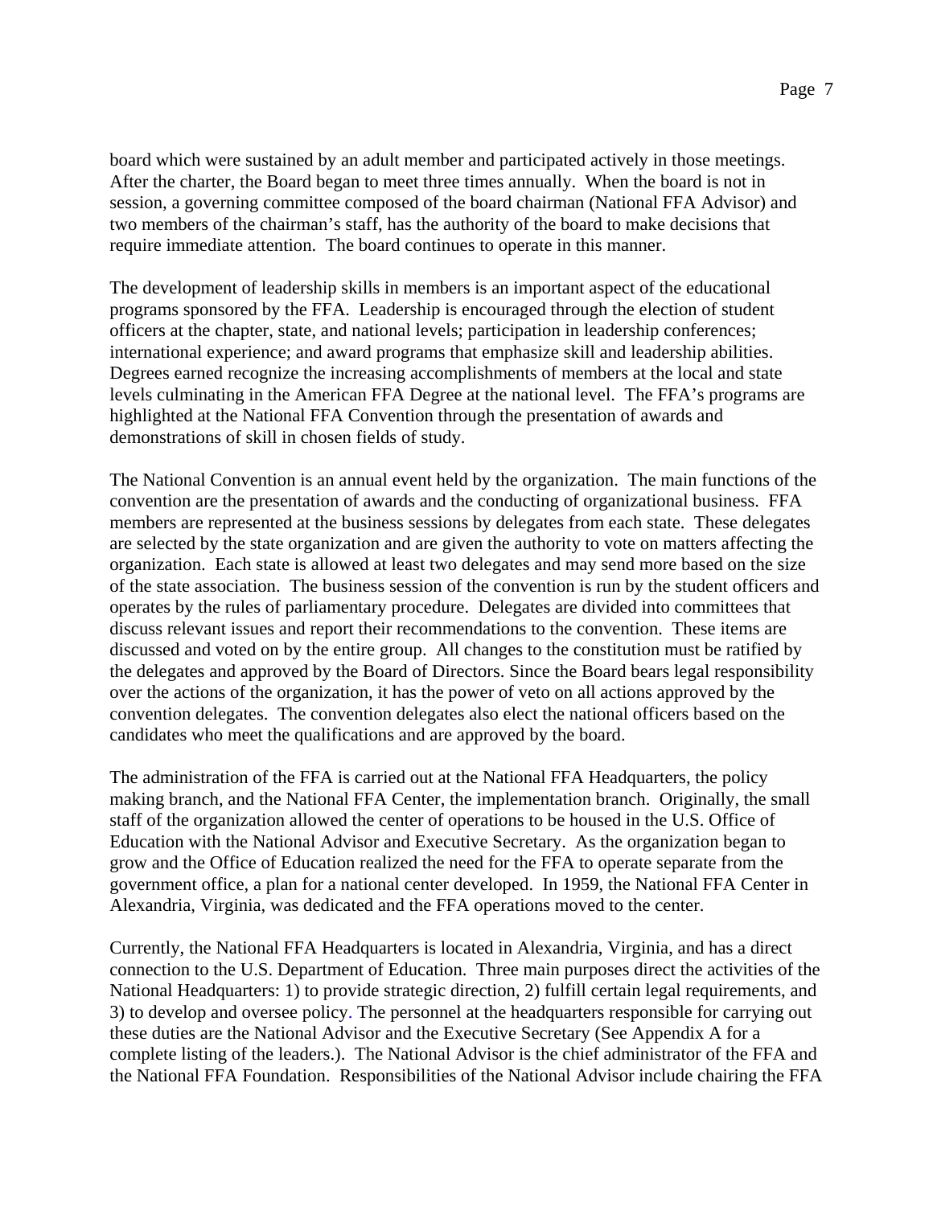board which were sustained by an adult member and participated actively in those meetings. After the charter, the Board began to meet three times annually. When the board is not in session, a governing committee composed of the board chairman (National FFA Advisor) and two members of the chairman's staff, has the authority of the board to make decisions that require immediate attention. The board continues to operate in this manner.

The development of leadership skills in members is an important aspect of the educational programs sponsored by the FFA. Leadership is encouraged through the election of student officers at the chapter, state, and national levels; participation in leadership conferences; international experience; and award programs that emphasize skill and leadership abilities. Degrees earned recognize the increasing accomplishments of members at the local and state levels culminating in the American FFA Degree at the national level. The FFA's programs are highlighted at the National FFA Convention through the presentation of awards and demonstrations of skill in chosen fields of study.

The National Convention is an annual event held by the organization. The main functions of the convention are the presentation of awards and the conducting of organizational business. FFA members are represented at the business sessions by delegates from each state. These delegates are selected by the state organization and are given the authority to vote on matters affecting the organization. Each state is allowed at least two delegates and may send more based on the size of the state association. The business session of the convention is run by the student officers and operates by the rules of parliamentary procedure. Delegates are divided into committees that discuss relevant issues and report their recommendations to the convention. These items are discussed and voted on by the entire group. All changes to the constitution must be ratified by the delegates and approved by the Board of Directors. Since the Board bears legal responsibility over the actions of the organization, it has the power of veto on all actions approved by the convention delegates. The convention delegates also elect the national officers based on the candidates who meet the qualifications and are approved by the board.

The administration of the FFA is carried out at the National FFA Headquarters, the policy making branch, and the National FFA Center, the implementation branch. Originally, the small staff of the organization allowed the center of operations to be housed in the U.S. Office of Education with the National Advisor and Executive Secretary. As the organization began to grow and the Office of Education realized the need for the FFA to operate separate from the government office, a plan for a national center developed. In 1959, the National FFA Center in Alexandria, Virginia, was dedicated and the FFA operations moved to the center.

Currently, the National FFA Headquarters is located in Alexandria, Virginia, and has a direct connection to the U.S. Department of Education. Three main purposes direct the activities of the National Headquarters: 1) to provide strategic direction, 2) fulfill certain legal requirements, and 3) to develop and oversee policy. The personnel at the headquarters responsible for carrying out these duties are the National Advisor and the Executive Secretary (See Appendix A for a complete listing of the leaders.). The National Advisor is the chief administrator of the FFA and the National FFA Foundation. Responsibilities of the National Advisor include chairing the FFA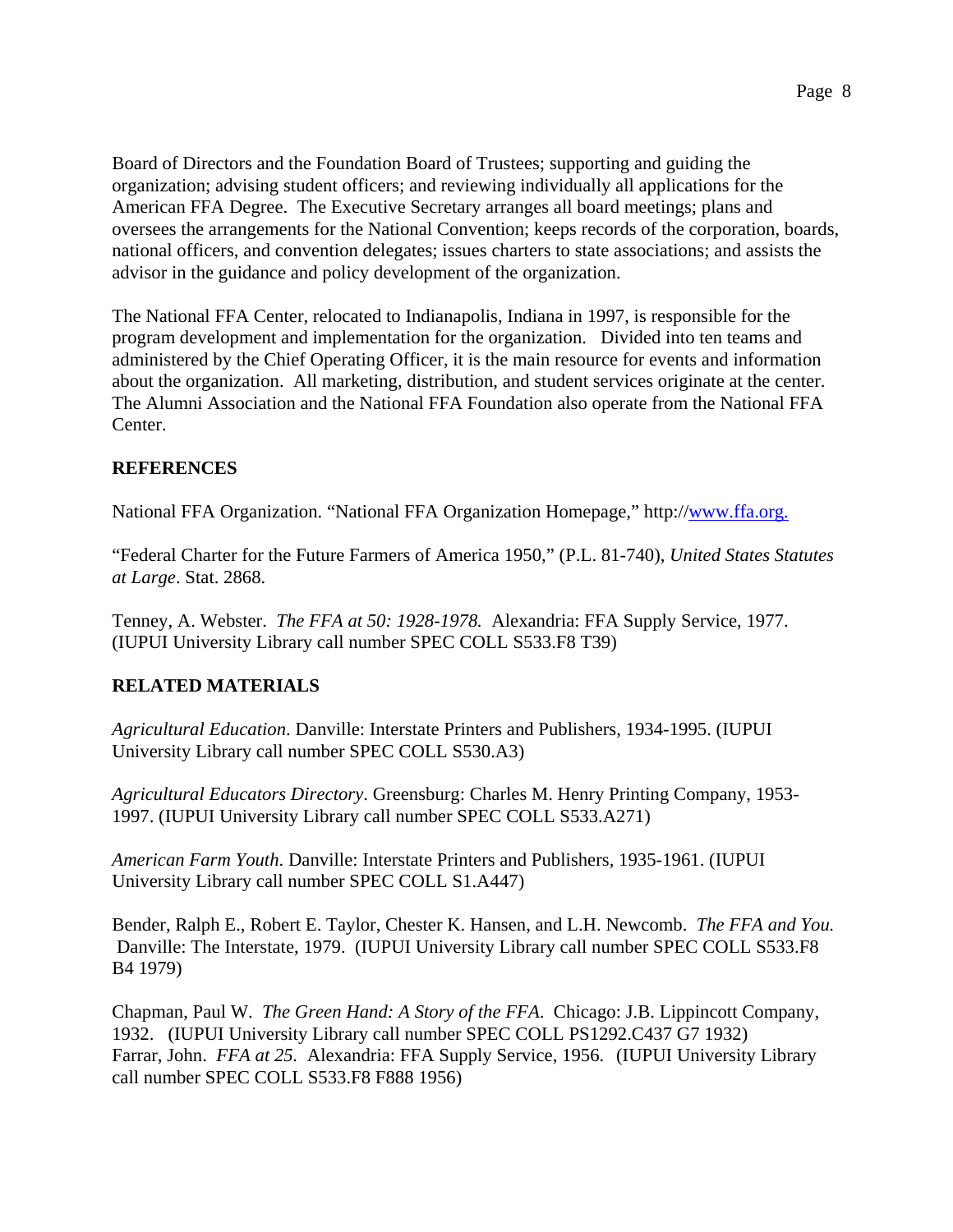Board of Directors and the Foundation Board of Trustees; supporting and guiding the organization; advising student officers; and reviewing individually all applications for the American FFA Degree. The Executive Secretary arranges all board meetings; plans and oversees the arrangements for the National Convention; keeps records of the corporation, boards, national officers, and convention delegates; issues charters to state associations; and assists the advisor in the guidance and policy development of the organization.

The National FFA Center, relocated to Indianapolis, Indiana in 1997, is responsible for the program development and implementation for the organization. Divided into ten teams and administered by the Chief Operating Officer, it is the main resource for events and information about the organization. All marketing, distribution, and student services originate at the center. The Alumni Association and the National FFA Foundation also operate from the National FFA Center.

## REFERENCES

National FFA Organization. "National FFA Organization Homepage," http://www.ffa.org.

"Federal Charter for the Future Farmers of America 1950," (P.L. 81-740), *United States Statutes at Large*. Stat. 2868.

Tenney, A. Webster. *The FFA at 50: 1928-1978.* Alexandria: FFA Supply Service, 1977. (IUPUI University Library call number SPEC COLL S533.F8 T39)

## RELATED MATERIALS

*Agricultural Education*. Danville: Interstate Printers and Publishers, 1934-1995. (IUPUI University Library call number SPEC COLL S530.A3)

*Agricultural Educators Directory*. Greensburg: Charles M. Henry Printing Company, 1953-1997. (IUPUI University Library call number SPEC COLL S533.A271)

*American Farm Youth*. Danville: Interstate Printers and Publishers, 1935-1961. (IUPUI University Library call number SPEC COLL S1.A447)

Bender, Ralph E., Robert E. Taylor, Chester K. Hansen, and L.H. Newcomb. *The FFA and You.* Danville: The Interstate, 1979. (IUPUI University Library call number SPEC COLL S533.F8 B4 1979)

Chapman, Paul W. *The Green Hand: A Story of the FFA.* Chicago: J.B. Lippincott Company, 1932. (IUPUI University Library call number SPEC COLL PS1292.C437 G7 1932)

Farrar, John. *FFA at 25.* Alexandria: FFA Supply Service, 1956. (IUPUI University Library call number SPEC COLL S533.F8 F888 1956)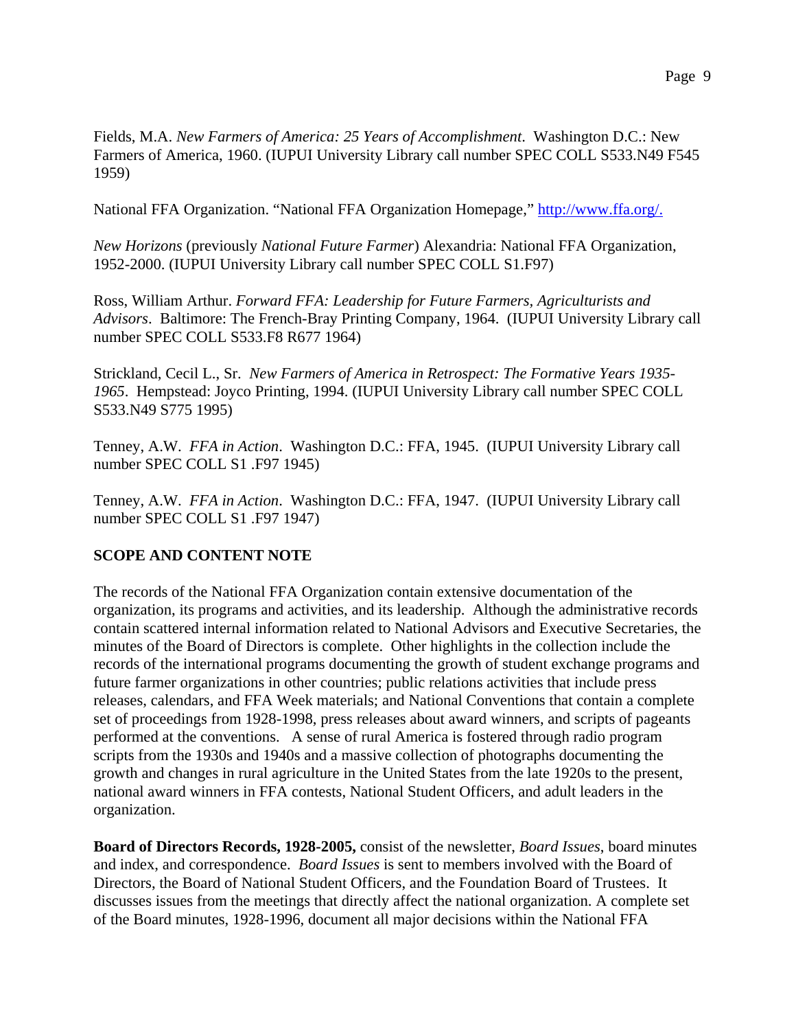Fields, M.A. *New Farmers of America: 25 Years of Accomplishment*. Washington D.C.: New Farmers of America, 1960. (IUPUI University Library call number SPEC COLL S533.N49 F545 1959)

National FFA Organization. "National FFA Organization Homepage," [http://www.ffa.org/.](http://www.ffa.org/)

*New Horizons* (previously *National Future Farmer*) Alexandria: National FFA Organization, 1952-2000. (IUPUI University Library call number SPEC COLL S1.F97)

Ross, William Arthur. *Forward FFA: Leadership for Future Farmers, Agriculturists and Advisors*. Baltimore: The French-Bray Printing Company, 1964. (IUPUI University Library call number SPEC COLL S533.F8 R677 1964)

Strickland, Cecil L., Sr. *New Farmers of America in Retrospect: The Formative Years 1935-1965*. Hempstead: Joyco Printing, 1994. (IUPUI University Library call number SPEC COLL S533.N49 S775 1995)

Tenney, A.W. *FFA in Action*. Washington D.C.: FFA, 1945. (IUPUI University Library call number SPEC COLL S1 .F97 1945)

Tenney, A.W. *FFA in Action*. Washington D.C.: FFA, 1947. (IUPUI University Library call number SPEC COLL S1 .F97 1947)

## SCOPE AND CONTENT NOTE

The records of the National FFA Organization contain extensive documentation of the organization, its programs and activities, and its leadership. Although the administrative records contain scattered internal information related to National Advisors and Executive Secretaries, the minutes of the Board of Directors is complete. Other highlights in the collection include the records of the international programs documenting the growth of student exchange programs and future farmer organizations in other countries; public relations activities that include press releases, calendars, and FFA Week materials; and National Conventions that contain a complete set of proceedings from 1928-1998, press releases about award winners, and scripts of pageants performed at the conventions. A sense of rural America is fostered through radio program scripts from the 1930s and 1940s and a massive collection of photographs documenting the growth and changes in rural agriculture in the United States from the late 1920s to the present, national award winners in FFA contests, National Student Officers, and adult leaders in the organization.

**Board of Directors Records, 1928-2005,** consist of the newsletter, *Board Issues*, board minutes and index, and correspondence. *Board Issues* is sent to members involved with the Board of Directors, the Board of National Student Officers, and the Foundation Board of Trustees. It discusses issues from the meetings that directly affect the national organization. A complete set of the Board minutes, 1928-1996, document all major decisions within the National FFA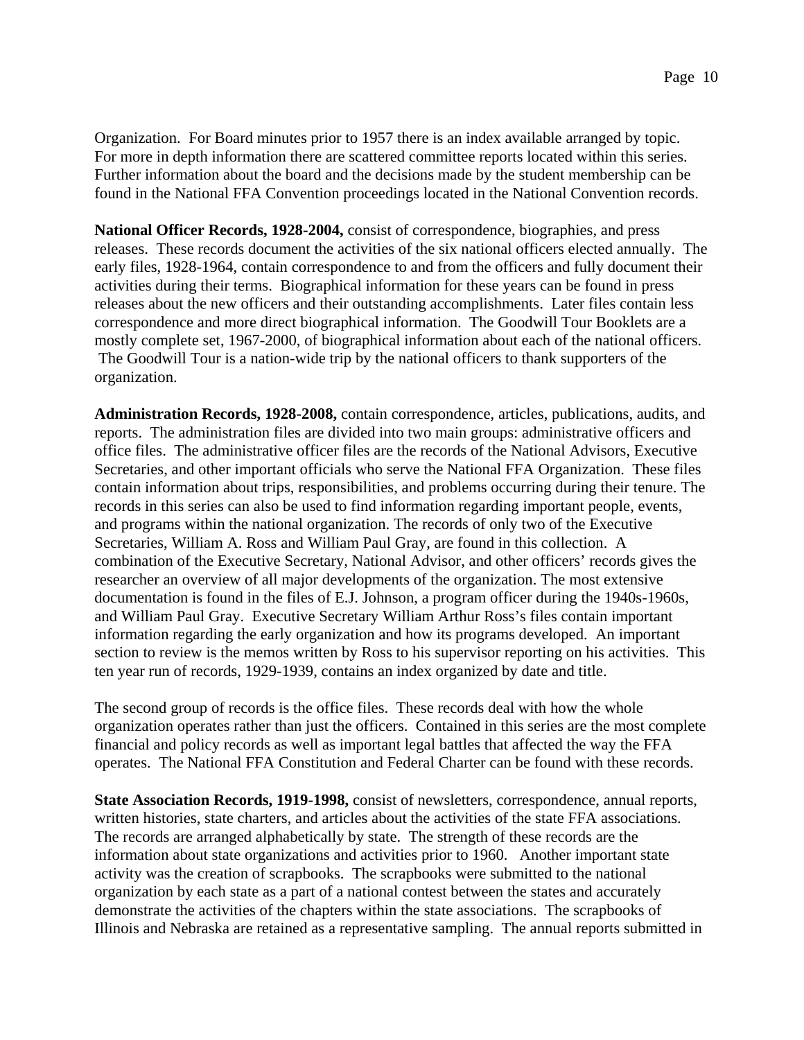Organization. For Board minutes prior to 1957 there is an index available arranged by topic. For more in depth information there are scattered committee reports located within this series. Further information about the board and the decisions made by the student membership can be found in the National FFA Convention proceedings located in the National Convention records.

**National Officer Records, 1928-2004,** consist of correspondence, biographies, and press releases. These records document the activities of the six national officers elected annually. The early files, 1928-1964, contain correspondence to and from the officers and fully document their activities during their terms. Biographical information for these years can be found in press releases about the new officers and their outstanding accomplishments. Later files contain less correspondence and more direct biographical information. The Goodwill Tour Booklets are a mostly complete set, 1967-2000, of biographical information about each of the national officers. The Goodwill Tour is a nation-wide trip by the national officers to thank supporters of the organization.

**Administration Records, 1928-2008,** contain correspondence, articles, publications, audits, and reports. The administration files are divided into two main groups: administrative officers and office files. The administrative officer files are the records of the National Advisors, Executive Secretaries, and other important officials who serve the National FFA Organization. These files contain information about trips, responsibilities, and problems occurring during their tenure. The records in this series can also be used to find information regarding important people, events, and programs within the national organization. The records of only two of the Executive Secretaries, William A. Ross and William Paul Gray, are found in this collection. A combination of the Executive Secretary, National Advisor, and other officers' records gives the researcher an overview of all major developments of the organization. The most extensive documentation is found in the files of E.J. Johnson, a program officer during the 1940s-1960s, and William Paul Gray. Executive Secretary William Arthur Ross's files contain important information regarding the early organization and how its programs developed. An important section to review is the memos written by Ross to his supervisor reporting on his activities. This ten year run of records, 1929-1939, contains an index organized by date and title.

The second group of records is the office files. These records deal with how the whole organization operates rather than just the officers. Contained in this series are the most complete financial and policy records as well as important legal battles that affected the way the FFA operates. The National FFA Constitution and Federal Charter can be found with these records.

**State Association Records, 1919-1998,** consist of newsletters, correspondence, annual reports, written histories, state charters, and articles about the activities of the state FFA associations. The records are arranged alphabetically by state. The strength of these records are the information about state organizations and activities prior to 1960. Another important state activity was the creation of scrapbooks. The scrapbooks were submitted to the national organization by each state as a part of a national contest between the states and accurately demonstrate the activities of the chapters within the state associations. The scrapbooks of Illinois and Nebraska are retained as a representative sampling. The annual reports submitted in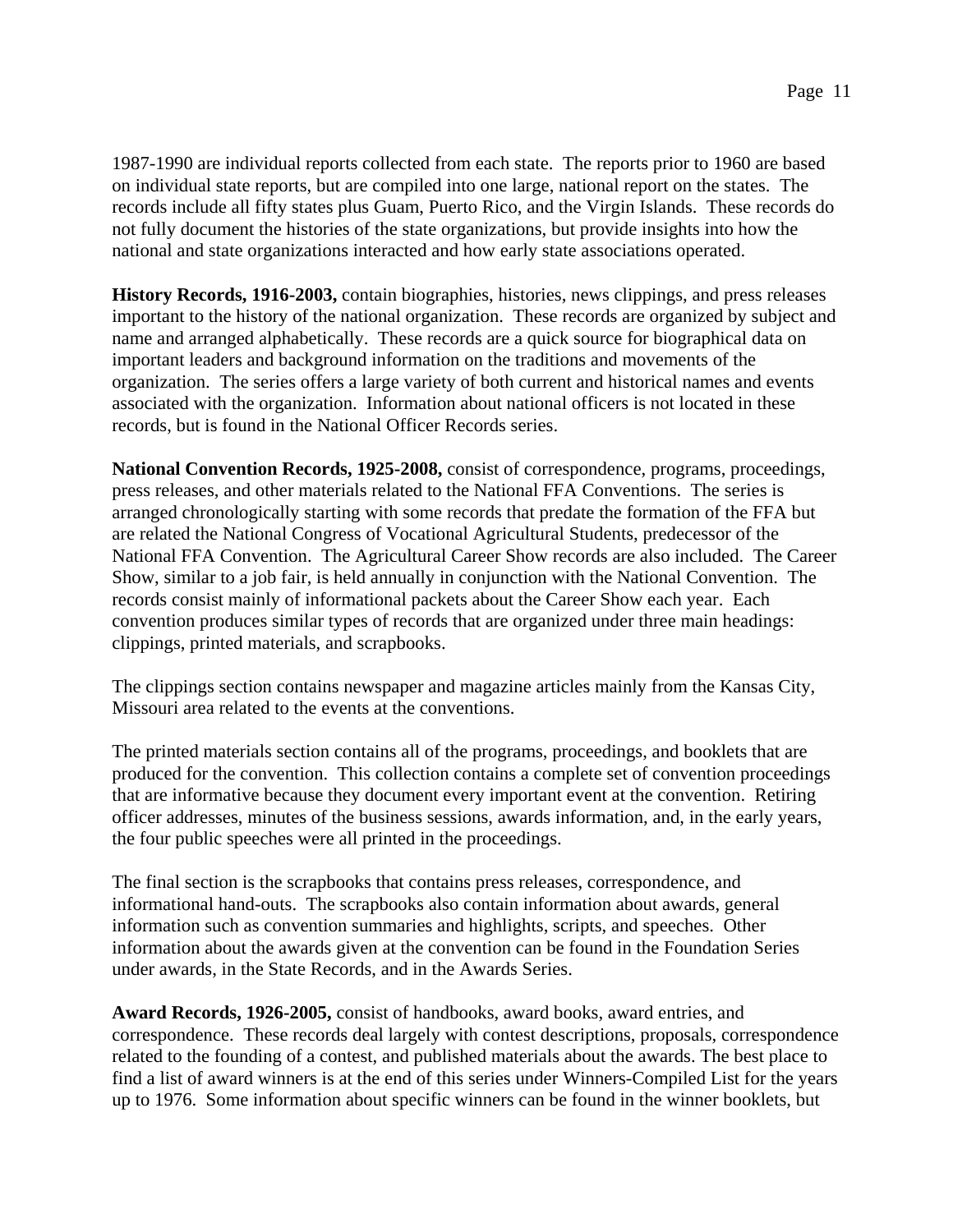1987-1990 are individual reports collected from each state. The reports prior to 1960 are based on individual state reports, but are compiled into one large, national report on the states. The records include all fifty states plus Guam, Puerto Rico, and the Virgin Islands. These records do not fully document the histories of the state organizations, but provide insights into how the national and state organizations interacted and how early state associations operated.

**History Records, 1916-2003,** contain biographies, histories, news clippings, and press releases important to the history of the national organization. These records are organized by subject and name and arranged alphabetically. These records are a quick source for biographical data on important leaders and background information on the traditions and movements of the organization. The series offers a large variety of both current and historical names and events associated with the organization. Information about national officers is not located in these records, but is found in the National Officer Records series.

**National Convention Records, 1925-2008,** consist of correspondence, programs, proceedings, press releases, and other materials related to the National FFA Conventions. The series is arranged chronologically starting with some records that predate the formation of the FFA but are related the National Congress of Vocational Agricultural Students, predecessor of the National FFA Convention. The Agricultural Career Show records are also included. The Career Show, similar to a job fair, is held annually in conjunction with the National Convention. The records consist mainly of informational packets about the Career Show each year. Each convention produces similar types of records that are organized under three main headings: clippings, printed materials, and scrapbooks.

The clippings section contains newspaper and magazine articles mainly from the Kansas City, Missouri area related to the events at the conventions.

The printed materials section contains all of the programs, proceedings, and booklets that are produced for the convention. This collection contains a complete set of convention proceedings that are informative because they document every important event at the convention. Retiring officer addresses, minutes of the business sessions, awards information, and, in the early years, the four public speeches were all printed in the proceedings.

The final section is the scrapbooks that contains press releases, correspondence, and informational hand-outs. The scrapbooks also contain information about awards, general information such as convention summaries and highlights, scripts, and speeches. Other information about the awards given at the convention can be found in the Foundation Series under awards, in the State Records, and in the Awards Series.

**Award Records, 1926-2005,** consist of handbooks, award books, award entries, and correspondence. These records deal largely with contest descriptions, proposals, correspondence related to the founding of a contest, and published materials about the awards. The best place to find a list of award winners is at the end of this series under Winners-Compiled List for the years up to 1976. Some information about specific winners can be found in the winner booklets, but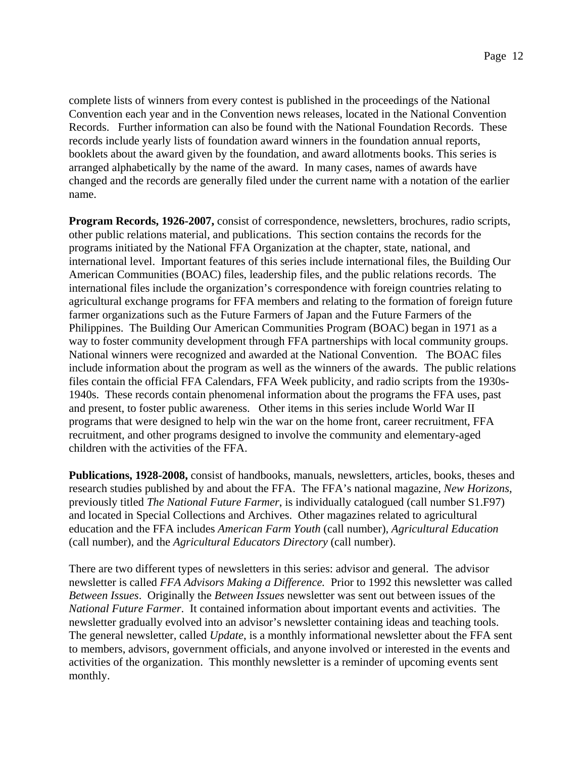complete lists of winners from every contest is published in the proceedings of the National Convention each year and in the Convention news releases, located in the National Convention Records. Further information can also be found with the National Foundation Records. These records include yearly lists of foundation award winners in the foundation annual reports, booklets about the award given by the foundation, and award allotments books. This series is arranged alphabetically by the name of the award. In many cases, names of awards have changed and the records are generally filed under the current name with a notation of the earlier name.

**Program Records, 1926-2007,** consist of correspondence, newsletters, brochures, radio scripts, other public relations material, and publications. This section contains the records for the programs initiated by the National FFA Organization at the chapter, state, national, and international level. Important features of this series include international files, the Building Our American Communities (BOAC) files, leadership files, and the public relations records. The international files include the organization's correspondence with foreign countries relating to agricultural exchange programs for FFA members and relating to the formation of foreign future farmer organizations such as the Future Farmers of Japan and the Future Farmers of the Philippines. The Building Our American Communities Program (BOAC) began in 1971 as a way to foster community development through FFA partnerships with local community groups. National winners were recognized and awarded at the National Convention. The BOAC files include information about the program as well as the winners of the awards. The public relations files contain the official FFA Calendars, FFA Week publicity, and radio scripts from the 1930s-1940s. These records contain phenomenal information about the programs the FFA uses, past and present, to foster public awareness. Other items in this series include World War II programs that were designed to help win the war on the home front, career recruitment, FFA recruitment, and other programs designed to involve the community and elementary-aged children with the activities of the FFA.

**Publications, 1928-2008,** consist of handbooks, manuals, newsletters, articles, books, theses and research studies published by and about the FFA. The FFA's national magazine, *New Horizons*, previously titled *The National Future Farmer*, is individually catalogued (call number S1.F97) and located in Special Collections and Archives. Other magazines related to agricultural education and the FFA includes *American Farm Youth* (call number), *Agricultural Education* (call number), and the *Agricultural Educators Directory* (call number).

There are two different types of newsletters in this series: advisor and general. The advisor newsletter is called *FFA Advisors Making a Difference.* Prior to 1992 this newsletter was called *Between Issues*. Originally the *Between Issues* newsletter was sent out between issues of the *National Future Farmer*. It contained information about important events and activities. The newsletter gradually evolved into an advisor's newsletter containing ideas and teaching tools. The general newsletter, called *Update*, is a monthly informational newsletter about the FFA sent to members, advisors, government officials, and anyone involved or interested in the events and activities of the organization. This monthly newsletter is a reminder of upcoming events sent monthly.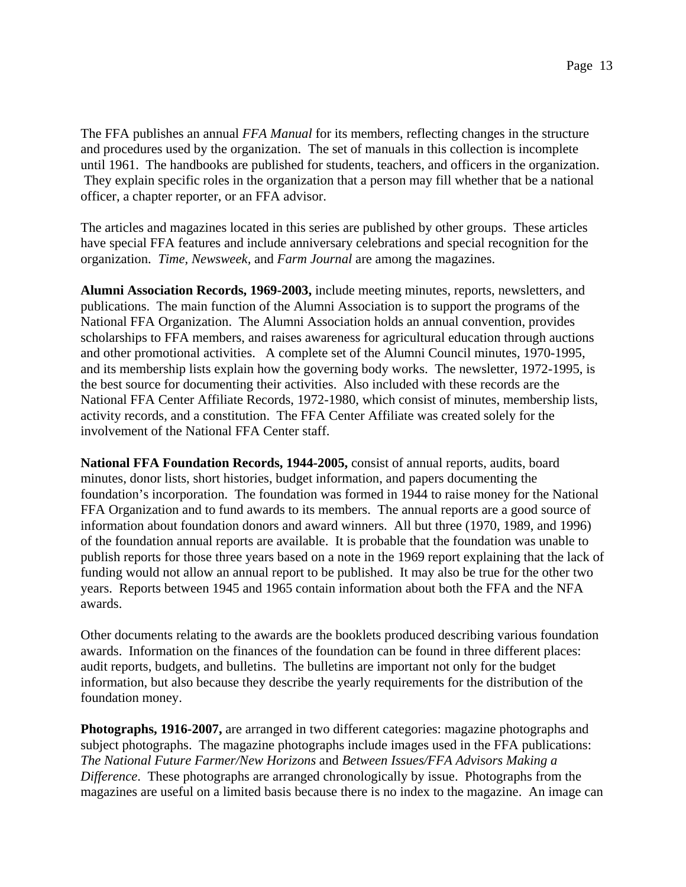The FFA publishes an annual *FFA Manual* for its members, reflecting changes in the structure and procedures used by the organization. The set of manuals in this collection is incomplete until 1961. The handbooks are published for students, teachers, and officers in the organization. They explain specific roles in the organization that a person may fill whether that be a national officer, a chapter reporter, or an FFA advisor.

The articles and magazines located in this series are published by other groups. These articles have special FFA features and include anniversary celebrations and special recognition for the organization. *Time*, *Newsweek*, and *Farm Journal* are among the magazines.

**Alumni Association Records, 1969-2003,** include meeting minutes, reports, newsletters, and publications. The main function of the Alumni Association is to support the programs of the National FFA Organization. The Alumni Association holds an annual convention, provides scholarships to FFA members, and raises awareness for agricultural education through auctions and other promotional activities. A complete set of the Alumni Council minutes, 1970-1995, and its membership lists explain how the governing body works. The newsletter, 1972-1995, is the best source for documenting their activities. Also included with these records are the National FFA Center Affiliate Records, 1972-1980, which consist of minutes, membership lists, activity records, and a constitution. The FFA Center Affiliate was created solely for the involvement of the National FFA Center staff.

**National FFA Foundation Records, 1944-2005,** consist of annual reports, audits, board minutes, donor lists, short histories, budget information, and papers documenting the foundation's incorporation. The foundation was formed in 1944 to raise money for the National FFA Organization and to fund awards to its members. The annual reports are a good source of information about foundation donors and award winners. All but three (1970, 1989, and 1996) of the foundation annual reports are available. It is probable that the foundation was unable to publish reports for those three years based on a note in the 1969 report explaining that the lack of funding would not allow an annual report to be published. It may also be true for the other two years. Reports between 1945 and 1965 contain information about both the FFA and the NFA awards.

Other documents relating to the awards are the booklets produced describing various foundation awards. Information on the finances of the foundation can be found in three different places: audit reports, budgets, and bulletins. The bulletins are important not only for the budget information, but also because they describe the yearly requirements for the distribution of the foundation money.

**Photographs, 1916-2007,** are arranged in two different categories: magazine photographs and subject photographs. The magazine photographs include images used in the FFA publications: *The National Future Farmer/New Horizons* and *Between Issues/FFA Advisors Making a Difference*. These photographs are arranged chronologically by issue. Photographs from the magazines are useful on a limited basis because there is no index to the magazine. An image can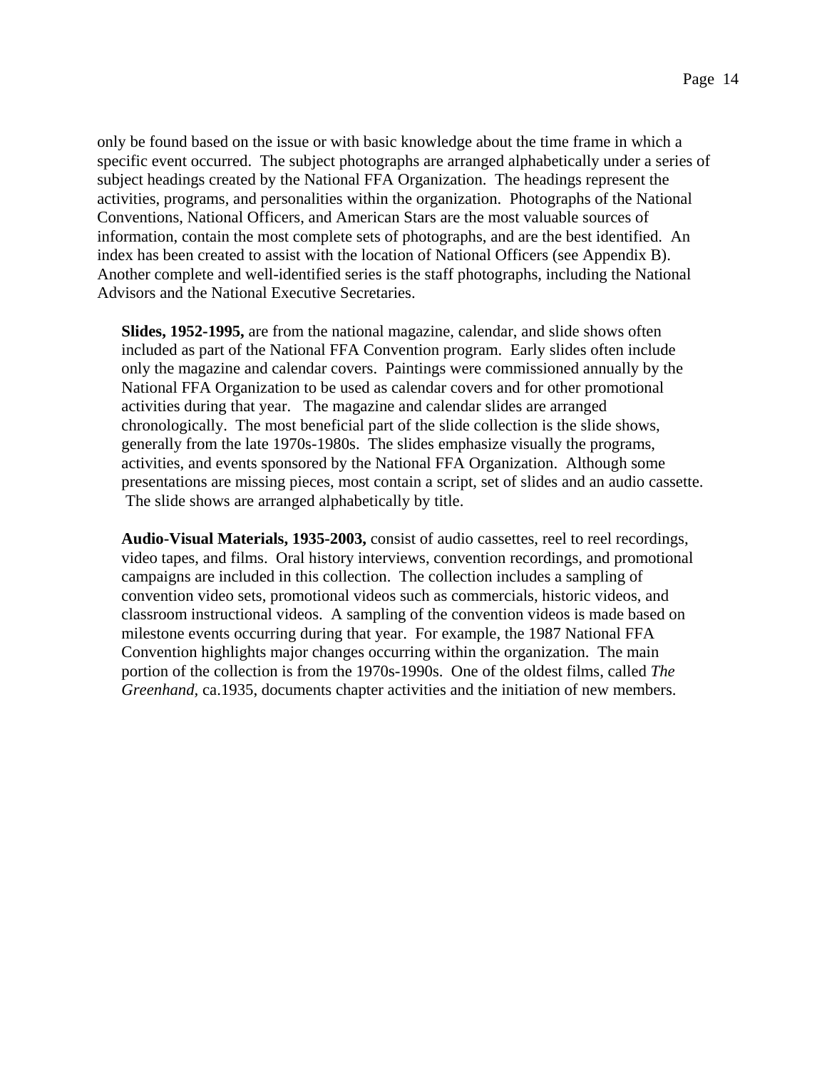only be found based on the issue or with basic knowledge about the time frame in which a specific event occurred. The subject photographs are arranged alphabetically under a series of subject headings created by the National FFA Organization. The headings represent the activities, programs, and personalities within the organization. Photographs of the National Conventions, National Officers, and American Stars are the most valuable sources of information, contain the most complete sets of photographs, and are the best identified. An index has been created to assist with the location of National Officers (see Appendix B). Another complete and well-identified series is the staff photographs, including the National Advisors and the National Executive Secretaries.

**Slides, 1952-1995,** are from the national magazine, calendar, and slide shows often included as part of the National FFA Convention program. Early slides often include only the magazine and calendar covers. Paintings were commissioned annually by the National FFA Organization to be used as calendar covers and for other promotional activities during that year. The magazine and calendar slides are arranged chronologically. The most beneficial part of the slide collection is the slide shows, generally from the late 1970s-1980s. The slides emphasize visually the programs, activities, and events sponsored by the National FFA Organization. Although some presentations are missing pieces, most contain a script, set of slides and an audio cassette. The slide shows are arranged alphabetically by title.

**Audio-Visual Materials, 1935-2003,** consist of audio cassettes, reel to reel recordings, video tapes, and films. Oral history interviews, convention recordings, and promotional campaigns are included in this collection. The collection includes a sampling of convention video sets, promotional videos such as commercials, historic videos, and classroom instructional videos. A sampling of the convention videos is made based on milestone events occurring during that year. For example, the 1987 National FFA Convention highlights major changes occurring within the organization. The main portion of the collection is from the 1970s-1990s. One of the oldest films, called *The Greenhand,* ca.1935, documents chapter activities and the initiation of new members.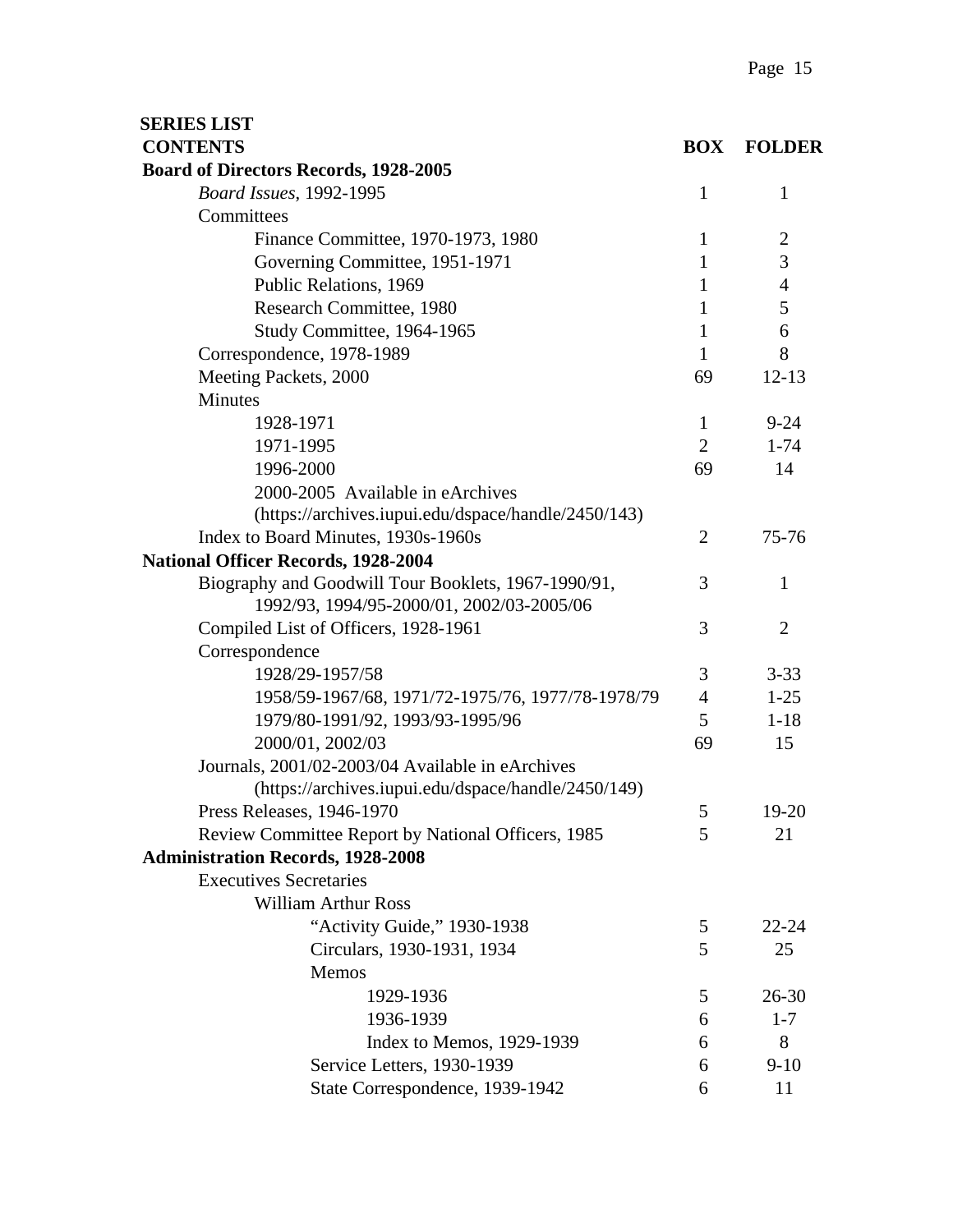## SERIES LIST

| CONTENTS | BOX | FOLDER |
|---|---|---|
| **Board of Directors Records, 1928-2005** | | |
| *Board Issues*, 1992-1995 | 1 | 1 |
| Committees | | |
| Finance Committee, 1970-1973, 1980 | 1 | 2 |
| Governing Committee, 1951-1971 | 1 | 3 |
| Public Relations, 1969 | 1 | 4 |
| Research Committee, 1980 | 1 | 5 |
| Study Committee, 1964-1965 | 1 | 6 |
| Correspondence, 1978-1989 | 1 | 8 |
| Meeting Packets, 2000 | 69 | 12-13 |
| Minutes | | |
| 1928-1971 | 1 | 9-24 |
| 1971-1995 | 2 | 1-74 |
| 1996-2000 | 69 | 14 |
| 2000-2005 Available in eArchives (https://archives.iupui.edu/dspace/handle/2450/143) | | |
| Index to Board Minutes, 1930s-1960s | 2 | 75-76 |
| **National Officer Records, 1928-2004** | | |
| Biography and Goodwill Tour Booklets, 1967-1990/91, 1992/93, 1994/95-2000/01, 2002/03-2005/06 | 3 | 1 |
| Compiled List of Officers, 1928-1961 | 3 | 2 |
| Correspondence | | |
| 1928/29-1957/58 | 3 | 3-33 |
| 1958/59-1967/68, 1971/72-1975/76, 1977/78-1978/79 | 4 | 1-25 |
| 1979/80-1991/92, 1993/93-1995/96 | 5 | 1-18 |
| 2000/01, 2002/03 | 69 | 15 |
| Journals, 2001/02-2003/04 Available in eArchives (https://archives.iupui.edu/dspace/handle/2450/149) | | |
| Press Releases, 1946-1970 | 5 | 19-20 |
| Review Committee Report by National Officers, 1985 | 5 | 21 |
| **Administration Records, 1928-2008** | | |
| Executives Secretaries | | |
| William Arthur Ross | | |
| "Activity Guide," 1930-1938 | 5 | 22-24 |
| Circulars, 1930-1931, 1934 | 5 | 25 |
| Memos | | |
| 1929-1936 | 5 | 26-30 |
| 1936-1939 | 6 | 1-7 |
| Index to Memos, 1929-1939 | 6 | 8 |
| Service Letters, 1930-1939 | 6 | 9-10 |
| State Correspondence, 1939-1942 | 6 | 11 |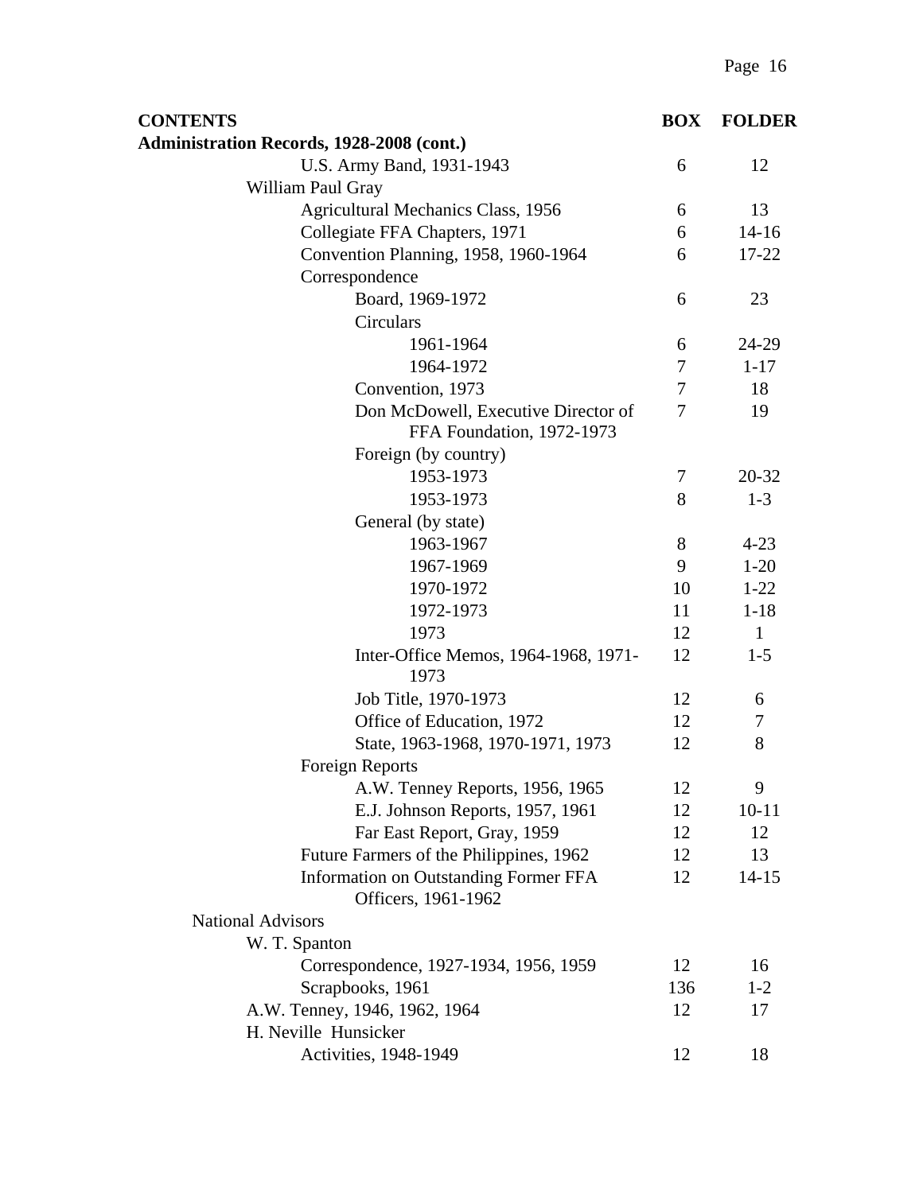| CONTENTS | BOX | FOLDER |
|---|---|---|
| **Administration Records, 1928-2008 (cont.)** | | |
| U.S. Army Band, 1931-1943 | 6 | 12 |
| William Paul Gray | | |
| Agricultural Mechanics Class, 1956 | 6 | 13 |
| Collegiate FFA Chapters, 1971 | 6 | 14-16 |
| Convention Planning, 1958, 1960-1964 | 6 | 17-22 |
| Correspondence | | |
| Board, 1969-1972 | 6 | 23 |
| Circulars | | |
| 1961-1964 | 6 | 24-29 |
| 1964-1972 | 7 | 1-17 |
| Convention, 1973 | 7 | 18 |
| Don McDowell, Executive Director of FFA Foundation, 1972-1973 | 7 | 19 |
| Foreign (by country) | | |
| 1953-1973 | 7 | 20-32 |
| 1953-1973 | 8 | 1-3 |
| General (by state) | | |
| 1963-1967 | 8 | 4-23 |
| 1967-1969 | 9 | 1-20 |
| 1970-1972 | 10 | 1-22 |
| 1972-1973 | 11 | 1-18 |
| 1973 | 12 | 1 |
| Inter-Office Memos, 1964-1968, 1971-1973 | 12 | 1-5 |
| Job Title, 1970-1973 | 12 | 6 |
| Office of Education, 1972 | 12 | 7 |
| State, 1963-1968, 1970-1971, 1973 | 12 | 8 |
| Foreign Reports | | |
| A.W. Tenney Reports, 1956, 1965 | 12 | 9 |
| E.J. Johnson Reports, 1957, 1961 | 12 | 10-11 |
| Far East Report, Gray, 1959 | 12 | 12 |
| Future Farmers of the Philippines, 1962 | 12 | 13 |
| Information on Outstanding Former FFA Officers, 1961-1962 | 12 | 14-15 |
| National Advisors | | |
| W. T. Spanton | | |
| Correspondence, 1927-1934, 1956, 1959 | 12 | 16 |
| Scrapbooks, 1961 | 136 | 1-2 |
| A.W. Tenney, 1946, 1962, 1964 | 12 | 17 |
| H. Neville Hunsicker | | |
| Activities, 1948-1949 | 12 | 18 |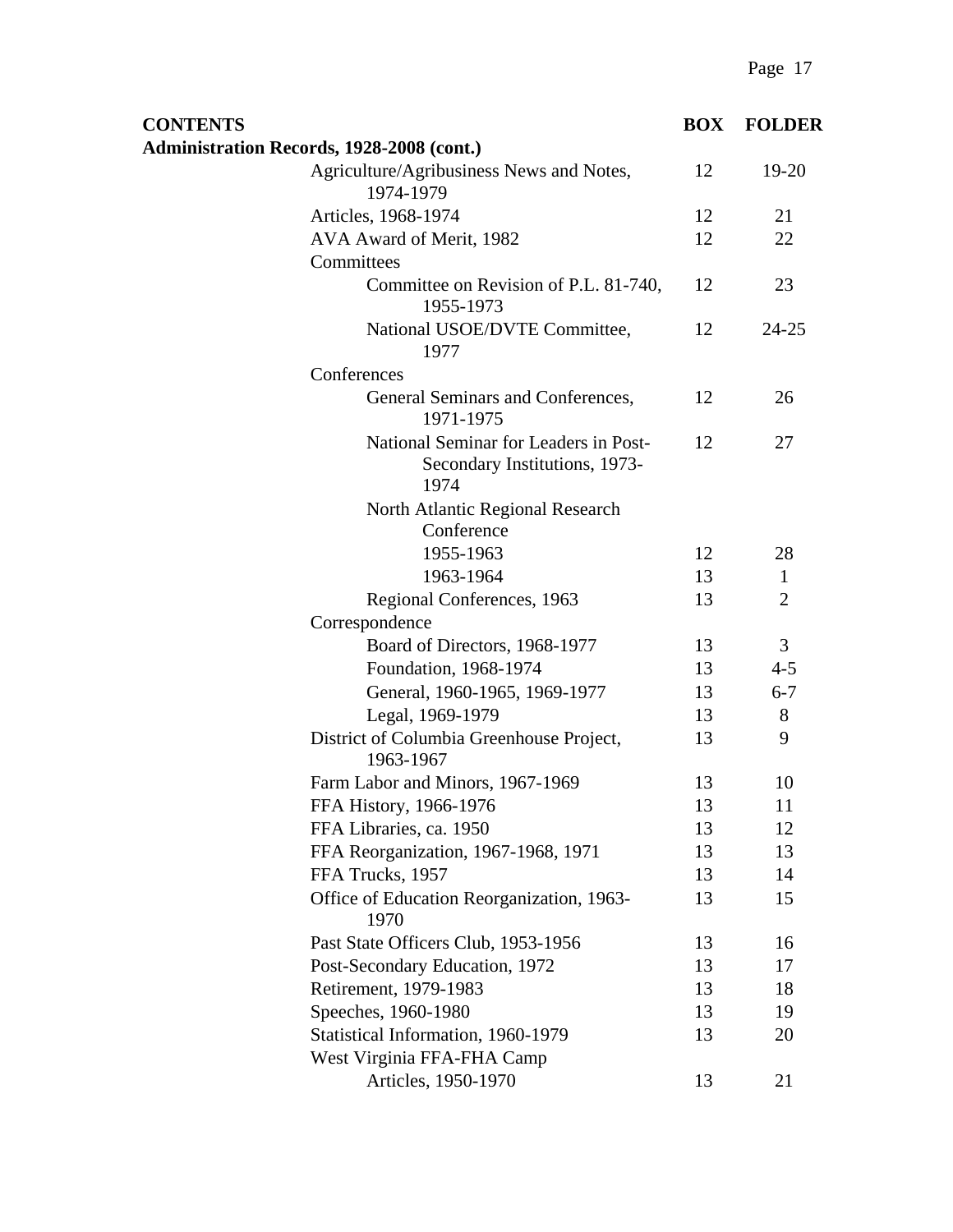| CONTENTS | BOX | FOLDER |
|---|---|---|
| **Administration Records, 1928-2008 (cont.)** | | |
| Agriculture/Agribusiness News and Notes, 1974-1979 | 12 | 19-20 |
| Articles, 1968-1974 | 12 | 21 |
| AVA Award of Merit, 1982 | 12 | 22 |
| Committees | | |
| Committee on Revision of P.L. 81-740, 1955-1973 | 12 | 23 |
| National USOE/DVTE Committee, 1977 | 12 | 24-25 |
| Conferences | | |
| General Seminars and Conferences, 1971-1975 | 12 | 26 |
| National Seminar for Leaders in Post-Secondary Institutions, 1973-1974 | 12 | 27 |
| North Atlantic Regional Research Conference | | |
| 1955-1963 | 12 | 28 |
| 1963-1964 | 13 | 1 |
| Regional Conferences, 1963 | 13 | 2 |
| Correspondence | | |
| Board of Directors, 1968-1977 | 13 | 3 |
| Foundation, 1968-1974 | 13 | 4-5 |
| General, 1960-1965, 1969-1977 | 13 | 6-7 |
| Legal, 1969-1979 | 13 | 8 |
| District of Columbia Greenhouse Project, 1963-1967 | 13 | 9 |
| Farm Labor and Minors, 1967-1969 | 13 | 10 |
| FFA History, 1966-1976 | 13 | 11 |
| FFA Libraries, ca. 1950 | 13 | 12 |
| FFA Reorganization, 1967-1968, 1971 | 13 | 13 |
| FFA Trucks, 1957 | 13 | 14 |
| Office of Education Reorganization, 1963-1970 | 13 | 15 |
| Past State Officers Club, 1953-1956 | 13 | 16 |
| Post-Secondary Education, 1972 | 13 | 17 |
| Retirement, 1979-1983 | 13 | 18 |
| Speeches, 1960-1980 | 13 | 19 |
| Statistical Information, 1960-1979 | 13 | 20 |
| West Virginia FFA-FHA Camp | | |
| Articles, 1950-1970 | 13 | 21 |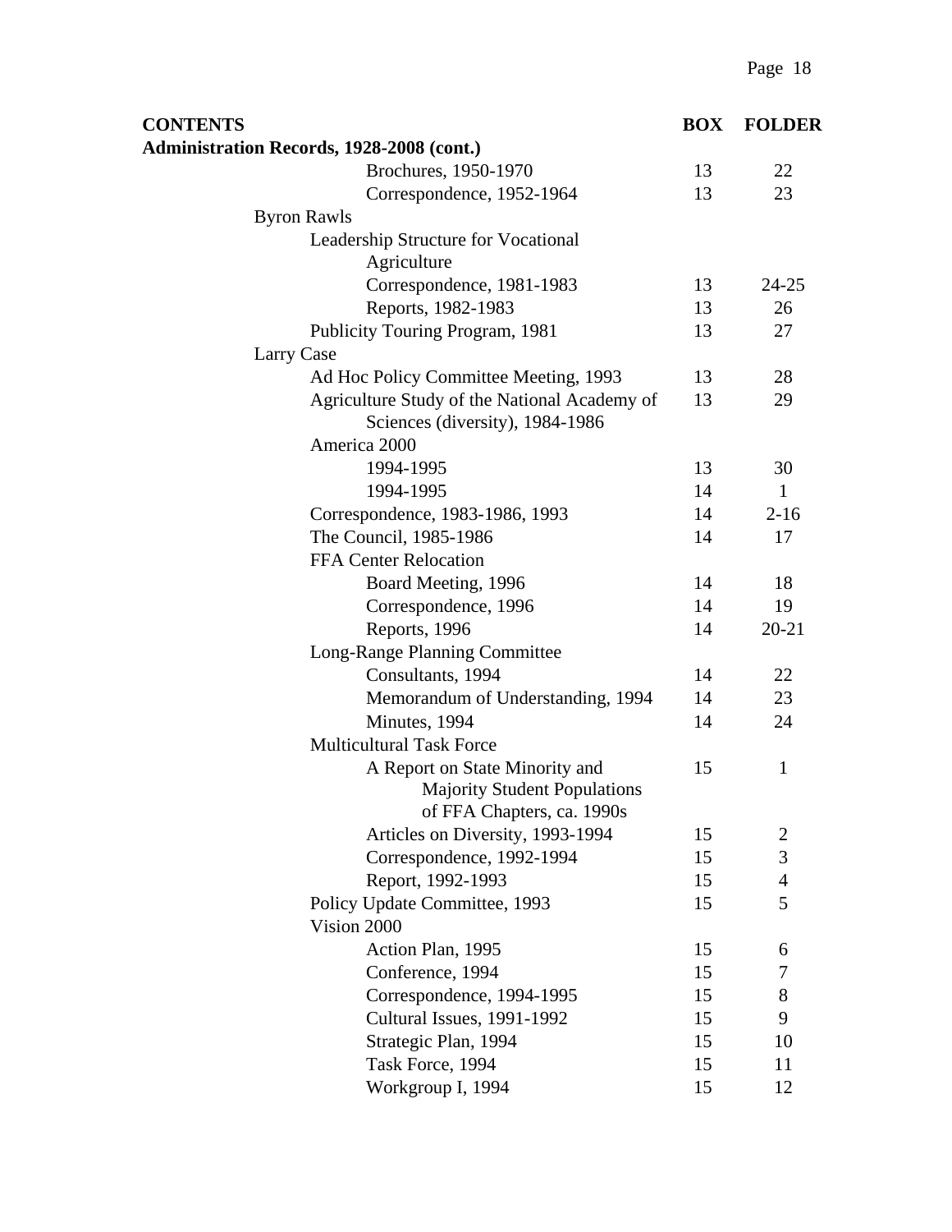| CONTENTS | BOX | FOLDER |
|---|---|---|
| **Administration Records, 1928-2008 (cont.)** | | |
| Brochures, 1950-1970 | 13 | 22 |
| Correspondence, 1952-1964 | 13 | 23 |
| Byron Rawls | | |
| Leadership Structure for Vocational Agriculture | | |
| Correspondence, 1981-1983 | 13 | 24-25 |
| Reports, 1982-1983 | 13 | 26 |
| Publicity Touring Program, 1981 | 13 | 27 |
| Larry Case | | |
| Ad Hoc Policy Committee Meeting, 1993 | 13 | 28 |
| Agriculture Study of the National Academy of Sciences (diversity), 1984-1986 | 13 | 29 |
| America 2000 | | |
| 1994-1995 | 13 | 30 |
| 1994-1995 | 14 | 1 |
| Correspondence, 1983-1986, 1993 | 14 | 2-16 |
| The Council, 1985-1986 | 14 | 17 |
| FFA Center Relocation | | |
| Board Meeting, 1996 | 14 | 18 |
| Correspondence, 1996 | 14 | 19 |
| Reports, 1996 | 14 | 20-21 |
| Long-Range Planning Committee | | |
| Consultants, 1994 | 14 | 22 |
| Memorandum of Understanding, 1994 | 14 | 23 |
| Minutes, 1994 | 14 | 24 |
| Multicultural Task Force | | |
| A Report on State Minority and Majority Student Populations of FFA Chapters, ca. 1990s | 15 | 1 |
| Articles on Diversity, 1993-1994 | 15 | 2 |
| Correspondence, 1992-1994 | 15 | 3 |
| Report, 1992-1993 | 15 | 4 |
| Policy Update Committee, 1993 | 15 | 5 |
| Vision 2000 | | |
| Action Plan, 1995 | 15 | 6 |
| Conference, 1994 | 15 | 7 |
| Correspondence, 1994-1995 | 15 | 8 |
| Cultural Issues, 1991-1992 | 15 | 9 |
| Strategic Plan, 1994 | 15 | 10 |
| Task Force, 1994 | 15 | 11 |
| Workgroup I, 1994 | 15 | 12 |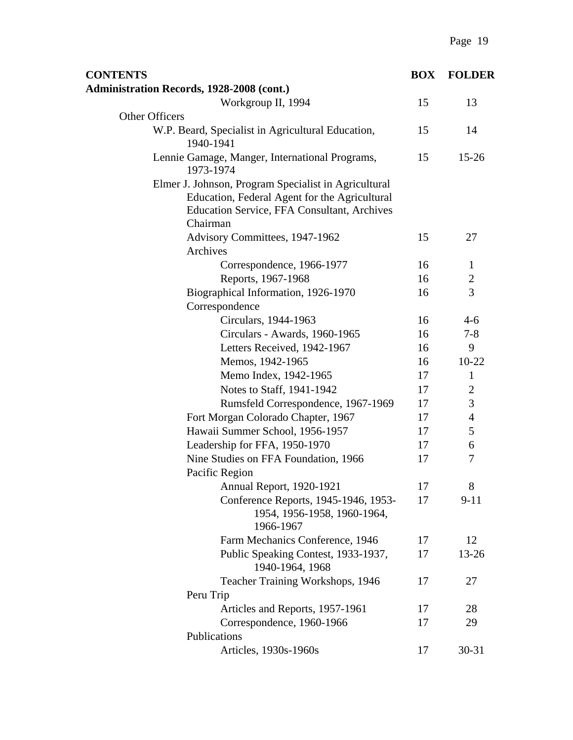| CONTENTS | BOX | FOLDER |
|---|---|---|
| **Administration Records, 1928-2008 (cont.)** | | |
| Workgroup II, 1994 | 15 | 13 |
| Other Officers | | |
| W.P. Beard, Specialist in Agricultural Education, 1940-1941 | 15 | 14 |
| Lennie Gamage, Manger, International Programs, 1973-1974 | 15 | 15-26 |
| Elmer J. Johnson, Program Specialist in Agricultural Education, Federal Agent for the Agricultural Education Service, FFA Consultant, Archives Chairman | | |
| Advisory Committees, 1947-1962 | 15 | 27 |
| Archives | | |
| Correspondence, 1966-1977 | 16 | 1 |
| Reports, 1967-1968 | 16 | 2 |
| Biographical Information, 1926-1970 | 16 | 3 |
| Correspondence | | |
| Circulars, 1944-1963 | 16 | 4-6 |
| Circulars - Awards, 1960-1965 | 16 | 7-8 |
| Letters Received, 1942-1967 | 16 | 9 |
| Memos, 1942-1965 | 16 | 10-22 |
| Memo Index, 1942-1965 | 17 | 1 |
| Notes to Staff, 1941-1942 | 17 | 2 |
| Rumsfeld Correspondence, 1967-1969 | 17 | 3 |
| Fort Morgan Colorado Chapter, 1967 | 17 | 4 |
| Hawaii Summer School, 1956-1957 | 17 | 5 |
| Leadership for FFA, 1950-1970 | 17 | 6 |
| Nine Studies on FFA Foundation, 1966 | 17 | 7 |
| Pacific Region | | |
| Annual Report, 1920-1921 | 17 | 8 |
| Conference Reports, 1945-1946, 1953-1954, 1956-1958, 1960-1964, 1966-1967 | 17 | 9-11 |
| Farm Mechanics Conference, 1946 | 17 | 12 |
| Public Speaking Contest, 1933-1937, 1940-1964, 1968 | 17 | 13-26 |
| Teacher Training Workshops, 1946 | 17 | 27 |
| Peru Trip | | |
| Articles and Reports, 1957-1961 | 17 | 28 |
| Correspondence, 1960-1966 | 17 | 29 |
| Publications | | |
| Articles, 1930s-1960s | 17 | 30-31 |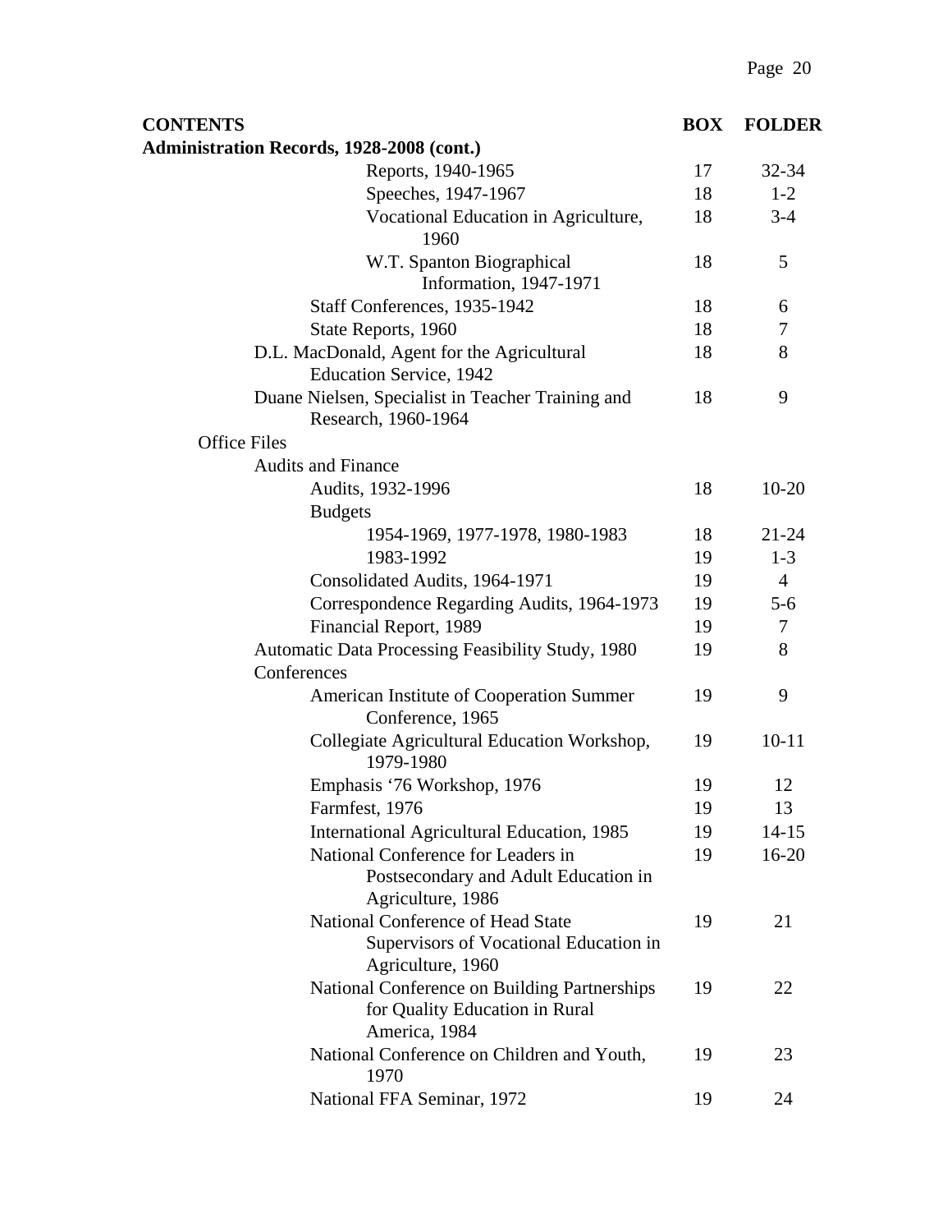| CONTENTS | BOX | FOLDER |
|---|---|---|
| **Administration Records, 1928-2008 (cont.)** | | |
| Reports, 1940-1965 | 17 | 32-34 |
| Speeches, 1947-1967 | 18 | 1-2 |
| Vocational Education in Agriculture, 1960 | 18 | 3-4 |
| W.T. Spanton Biographical Information, 1947-1971 | 18 | 5 |
| Staff Conferences, 1935-1942 | 18 | 6 |
| State Reports, 1960 | 18 | 7 |
| D.L. MacDonald, Agent for the Agricultural Education Service, 1942 | 18 | 8 |
| Duane Nielsen, Specialist in Teacher Training and Research, 1960-1964 | 18 | 9 |
| Office Files | | |
| Audits and Finance | | |
| Audits, 1932-1996 | 18 | 10-20 |
| Budgets | | |
| 1954-1969, 1977-1978, 1980-1983 | 18 | 21-24 |
| 1983-1992 | 19 | 1-3 |
| Consolidated Audits, 1964-1971 | 19 | 4 |
| Correspondence Regarding Audits, 1964-1973 | 19 | 5-6 |
| Financial Report, 1989 | 19 | 7 |
| Automatic Data Processing Feasibility Study, 1980 | 19 | 8 |
| Conferences | | |
| American Institute of Cooperation Summer Conference, 1965 | 19 | 9 |
| Collegiate Agricultural Education Workshop, 1979-1980 | 19 | 10-11 |
| Emphasis '76 Workshop, 1976 | 19 | 12 |
| Farmfest, 1976 | 19 | 13 |
| International Agricultural Education, 1985 | 19 | 14-15 |
| National Conference for Leaders in Postsecondary and Adult Education in Agriculture, 1986 | 19 | 16-20 |
| National Conference of Head State Supervisors of Vocational Education in Agriculture, 1960 | 19 | 21 |
| National Conference on Building Partnerships for Quality Education in Rural America, 1984 | 19 | 22 |
| National Conference on Children and Youth, 1970 | 19 | 23 |
| National FFA Seminar, 1972 | 19 | 24 |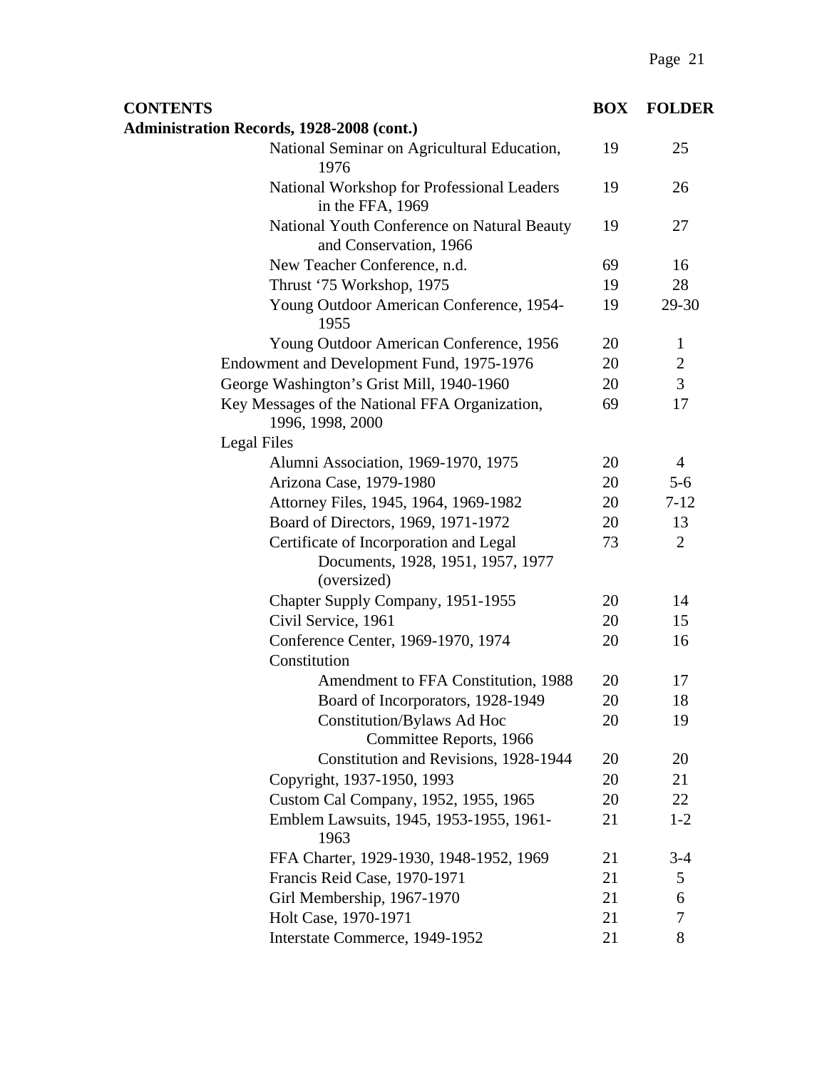| CONTENTS | BOX | FOLDER |
|---|---|---|
| **Administration Records, 1928-2008 (cont.)** | | |
| National Seminar on Agricultural Education, 1976 | 19 | 25 |
| National Workshop for Professional Leaders in the FFA, 1969 | 19 | 26 |
| National Youth Conference on Natural Beauty and Conservation, 1966 | 19 | 27 |
| New Teacher Conference, n.d. | 69 | 16 |
| Thrust '75 Workshop, 1975 | 19 | 28 |
| Young Outdoor American Conference, 1954-1955 | 19 | 29-30 |
| Young Outdoor American Conference, 1956 | 20 | 1 |
| Endowment and Development Fund, 1975-1976 | 20 | 2 |
| George Washington's Grist Mill, 1940-1960 | 20 | 3 |
| Key Messages of the National FFA Organization, 1996, 1998, 2000 | 69 | 17 |
| Legal Files | | |
| Alumni Association, 1969-1970, 1975 | 20 | 4 |
| Arizona Case, 1979-1980 | 20 | 5-6 |
| Attorney Files, 1945, 1964, 1969-1982 | 20 | 7-12 |
| Board of Directors, 1969, 1971-1972 | 20 | 13 |
| Certificate of Incorporation and Legal Documents, 1928, 1951, 1957, 1977 (oversized) | 73 | 2 |
| Chapter Supply Company, 1951-1955 | 20 | 14 |
| Civil Service, 1961 | 20 | 15 |
| Conference Center, 1969-1970, 1974 | 20 | 16 |
| Constitution | | |
| Amendment to FFA Constitution, 1988 | 20 | 17 |
| Board of Incorporators, 1928-1949 | 20 | 18 |
| Constitution/Bylaws Ad Hoc Committee Reports, 1966 | 20 | 19 |
| Constitution and Revisions, 1928-1944 | 20 | 20 |
| Copyright, 1937-1950, 1993 | 20 | 21 |
| Custom Cal Company, 1952, 1955, 1965 | 20 | 22 |
| Emblem Lawsuits, 1945, 1953-1955, 1961-1963 | 21 | 1-2 |
| FFA Charter, 1929-1930, 1948-1952, 1969 | 21 | 3-4 |
| Francis Reid Case, 1970-1971 | 21 | 5 |
| Girl Membership, 1967-1970 | 21 | 6 |
| Holt Case, 1970-1971 | 21 | 7 |
| Interstate Commerce, 1949-1952 | 21 | 8 |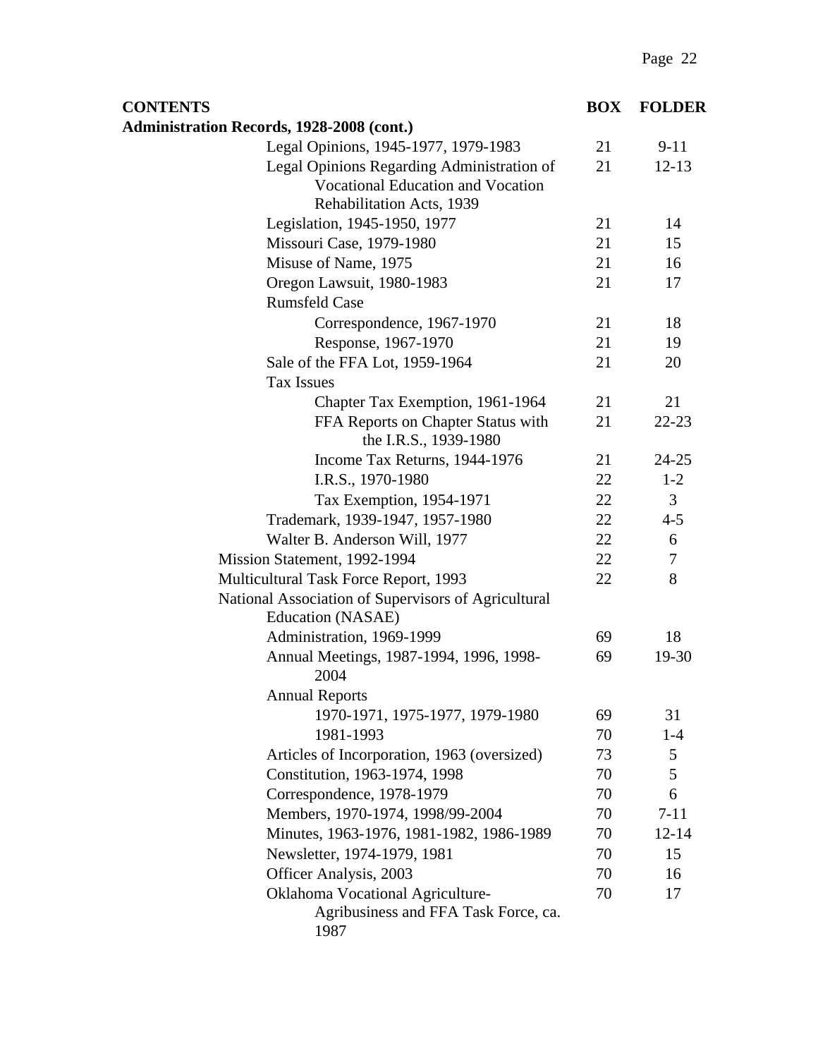| CONTENTS | BOX | FOLDER |
|---|---|---|
| **Administration Records, 1928-2008 (cont.)** | | |
| Legal Opinions, 1945-1977, 1979-1983 | 21 | 9-11 |
| Legal Opinions Regarding Administration of Vocational Education and Vocation Rehabilitation Acts, 1939 | 21 | 12-13 |
| Legislation, 1945-1950, 1977 | 21 | 14 |
| Missouri Case, 1979-1980 | 21 | 15 |
| Misuse of Name, 1975 | 21 | 16 |
| Oregon Lawsuit, 1980-1983 | 21 | 17 |
| Rumsfeld Case | | |
| Correspondence, 1967-1970 | 21 | 18 |
| Response, 1967-1970 | 21 | 19 |
| Sale of the FFA Lot, 1959-1964 | 21 | 20 |
| Tax Issues | | |
| Chapter Tax Exemption, 1961-1964 | 21 | 21 |
| FFA Reports on Chapter Status with the I.R.S., 1939-1980 | 21 | 22-23 |
| Income Tax Returns, 1944-1976 | 21 | 24-25 |
| I.R.S., 1970-1980 | 22 | 1-2 |
| Tax Exemption, 1954-1971 | 22 | 3 |
| Trademark, 1939-1947, 1957-1980 | 22 | 4-5 |
| Walter B. Anderson Will, 1977 | 22 | 6 |
| Mission Statement, 1992-1994 | 22 | 7 |
| Multicultural Task Force Report, 1993 | 22 | 8 |
| National Association of Supervisors of Agricultural Education (NASAE) | | |
| Administration, 1969-1999 | 69 | 18 |
| Annual Meetings, 1987-1994, 1996, 1998-2004 | 69 | 19-30 |
| Annual Reports | | |
| 1970-1971, 1975-1977, 1979-1980 | 69 | 31 |
| 1981-1993 | 70 | 1-4 |
| Articles of Incorporation, 1963 (oversized) | 73 | 5 |
| Constitution, 1963-1974, 1998 | 70 | 5 |
| Correspondence, 1978-1979 | 70 | 6 |
| Members, 1970-1974, 1998/99-2004 | 70 | 7-11 |
| Minutes, 1963-1976, 1981-1982, 1986-1989 | 70 | 12-14 |
| Newsletter, 1974-1979, 1981 | 70 | 15 |
| Officer Analysis, 2003 | 70 | 16 |
| Oklahoma Vocational Agriculture-Agribusiness and FFA Task Force, ca. 1987 | 70 | 17 |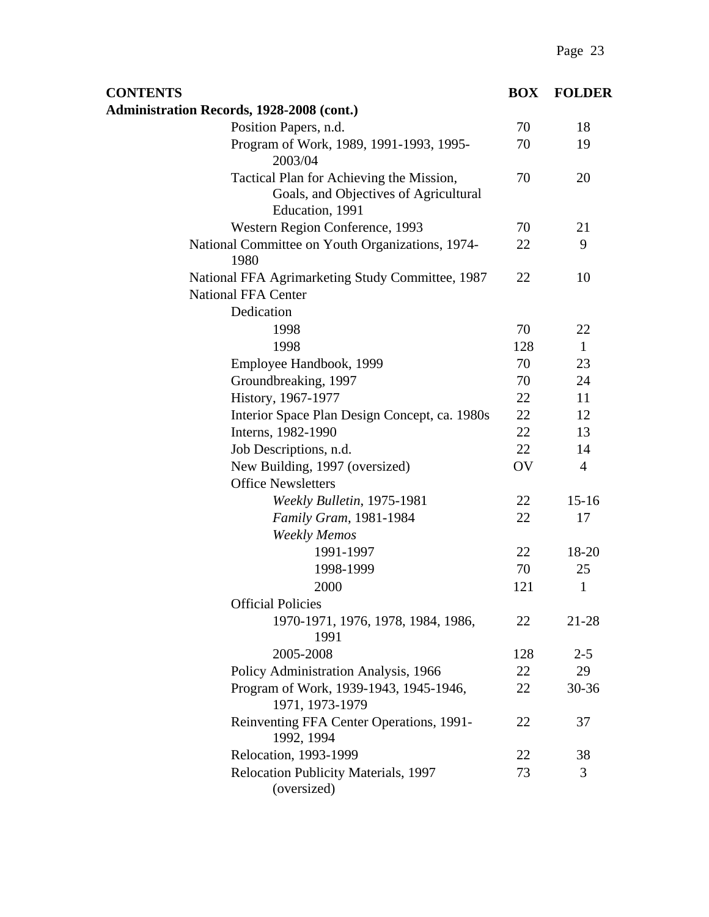| CONTENTS | BOX | FOLDER |
|---|---|---|
| **Administration Records, 1928-2008 (cont.)** | | |
| Position Papers, n.d. | 70 | 18 |
| Program of Work, 1989, 1991-1993, 1995-2003/04 | 70 | 19 |
| Tactical Plan for Achieving the Mission, Goals, and Objectives of Agricultural Education, 1991 | 70 | 20 |
| Western Region Conference, 1993 | 70 | 21 |
| National Committee on Youth Organizations, 1974-1980 | 22 | 9 |
| National FFA Agrimarketing Study Committee, 1987 | 22 | 10 |
| National FFA Center | | |
| Dedication | | |
| 1998 | 70 | 22 |
| 1998 | 128 | 1 |
| Employee Handbook, 1999 | 70 | 23 |
| Groundbreaking, 1997 | 70 | 24 |
| History, 1967-1977 | 22 | 11 |
| Interior Space Plan Design Concept, ca. 1980s | 22 | 12 |
| Interns, 1982-1990 | 22 | 13 |
| Job Descriptions, n.d. | 22 | 14 |
| New Building, 1997 (oversized) | OV | 4 |
| Office Newsletters | | |
| *Weekly Bulletin*, 1975-1981 | 22 | 15-16 |
| *Family Gram*, 1981-1984 | 22 | 17 |
| *Weekly Memos* | | |
| 1991-1997 | 22 | 18-20 |
| 1998-1999 | 70 | 25 |
| 2000 | 121 | 1 |
| Official Policies | | |
| 1970-1971, 1976, 1978, 1984, 1986, 1991 | 22 | 21-28 |
| 2005-2008 | 128 | 2-5 |
| Policy Administration Analysis, 1966 | 22 | 29 |
| Program of Work, 1939-1943, 1945-1946, 1971, 1973-1979 | 22 | 30-36 |
| Reinventing FFA Center Operations, 1991-1992, 1994 | 22 | 37 |
| Relocation, 1993-1999 | 22 | 38 |
| Relocation Publicity Materials, 1997 (oversized) | 73 | 3 |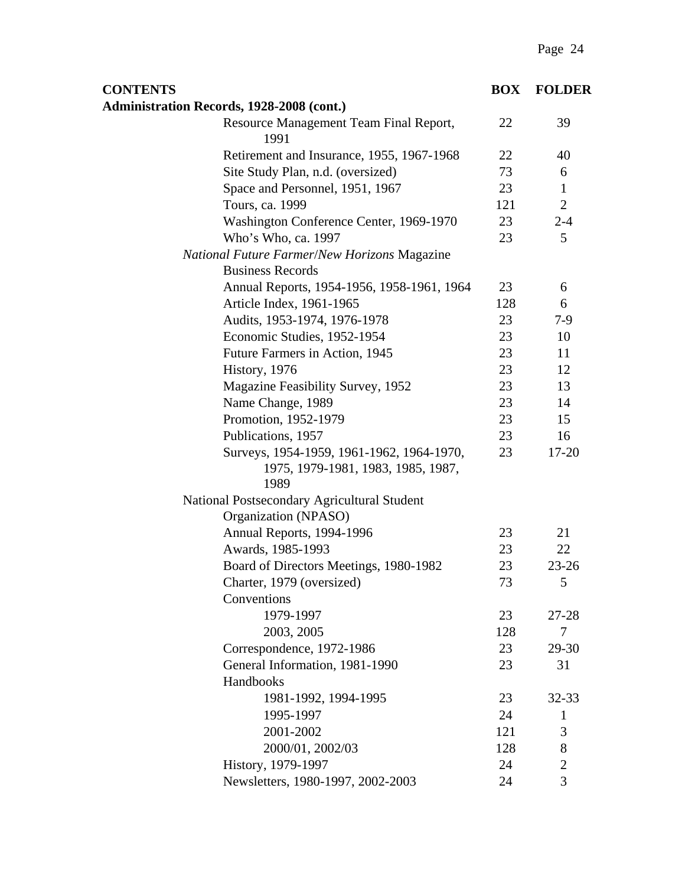| CONTENTS | BOX | FOLDER |
|---|---|---|
| **Administration Records, 1928-2008 (cont.)** | | |
| Resource Management Team Final Report, 1991 | 22 | 39 |
| Retirement and Insurance, 1955, 1967-1968 | 22 | 40 |
| Site Study Plan, n.d. (oversized) | 73 | 6 |
| Space and Personnel, 1951, 1967 | 23 | 1 |
| Tours, ca. 1999 | 121 | 2 |
| Washington Conference Center, 1969-1970 | 23 | 2-4 |
| Who's Who, ca. 1997 | 23 | 5 |
| *National Future Farmer*/*New Horizons* Magazine Business Records | | |
| Annual Reports, 1954-1956, 1958-1961, 1964 | 23 | 6 |
| Article Index, 1961-1965 | 128 | 6 |
| Audits, 1953-1974, 1976-1978 | 23 | 7-9 |
| Economic Studies, 1952-1954 | 23 | 10 |
| Future Farmers in Action, 1945 | 23 | 11 |
| History, 1976 | 23 | 12 |
| Magazine Feasibility Survey, 1952 | 23 | 13 |
| Name Change, 1989 | 23 | 14 |
| Promotion, 1952-1979 | 23 | 15 |
| Publications, 1957 | 23 | 16 |
| Surveys, 1954-1959, 1961-1962, 1964-1970, 1975, 1979-1981, 1983, 1985, 1987, 1989 | 23 | 17-20 |
| National Postsecondary Agricultural Student Organization (NPASO) | | |
| Annual Reports, 1994-1996 | 23 | 21 |
| Awards, 1985-1993 | 23 | 22 |
| Board of Directors Meetings, 1980-1982 | 23 | 23-26 |
| Charter, 1979 (oversized) | 73 | 5 |
| Conventions | | |
| 1979-1997 | 23 | 27-28 |
| 2003, 2005 | 128 | 7 |
| Correspondence, 1972-1986 | 23 | 29-30 |
| General Information, 1981-1990 | 23 | 31 |
| Handbooks | | |
| 1981-1992, 1994-1995 | 23 | 32-33 |
| 1995-1997 | 24 | 1 |
| 2001-2002 | 121 | 3 |
| 2000/01, 2002/03 | 128 | 8 |
| History, 1979-1997 | 24 | 2 |
| Newsletters, 1980-1997, 2002-2003 | 24 | 3 |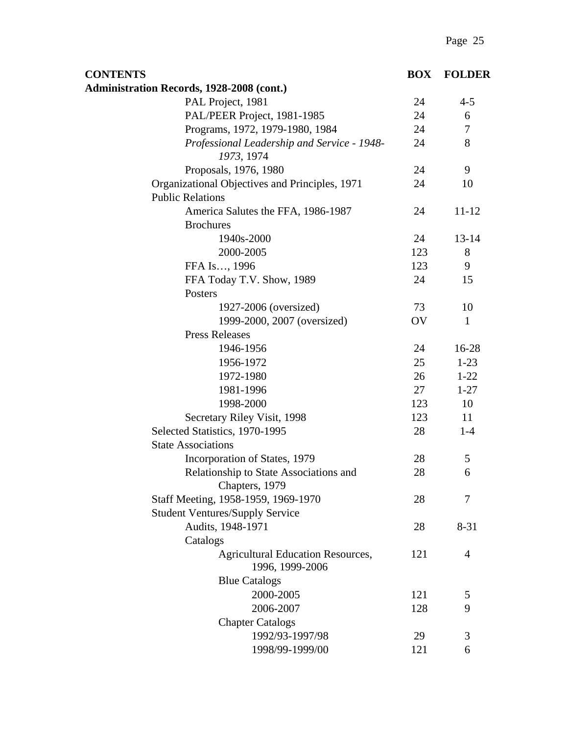| CONTENTS | BOX | FOLDER |
|---|---|---|
| **Administration Records, 1928-2008 (cont.)** | | |
| PAL Project, 1981 | 24 | 4-5 |
| PAL/PEER Project, 1981-1985 | 24 | 6 |
| Programs, 1972, 1979-1980, 1984 | 24 | 7 |
| *Professional Leadership and Service - 1948-1973*, 1974 | 24 | 8 |
| Proposals, 1976, 1980 | 24 | 9 |
| Organizational Objectives and Principles, 1971 | 24 | 10 |
| Public Relations | | |
| America Salutes the FFA, 1986-1987 | 24 | 11-12 |
| Brochures | | |
| 1940s-2000 | 24 | 13-14 |
| 2000-2005 | 123 | 8 |
| FFA Is…, 1996 | 123 | 9 |
| FFA Today T.V. Show, 1989 | 24 | 15 |
| Posters | | |
| 1927-2006 (oversized) | 73 | 10 |
| 1999-2000, 2007 (oversized) | OV | 1 |
| Press Releases | | |
| 1946-1956 | 24 | 16-28 |
| 1956-1972 | 25 | 1-23 |
| 1972-1980 | 26 | 1-22 |
| 1981-1996 | 27 | 1-27 |
| 1998-2000 | 123 | 10 |
| Secretary Riley Visit, 1998 | 123 | 11 |
| Selected Statistics, 1970-1995 | 28 | 1-4 |
| State Associations | | |
| Incorporation of States, 1979 | 28 | 5 |
| Relationship to State Associations and Chapters, 1979 | 28 | 6 |
| Staff Meeting, 1958-1959, 1969-1970 | 28 | 7 |
| Student Ventures/Supply Service | | |
| Audits, 1948-1971 | 28 | 8-31 |
| Catalogs | | |
| Agricultural Education Resources, 1996, 1999-2006 | 121 | 4 |
| Blue Catalogs | | |
| 2000-2005 | 121 | 5 |
| 2006-2007 | 128 | 9 |
| Chapter Catalogs | | |
| 1992/93-1997/98 | 29 | 3 |
| 1998/99-1999/00 | 121 | 6 |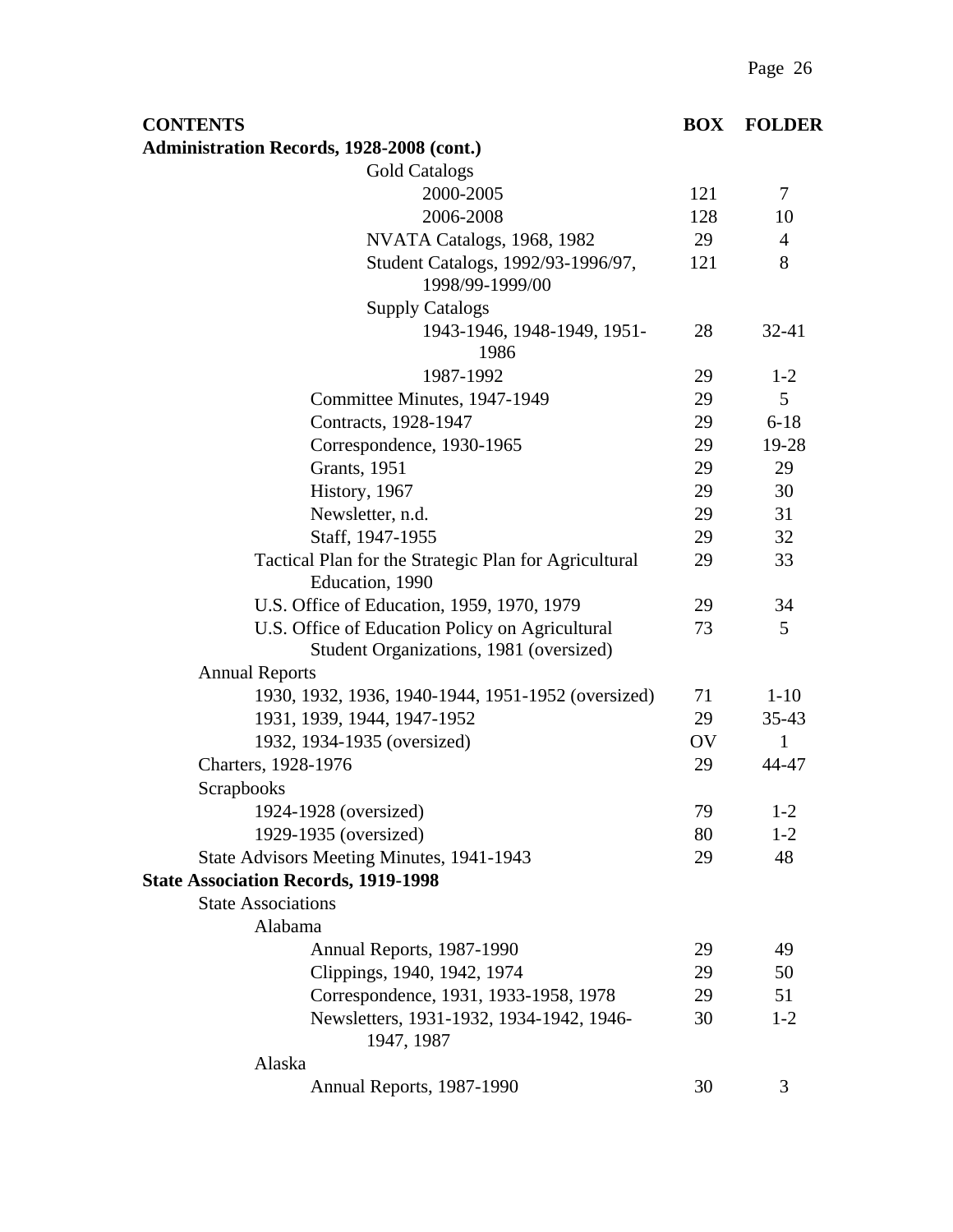| CONTENTS | BOX | FOLDER |
|---|---|---|
| **Administration Records, 1928-2008 (cont.)** | | |
| Gold Catalogs | | |
| 2000-2005 | 121 | 7 |
| 2006-2008 | 128 | 10 |
| NVATA Catalogs, 1968, 1982 | 29 | 4 |
| Student Catalogs, 1992/93-1996/97, 1998/99-1999/00 | 121 | 8 |
| Supply Catalogs | | |
| 1943-1946, 1948-1949, 1951-1986 | 28 | 32-41 |
| 1987-1992 | 29 | 1-2 |
| Committee Minutes, 1947-1949 | 29 | 5 |
| Contracts, 1928-1947 | 29 | 6-18 |
| Correspondence, 1930-1965 | 29 | 19-28 |
| Grants, 1951 | 29 | 29 |
| History, 1967 | 29 | 30 |
| Newsletter, n.d. | 29 | 31 |
| Staff, 1947-1955 | 29 | 32 |
| Tactical Plan for the Strategic Plan for Agricultural Education, 1990 | 29 | 33 |
| U.S. Office of Education, 1959, 1970, 1979 | 29 | 34 |
| U.S. Office of Education Policy on Agricultural Student Organizations, 1981 (oversized) | 73 | 5 |
| Annual Reports | | |
| 1930, 1932, 1936, 1940-1944, 1951-1952 (oversized) | 71 | 1-10 |
| 1931, 1939, 1944, 1947-1952 | 29 | 35-43 |
| 1932, 1934-1935 (oversized) | OV | 1 |
| Charters, 1928-1976 | 29 | 44-47 |
| Scrapbooks | | |
| 1924-1928 (oversized) | 79 | 1-2 |
| 1929-1935 (oversized) | 80 | 1-2 |
| State Advisors Meeting Minutes, 1941-1943 | 29 | 48 |
| **State Association Records, 1919-1998** | | |
| State Associations | | |
| Alabama | | |
| Annual Reports, 1987-1990 | 29 | 49 |
| Clippings, 1940, 1942, 1974 | 29 | 50 |
| Correspondence, 1931, 1933-1958, 1978 | 29 | 51 |
| Newsletters, 1931-1932, 1934-1942, 1946-1947, 1987 | 30 | 1-2 |
| Alaska | | |
| Annual Reports, 1987-1990 | 30 | 3 |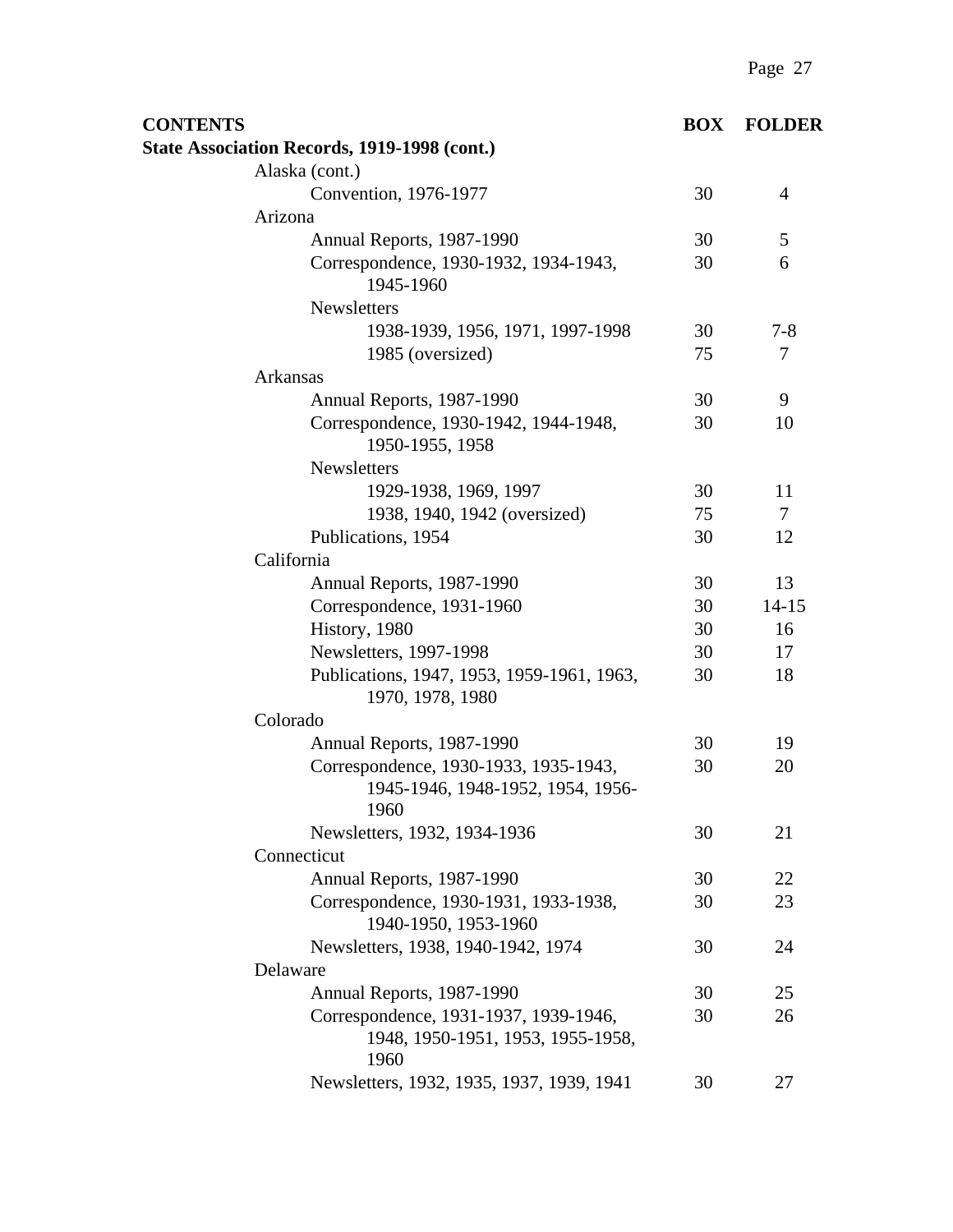| CONTENTS | BOX | FOLDER |
|---|---|---|
| **State Association Records, 1919-1998 (cont.)** | | |
| Alaska (cont.) | | |
| Convention, 1976-1977 | 30 | 4 |
| Arizona | | |
| Annual Reports, 1987-1990 | 30 | 5 |
| Correspondence, 1930-1932, 1934-1943, 1945-1960 | 30 | 6 |
| Newsletters | | |
| 1938-1939, 1956, 1971, 1997-1998 | 30 | 7-8 |
| 1985 (oversized) | 75 | 7 |
| Arkansas | | |
| Annual Reports, 1987-1990 | 30 | 9 |
| Correspondence, 1930-1942, 1944-1948, 1950-1955, 1958 | 30 | 10 |
| Newsletters | | |
| 1929-1938, 1969, 1997 | 30 | 11 |
| 1938, 1940, 1942 (oversized) | 75 | 7 |
| Publications, 1954 | 30 | 12 |
| California | | |
| Annual Reports, 1987-1990 | 30 | 13 |
| Correspondence, 1931-1960 | 30 | 14-15 |
| History, 1980 | 30 | 16 |
| Newsletters, 1997-1998 | 30 | 17 |
| Publications, 1947, 1953, 1959-1961, 1963, 1970, 1978, 1980 | 30 | 18 |
| Colorado | | |
| Annual Reports, 1987-1990 | 30 | 19 |
| Correspondence, 1930-1933, 1935-1943, 1945-1946, 1948-1952, 1954, 1956-1960 | 30 | 20 |
| Newsletters, 1932, 1934-1936 | 30 | 21 |
| Connecticut | | |
| Annual Reports, 1987-1990 | 30 | 22 |
| Correspondence, 1930-1931, 1933-1938, 1940-1950, 1953-1960 | 30 | 23 |
| Newsletters, 1938, 1940-1942, 1974 | 30 | 24 |
| Delaware | | |
| Annual Reports, 1987-1990 | 30 | 25 |
| Correspondence, 1931-1937, 1939-1946, 1948, 1950-1951, 1953, 1955-1958, 1960 | 30 | 26 |
| Newsletters, 1932, 1935, 1937, 1939, 1941 | 30 | 27 |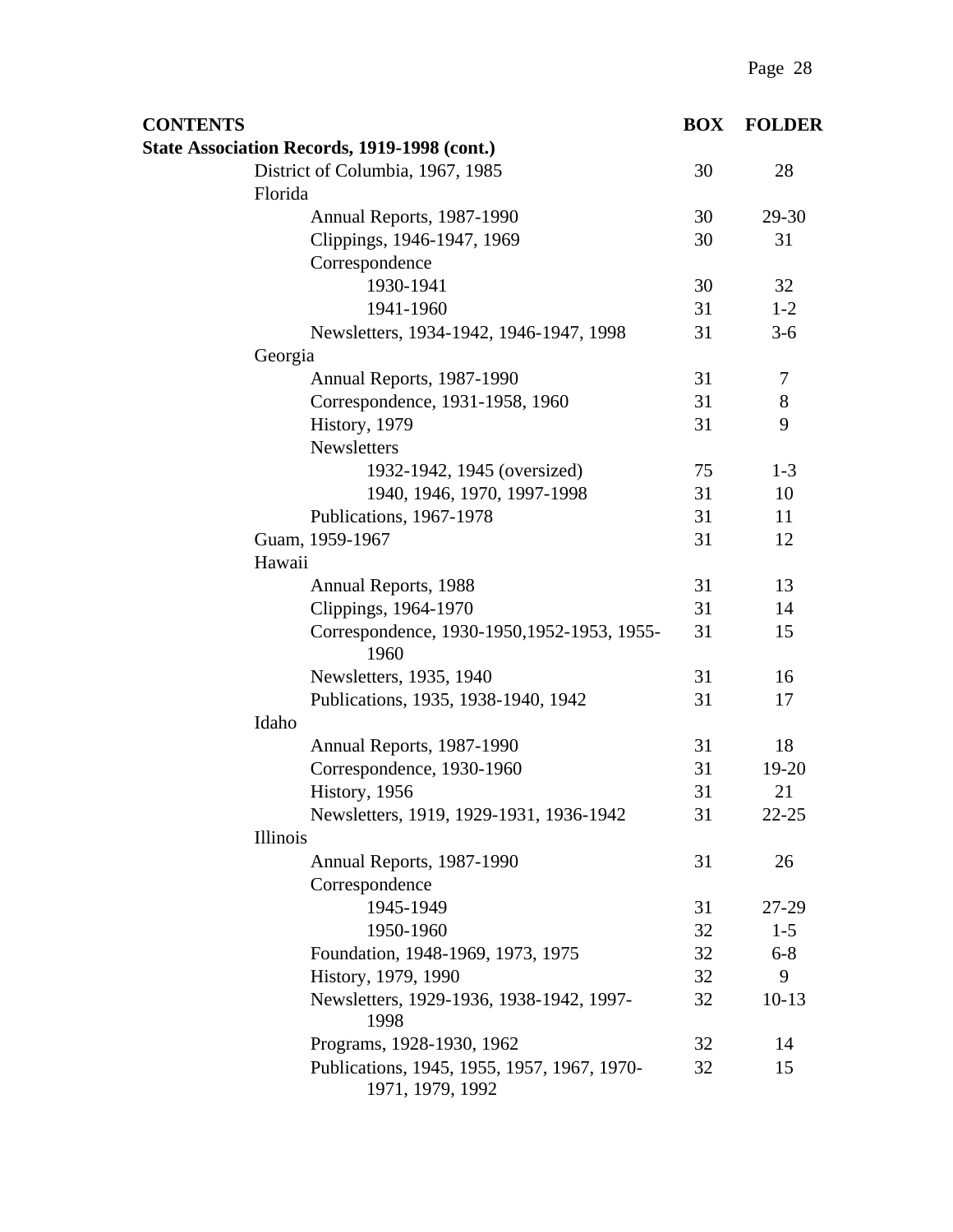| CONTENTS | BOX | FOLDER |
|---|---|---|
| **State Association Records, 1919-1998 (cont.)** | | |
| District of Columbia, 1967, 1985 | 30 | 28 |
| Florida | | |
| Annual Reports, 1987-1990 | 30 | 29-30 |
| Clippings, 1946-1947, 1969 | 30 | 31 |
| Correspondence | | |
| 1930-1941 | 30 | 32 |
| 1941-1960 | 31 | 1-2 |
| Newsletters, 1934-1942, 1946-1947, 1998 | 31 | 3-6 |
| Georgia | | |
| Annual Reports, 1987-1990 | 31 | 7 |
| Correspondence, 1931-1958, 1960 | 31 | 8 |
| History, 1979 | 31 | 9 |
| Newsletters | | |
| 1932-1942, 1945 (oversized) | 75 | 1-3 |
| 1940, 1946, 1970, 1997-1998 | 31 | 10 |
| Publications, 1967-1978 | 31 | 11 |
| Guam, 1959-1967 | 31 | 12 |
| Hawaii | | |
| Annual Reports, 1988 | 31 | 13 |
| Clippings, 1964-1970 | 31 | 14 |
| Correspondence, 1930-1950,1952-1953, 1955-1960 | 31 | 15 |
| Newsletters, 1935, 1940 | 31 | 16 |
| Publications, 1935, 1938-1940, 1942 | 31 | 17 |
| Idaho | | |
| Annual Reports, 1987-1990 | 31 | 18 |
| Correspondence, 1930-1960 | 31 | 19-20 |
| History, 1956 | 31 | 21 |
| Newsletters, 1919, 1929-1931, 1936-1942 | 31 | 22-25 |
| Illinois | | |
| Annual Reports, 1987-1990 | 31 | 26 |
| Correspondence | | |
| 1945-1949 | 31 | 27-29 |
| 1950-1960 | 32 | 1-5 |
| Foundation, 1948-1969, 1973, 1975 | 32 | 6-8 |
| History, 1979, 1990 | 32 | 9 |
| Newsletters, 1929-1936, 1938-1942, 1997-1998 | 32 | 10-13 |
| Programs, 1928-1930, 1962 | 32 | 14 |
| Publications, 1945, 1955, 1957, 1967, 1970-1971, 1979, 1992 | 32 | 15 |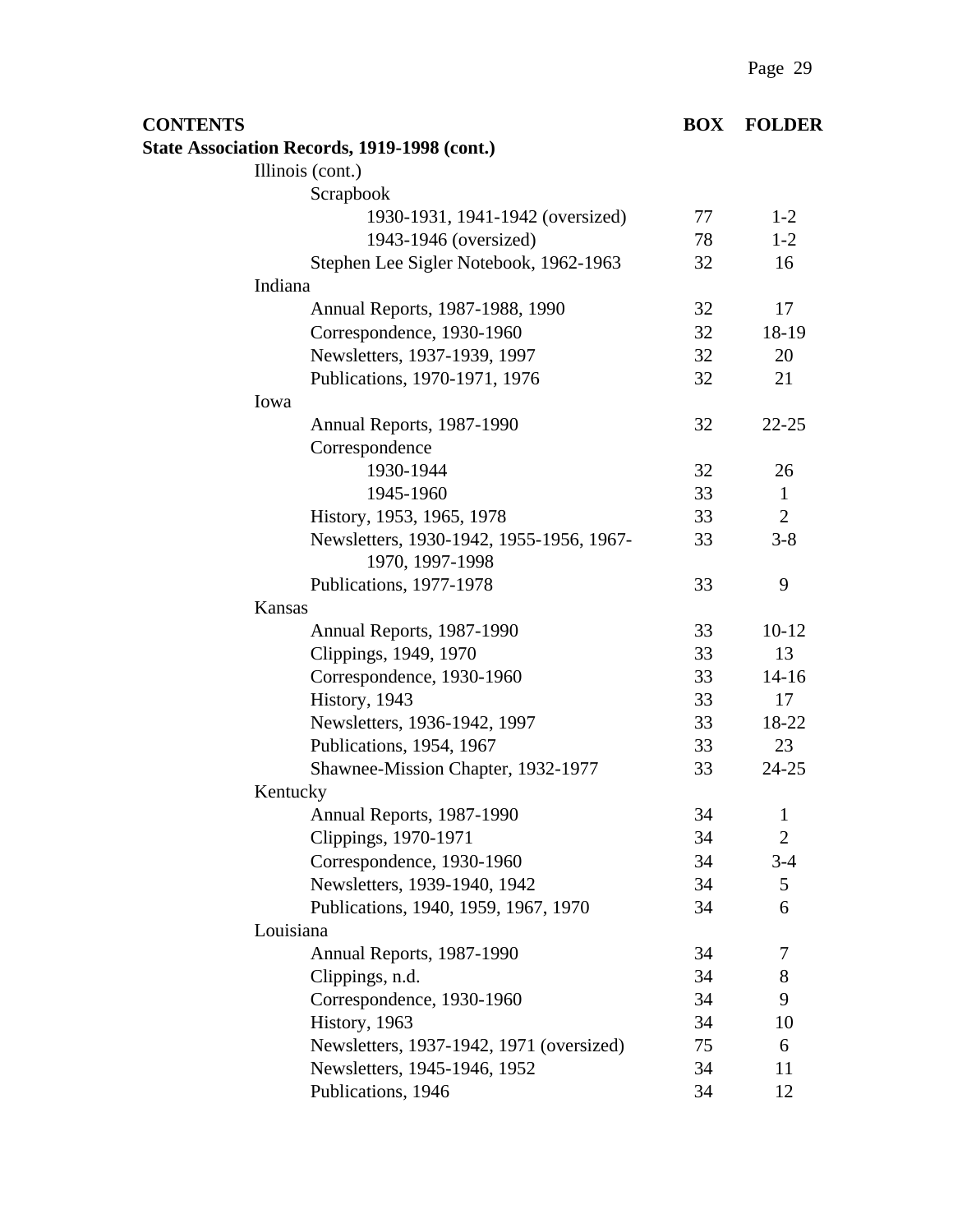| CONTENTS | BOX | FOLDER |
|---|---|---|
| **State Association Records, 1919-1998 (cont.)** | | |
| Illinois (cont.) | | |
| Scrapbook | | |
| 1930-1931, 1941-1942 (oversized) | 77 | 1-2 |
| 1943-1946 (oversized) | 78 | 1-2 |
| Stephen Lee Sigler Notebook, 1962-1963 | 32 | 16 |
| Indiana | | |
| Annual Reports, 1987-1988, 1990 | 32 | 17 |
| Correspondence, 1930-1960 | 32 | 18-19 |
| Newsletters, 1937-1939, 1997 | 32 | 20 |
| Publications, 1970-1971, 1976 | 32 | 21 |
| Iowa | | |
| Annual Reports, 1987-1990 | 32 | 22-25 |
| Correspondence | | |
| 1930-1944 | 32 | 26 |
| 1945-1960 | 33 | 1 |
| History, 1953, 1965, 1978 | 33 | 2 |
| Newsletters, 1930-1942, 1955-1956, 1967-1970, 1997-1998 | 33 | 3-8 |
| Publications, 1977-1978 | 33 | 9 |
| Kansas | | |
| Annual Reports, 1987-1990 | 33 | 10-12 |
| Clippings, 1949, 1970 | 33 | 13 |
| Correspondence, 1930-1960 | 33 | 14-16 |
| History, 1943 | 33 | 17 |
| Newsletters, 1936-1942, 1997 | 33 | 18-22 |
| Publications, 1954, 1967 | 33 | 23 |
| Shawnee-Mission Chapter, 1932-1977 | 33 | 24-25 |
| Kentucky | | |
| Annual Reports, 1987-1990 | 34 | 1 |
| Clippings, 1970-1971 | 34 | 2 |
| Correspondence, 1930-1960 | 34 | 3-4 |
| Newsletters, 1939-1940, 1942 | 34 | 5 |
| Publications, 1940, 1959, 1967, 1970 | 34 | 6 |
| Louisiana | | |
| Annual Reports, 1987-1990 | 34 | 7 |
| Clippings, n.d. | 34 | 8 |
| Correspondence, 1930-1960 | 34 | 9 |
| History, 1963 | 34 | 10 |
| Newsletters, 1937-1942, 1971 (oversized) | 75 | 6 |
| Newsletters, 1945-1946, 1952 | 34 | 11 |
| Publications, 1946 | 34 | 12 |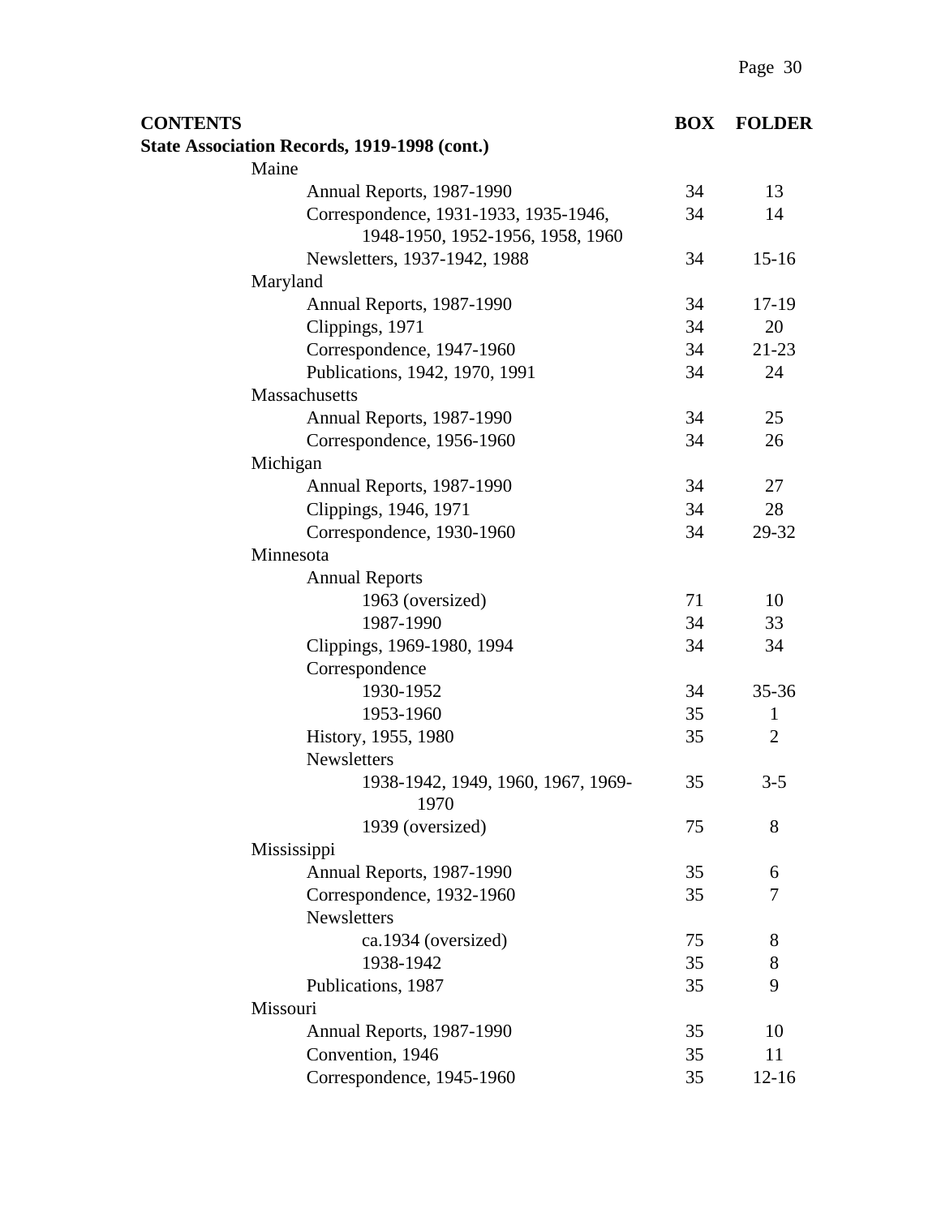| CONTENTS | BOX | FOLDER |
|---|---|---|
| **State Association Records, 1919-1998 (cont.)** | | |
| Maine | | |
| Annual Reports, 1987-1990 | 34 | 13 |
| Correspondence, 1931-1933, 1935-1946, 1948-1950, 1952-1956, 1958, 1960 | 34 | 14 |
| Newsletters, 1937-1942, 1988 | 34 | 15-16 |
| Maryland | | |
| Annual Reports, 1987-1990 | 34 | 17-19 |
| Clippings, 1971 | 34 | 20 |
| Correspondence, 1947-1960 | 34 | 21-23 |
| Publications, 1942, 1970, 1991 | 34 | 24 |
| Massachusetts | | |
| Annual Reports, 1987-1990 | 34 | 25 |
| Correspondence, 1956-1960 | 34 | 26 |
| Michigan | | |
| Annual Reports, 1987-1990 | 34 | 27 |
| Clippings, 1946, 1971 | 34 | 28 |
| Correspondence, 1930-1960 | 34 | 29-32 |
| Minnesota | | |
| Annual Reports | | |
| 1963 (oversized) | 71 | 10 |
| 1987-1990 | 34 | 33 |
| Clippings, 1969-1980, 1994 | 34 | 34 |
| Correspondence | | |
| 1930-1952 | 34 | 35-36 |
| 1953-1960 | 35 | 1 |
| History, 1955, 1980 | 35 | 2 |
| Newsletters | | |
| 1938-1942, 1949, 1960, 1967, 1969-1970 | 35 | 3-5 |
| 1939 (oversized) | 75 | 8 |
| Mississippi | | |
| Annual Reports, 1987-1990 | 35 | 6 |
| Correspondence, 1932-1960 | 35 | 7 |
| Newsletters | | |
| ca.1934 (oversized) | 75 | 8 |
| 1938-1942 | 35 | 8 |
| Publications, 1987 | 35 | 9 |
| Missouri | | |
| Annual Reports, 1987-1990 | 35 | 10 |
| Convention, 1946 | 35 | 11 |
| Correspondence, 1945-1960 | 35 | 12-16 |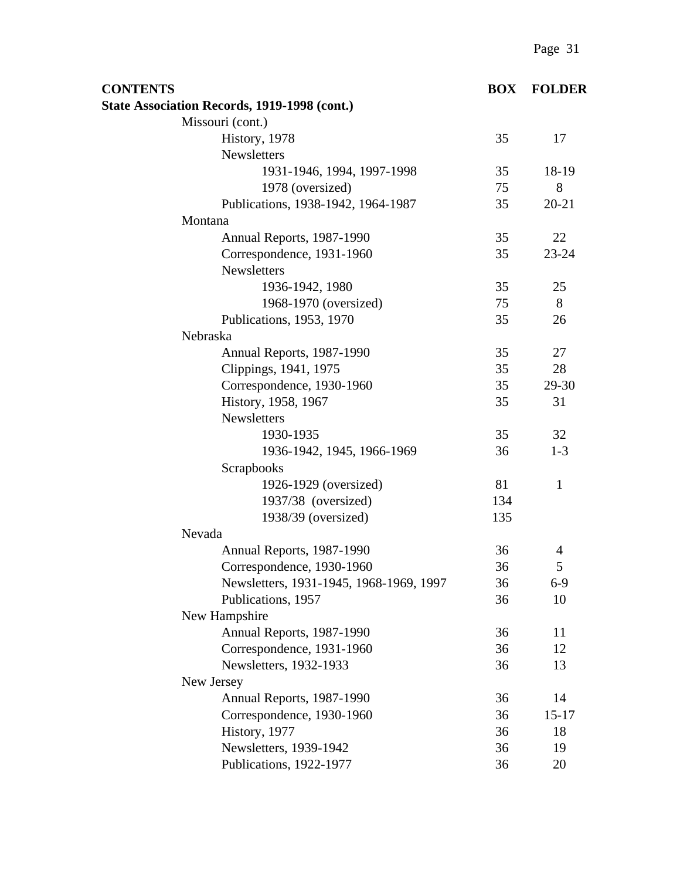| CONTENTS | BOX | FOLDER |
|---|---|---|
| **State Association Records, 1919-1998 (cont.)** | | |
| Missouri (cont.) | | |
| History, 1978 | 35 | 17 |
| Newsletters | | |
| 1931-1946, 1994, 1997-1998 | 35 | 18-19 |
| 1978 (oversized) | 75 | 8 |
| Publications, 1938-1942, 1964-1987 | 35 | 20-21 |
| Montana | | |
| Annual Reports, 1987-1990 | 35 | 22 |
| Correspondence, 1931-1960 | 35 | 23-24 |
| Newsletters | | |
| 1936-1942, 1980 | 35 | 25 |
| 1968-1970 (oversized) | 75 | 8 |
| Publications, 1953, 1970 | 35 | 26 |
| Nebraska | | |
| Annual Reports, 1987-1990 | 35 | 27 |
| Clippings, 1941, 1975 | 35 | 28 |
| Correspondence, 1930-1960 | 35 | 29-30 |
| History, 1958, 1967 | 35 | 31 |
| Newsletters | | |
| 1930-1935 | 35 | 32 |
| 1936-1942, 1945, 1966-1969 | 36 | 1-3 |
| Scrapbooks | | |
| 1926-1929 (oversized) | 81 | 1 |
| 1937/38 (oversized) | 134 | |
| 1938/39 (oversized) | 135 | |
| Nevada | | |
| Annual Reports, 1987-1990 | 36 | 4 |
| Correspondence, 1930-1960 | 36 | 5 |
| Newsletters, 1931-1945, 1968-1969, 1997 | 36 | 6-9 |
| Publications, 1957 | 36 | 10 |
| New Hampshire | | |
| Annual Reports, 1987-1990 | 36 | 11 |
| Correspondence, 1931-1960 | 36 | 12 |
| Newsletters, 1932-1933 | 36 | 13 |
| New Jersey | | |
| Annual Reports, 1987-1990 | 36 | 14 |
| Correspondence, 1930-1960 | 36 | 15-17 |
| History, 1977 | 36 | 18 |
| Newsletters, 1939-1942 | 36 | 19 |
| Publications, 1922-1977 | 36 | 20 |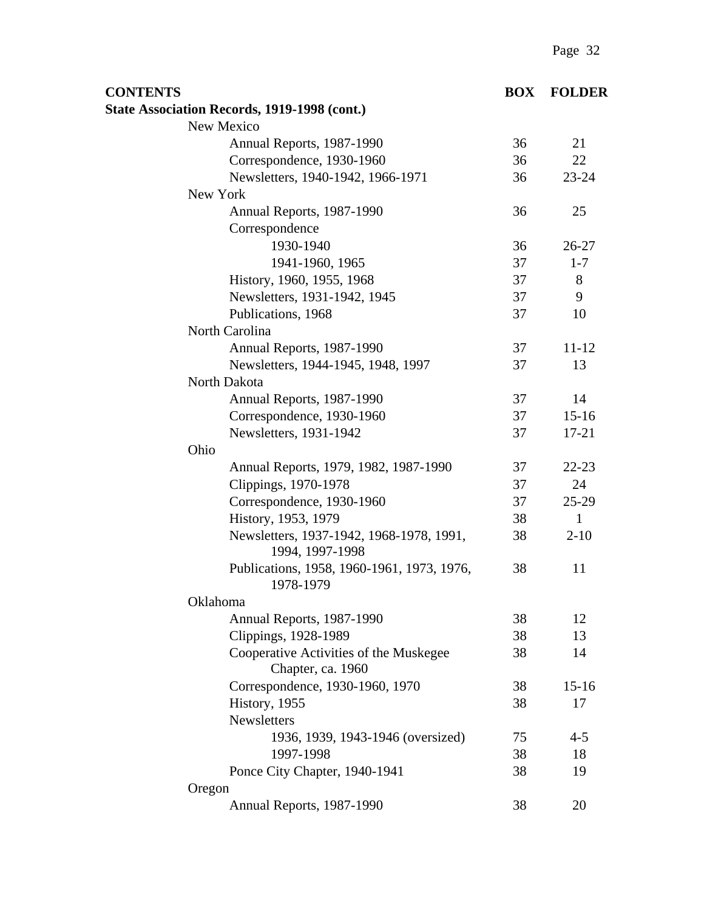| CONTENTS | BOX | FOLDER |
|---|---|---|
| **State Association Records, 1919-1998 (cont.)** | | |
| New Mexico | | |
| Annual Reports, 1987-1990 | 36 | 21 |
| Correspondence, 1930-1960 | 36 | 22 |
| Newsletters, 1940-1942, 1966-1971 | 36 | 23-24 |
| New York | | |
| Annual Reports, 1987-1990 | 36 | 25 |
| Correspondence | | |
| 1930-1940 | 36 | 26-27 |
| 1941-1960, 1965 | 37 | 1-7 |
| History, 1960, 1955, 1968 | 37 | 8 |
| Newsletters, 1931-1942, 1945 | 37 | 9 |
| Publications, 1968 | 37 | 10 |
| North Carolina | | |
| Annual Reports, 1987-1990 | 37 | 11-12 |
| Newsletters, 1944-1945, 1948, 1997 | 37 | 13 |
| North Dakota | | |
| Annual Reports, 1987-1990 | 37 | 14 |
| Correspondence, 1930-1960 | 37 | 15-16 |
| Newsletters, 1931-1942 | 37 | 17-21 |
| Ohio | | |
| Annual Reports, 1979, 1982, 1987-1990 | 37 | 22-23 |
| Clippings, 1970-1978 | 37 | 24 |
| Correspondence, 1930-1960 | 37 | 25-29 |
| History, 1953, 1979 | 38 | 1 |
| Newsletters, 1937-1942, 1968-1978, 1991, 1994, 1997-1998 | 38 | 2-10 |
| Publications, 1958, 1960-1961, 1973, 1976, 1978-1979 | 38 | 11 |
| Oklahoma | | |
| Annual Reports, 1987-1990 | 38 | 12 |
| Clippings, 1928-1989 | 38 | 13 |
| Cooperative Activities of the Muskegee Chapter, ca. 1960 | 38 | 14 |
| Correspondence, 1930-1960, 1970 | 38 | 15-16 |
| History, 1955 | 38 | 17 |
| Newsletters | | |
| 1936, 1939, 1943-1946 (oversized) | 75 | 4-5 |
| 1997-1998 | 38 | 18 |
| Ponce City Chapter, 1940-1941 | 38 | 19 |
| Oregon | | |
| Annual Reports, 1987-1990 | 38 | 20 |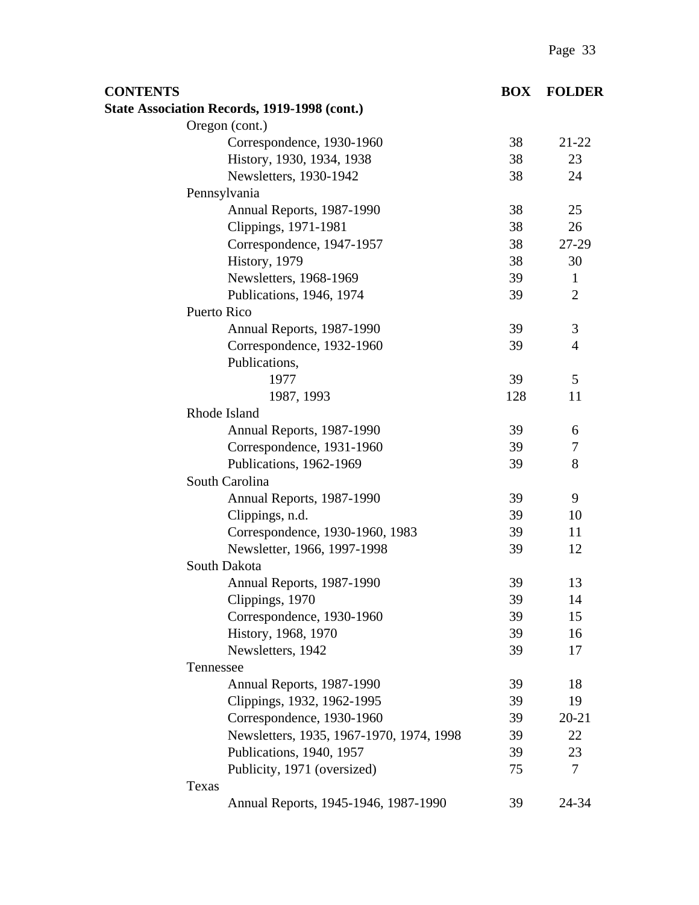| CONTENTS | BOX | FOLDER |
| --- | --- | --- |
| **State Association Records, 1919-1998 (cont.)** | | |
| Oregon (cont.) | | |
| Correspondence, 1930-1960 | 38 | 21-22 |
| History, 1930, 1934, 1938 | 38 | 23 |
| Newsletters, 1930-1942 | 38 | 24 |
| Pennsylvania | | |
| Annual Reports, 1987-1990 | 38 | 25 |
| Clippings, 1971-1981 | 38 | 26 |
| Correspondence, 1947-1957 | 38 | 27-29 |
| History, 1979 | 38 | 30 |
| Newsletters, 1968-1969 | 39 | 1 |
| Publications, 1946, 1974 | 39 | 2 |
| Puerto Rico | | |
| Annual Reports, 1987-1990 | 39 | 3 |
| Correspondence, 1932-1960 | 39 | 4 |
| Publications, | | |
| 1977 | 39 | 5 |
| 1987, 1993 | 128 | 11 |
| Rhode Island | | |
| Annual Reports, 1987-1990 | 39 | 6 |
| Correspondence, 1931-1960 | 39 | 7 |
| Publications, 1962-1969 | 39 | 8 |
| South Carolina | | |
| Annual Reports, 1987-1990 | 39 | 9 |
| Clippings, n.d. | 39 | 10 |
| Correspondence, 1930-1960, 1983 | 39 | 11 |
| Newsletter, 1966, 1997-1998 | 39 | 12 |
| South Dakota | | |
| Annual Reports, 1987-1990 | 39 | 13 |
| Clippings, 1970 | 39 | 14 |
| Correspondence, 1930-1960 | 39 | 15 |
| History, 1968, 1970 | 39 | 16 |
| Newsletters, 1942 | 39 | 17 |
| Tennessee | | |
| Annual Reports, 1987-1990 | 39 | 18 |
| Clippings, 1932, 1962-1995 | 39 | 19 |
| Correspondence, 1930-1960 | 39 | 20-21 |
| Newsletters, 1935, 1967-1970, 1974, 1998 | 39 | 22 |
| Publications, 1940, 1957 | 39 | 23 |
| Publicity, 1971 (oversized) | 75 | 7 |
| Texas | | |
| Annual Reports, 1945-1946, 1987-1990 | 39 | 24-34 |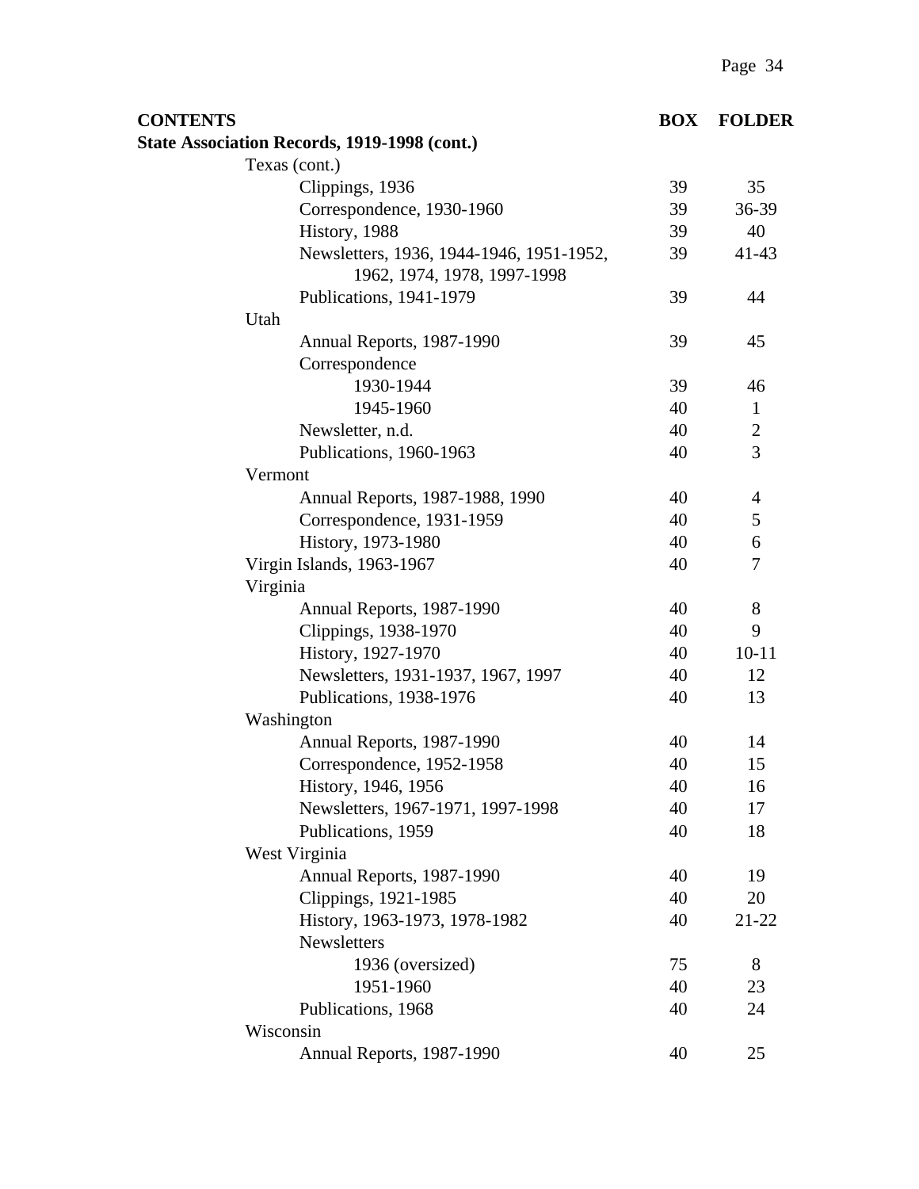| CONTENTS | BOX | FOLDER |
|---|---|---|
| **State Association Records, 1919-1998 (cont.)** | | |
| Texas (cont.) | | |
| Clippings, 1936 | 39 | 35 |
| Correspondence, 1930-1960 | 39 | 36-39 |
| History, 1988 | 39 | 40 |
| Newsletters, 1936, 1944-1946, 1951-1952, 1962, 1974, 1978, 1997-1998 | 39 | 41-43 |
| Publications, 1941-1979 | 39 | 44 |
| Utah | | |
| Annual Reports, 1987-1990 | 39 | 45 |
| Correspondence | | |
| 1930-1944 | 39 | 46 |
| 1945-1960 | 40 | 1 |
| Newsletter, n.d. | 40 | 2 |
| Publications, 1960-1963 | 40 | 3 |
| Vermont | | |
| Annual Reports, 1987-1988, 1990 | 40 | 4 |
| Correspondence, 1931-1959 | 40 | 5 |
| History, 1973-1980 | 40 | 6 |
| Virgin Islands, 1963-1967 | 40 | 7 |
| Virginia | | |
| Annual Reports, 1987-1990 | 40 | 8 |
| Clippings, 1938-1970 | 40 | 9 |
| History, 1927-1970 | 40 | 10-11 |
| Newsletters, 1931-1937, 1967, 1997 | 40 | 12 |
| Publications, 1938-1976 | 40 | 13 |
| Washington | | |
| Annual Reports, 1987-1990 | 40 | 14 |
| Correspondence, 1952-1958 | 40 | 15 |
| History, 1946, 1956 | 40 | 16 |
| Newsletters, 1967-1971, 1997-1998 | 40 | 17 |
| Publications, 1959 | 40 | 18 |
| West Virginia | | |
| Annual Reports, 1987-1990 | 40 | 19 |
| Clippings, 1921-1985 | 40 | 20 |
| History, 1963-1973, 1978-1982 | 40 | 21-22 |
| Newsletters | | |
| 1936 (oversized) | 75 | 8 |
| 1951-1960 | 40 | 23 |
| Publications, 1968 | 40 | 24 |
| Wisconsin | | |
| Annual Reports, 1987-1990 | 40 | 25 |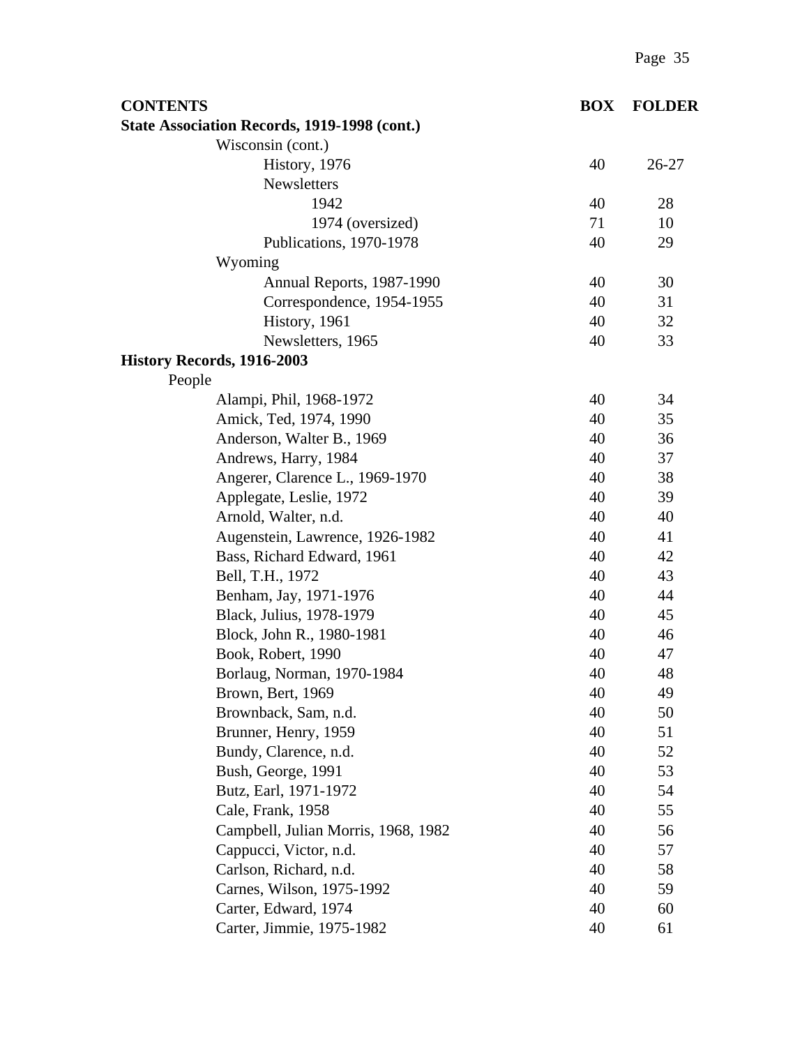| CONTENTS | BOX | FOLDER |
| --- | --- | --- |
| **State Association Records, 1919-1998 (cont.)** | | |
| Wisconsin (cont.) | | |
| History, 1976 | 40 | 26-27 |
| Newsletters | | |
| 1942 | 40 | 28 |
| 1974 (oversized) | 71 | 10 |
| Publications, 1970-1978 | 40 | 29 |
| Wyoming | | |
| Annual Reports, 1987-1990 | 40 | 30 |
| Correspondence, 1954-1955 | 40 | 31 |
| History, 1961 | 40 | 32 |
| Newsletters, 1965 | 40 | 33 |
| **History Records, 1916-2003** | | |
| People | | |
| Alampi, Phil, 1968-1972 | 40 | 34 |
| Amick, Ted, 1974, 1990 | 40 | 35 |
| Anderson, Walter B., 1969 | 40 | 36 |
| Andrews, Harry, 1984 | 40 | 37 |
| Angerer, Clarence L., 1969-1970 | 40 | 38 |
| Applegate, Leslie, 1972 | 40 | 39 |
| Arnold, Walter, n.d. | 40 | 40 |
| Augenstein, Lawrence, 1926-1982 | 40 | 41 |
| Bass, Richard Edward, 1961 | 40 | 42 |
| Bell, T.H., 1972 | 40 | 43 |
| Benham, Jay, 1971-1976 | 40 | 44 |
| Black, Julius, 1978-1979 | 40 | 45 |
| Block, John R., 1980-1981 | 40 | 46 |
| Book, Robert, 1990 | 40 | 47 |
| Borlaug, Norman, 1970-1984 | 40 | 48 |
| Brown, Bert, 1969 | 40 | 49 |
| Brownback, Sam, n.d. | 40 | 50 |
| Brunner, Henry, 1959 | 40 | 51 |
| Bundy, Clarence, n.d. | 40 | 52 |
| Bush, George, 1991 | 40 | 53 |
| Butz, Earl, 1971-1972 | 40 | 54 |
| Cale, Frank, 1958 | 40 | 55 |
| Campbell, Julian Morris, 1968, 1982 | 40 | 56 |
| Cappucci, Victor, n.d. | 40 | 57 |
| Carlson, Richard, n.d. | 40 | 58 |
| Carnes, Wilson, 1975-1992 | 40 | 59 |
| Carter, Edward, 1974 | 40 | 60 |
| Carter, Jimmie, 1975-1982 | 40 | 61 |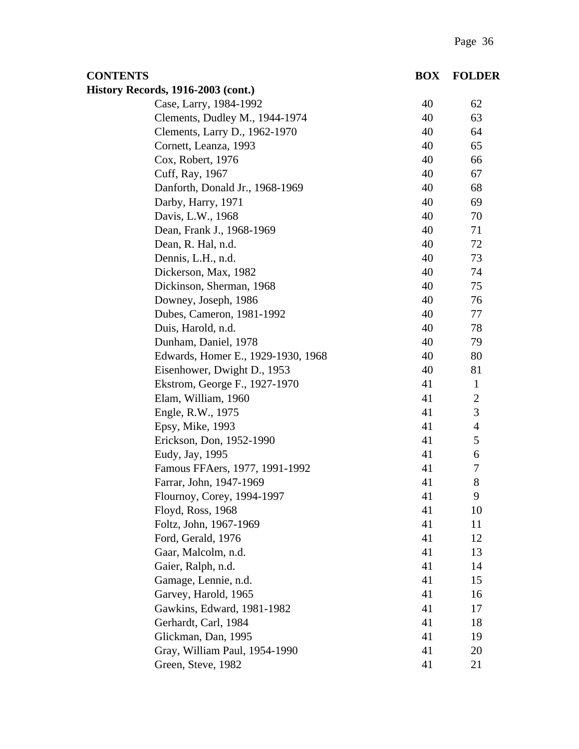| CONTENTS | BOX | FOLDER |
|---|---|---|
| **History Records, 1916-2003 (cont.)** | | |
| Case, Larry, 1984-1992 | 40 | 62 |
| Clements, Dudley M., 1944-1974 | 40 | 63 |
| Clements, Larry D., 1962-1970 | 40 | 64 |
| Cornett, Leanza, 1993 | 40 | 65 |
| Cox, Robert, 1976 | 40 | 66 |
| Cuff, Ray, 1967 | 40 | 67 |
| Danforth, Donald Jr., 1968-1969 | 40 | 68 |
| Darby, Harry, 1971 | 40 | 69 |
| Davis, L.W., 1968 | 40 | 70 |
| Dean, Frank J., 1968-1969 | 40 | 71 |
| Dean, R. Hal, n.d. | 40 | 72 |
| Dennis, L.H., n.d. | 40 | 73 |
| Dickerson, Max, 1982 | 40 | 74 |
| Dickinson, Sherman, 1968 | 40 | 75 |
| Downey, Joseph, 1986 | 40 | 76 |
| Dubes, Cameron, 1981-1992 | 40 | 77 |
| Duis, Harold, n.d. | 40 | 78 |
| Dunham, Daniel, 1978 | 40 | 79 |
| Edwards, Homer E., 1929-1930, 1968 | 40 | 80 |
| Eisenhower, Dwight D., 1953 | 40 | 81 |
| Ekstrom, George F., 1927-1970 | 41 | 1 |
| Elam, William, 1960 | 41 | 2 |
| Engle, R.W., 1975 | 41 | 3 |
| Epsy, Mike, 1993 | 41 | 4 |
| Erickson, Don, 1952-1990 | 41 | 5 |
| Eudy, Jay, 1995 | 41 | 6 |
| Famous FFAers, 1977, 1991-1992 | 41 | 7 |
| Farrar, John, 1947-1969 | 41 | 8 |
| Flournoy, Corey, 1994-1997 | 41 | 9 |
| Floyd, Ross, 1968 | 41 | 10 |
| Foltz, John, 1967-1969 | 41 | 11 |
| Ford, Gerald, 1976 | 41 | 12 |
| Gaar, Malcolm, n.d. | 41 | 13 |
| Gaier, Ralph, n.d. | 41 | 14 |
| Gamage, Lennie, n.d. | 41 | 15 |
| Garvey, Harold, 1965 | 41 | 16 |
| Gawkins, Edward, 1981-1982 | 41 | 17 |
| Gerhardt, Carl, 1984 | 41 | 18 |
| Glickman, Dan, 1995 | 41 | 19 |
| Gray, William Paul, 1954-1990 | 41 | 20 |
| Green, Steve, 1982 | 41 | 21 |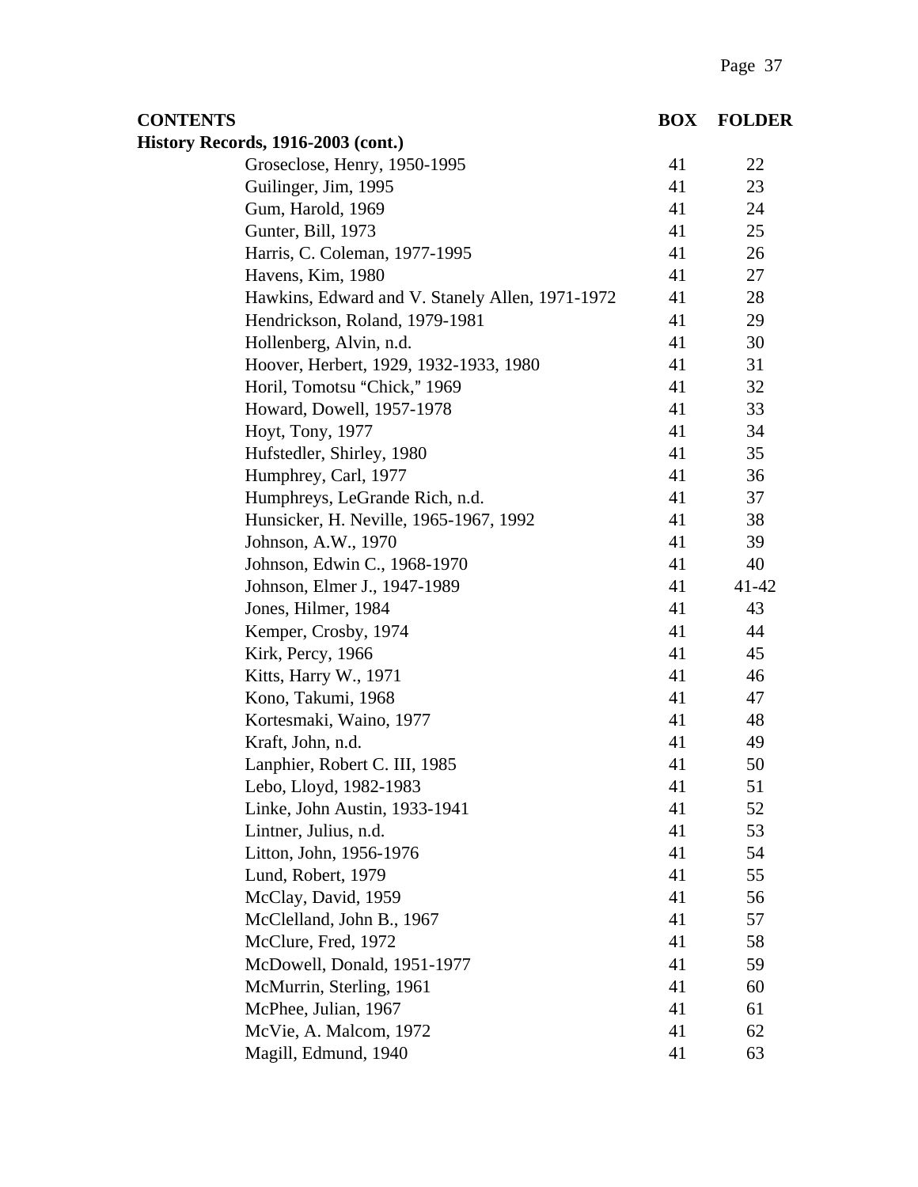| CONTENTS | BOX | FOLDER |
|---|---|---|
| **History Records, 1916-2003 (cont.)** | | |
| Groseclose, Henry, 1950-1995 | 41 | 22 |
| Guilinger, Jim, 1995 | 41 | 23 |
| Gum, Harold, 1969 | 41 | 24 |
| Gunter, Bill, 1973 | 41 | 25 |
| Harris, C. Coleman, 1977-1995 | 41 | 26 |
| Havens, Kim, 1980 | 41 | 27 |
| Hawkins, Edward and V. Stanely Allen, 1971-1972 | 41 | 28 |
| Hendrickson, Roland, 1979-1981 | 41 | 29 |
| Hollenberg, Alvin, n.d. | 41 | 30 |
| Hoover, Herbert, 1929, 1932-1933, 1980 | 41 | 31 |
| Horil, Tomotsu "Chick," 1969 | 41 | 32 |
| Howard, Dowell, 1957-1978 | 41 | 33 |
| Hoyt, Tony, 1977 | 41 | 34 |
| Hufstedler, Shirley, 1980 | 41 | 35 |
| Humphrey, Carl, 1977 | 41 | 36 |
| Humphreys, LeGrande Rich, n.d. | 41 | 37 |
| Hunsicker, H. Neville, 1965-1967, 1992 | 41 | 38 |
| Johnson, A.W., 1970 | 41 | 39 |
| Johnson, Edwin C., 1968-1970 | 41 | 40 |
| Johnson, Elmer J., 1947-1989 | 41 | 41-42 |
| Jones, Hilmer, 1984 | 41 | 43 |
| Kemper, Crosby, 1974 | 41 | 44 |
| Kirk, Percy, 1966 | 41 | 45 |
| Kitts, Harry W., 1971 | 41 | 46 |
| Kono, Takumi, 1968 | 41 | 47 |
| Kortesmaki, Waino, 1977 | 41 | 48 |
| Kraft, John, n.d. | 41 | 49 |
| Lanphier, Robert C. III, 1985 | 41 | 50 |
| Lebo, Lloyd, 1982-1983 | 41 | 51 |
| Linke, John Austin, 1933-1941 | 41 | 52 |
| Lintner, Julius, n.d. | 41 | 53 |
| Litton, John, 1956-1976 | 41 | 54 |
| Lund, Robert, 1979 | 41 | 55 |
| McClay, David, 1959 | 41 | 56 |
| McClelland, John B., 1967 | 41 | 57 |
| McClure, Fred, 1972 | 41 | 58 |
| McDowell, Donald, 1951-1977 | 41 | 59 |
| McMurrin, Sterling, 1961 | 41 | 60 |
| McPhee, Julian, 1967 | 41 | 61 |
| McVie, A. Malcom, 1972 | 41 | 62 |
| Magill, Edmund, 1940 | 41 | 63 |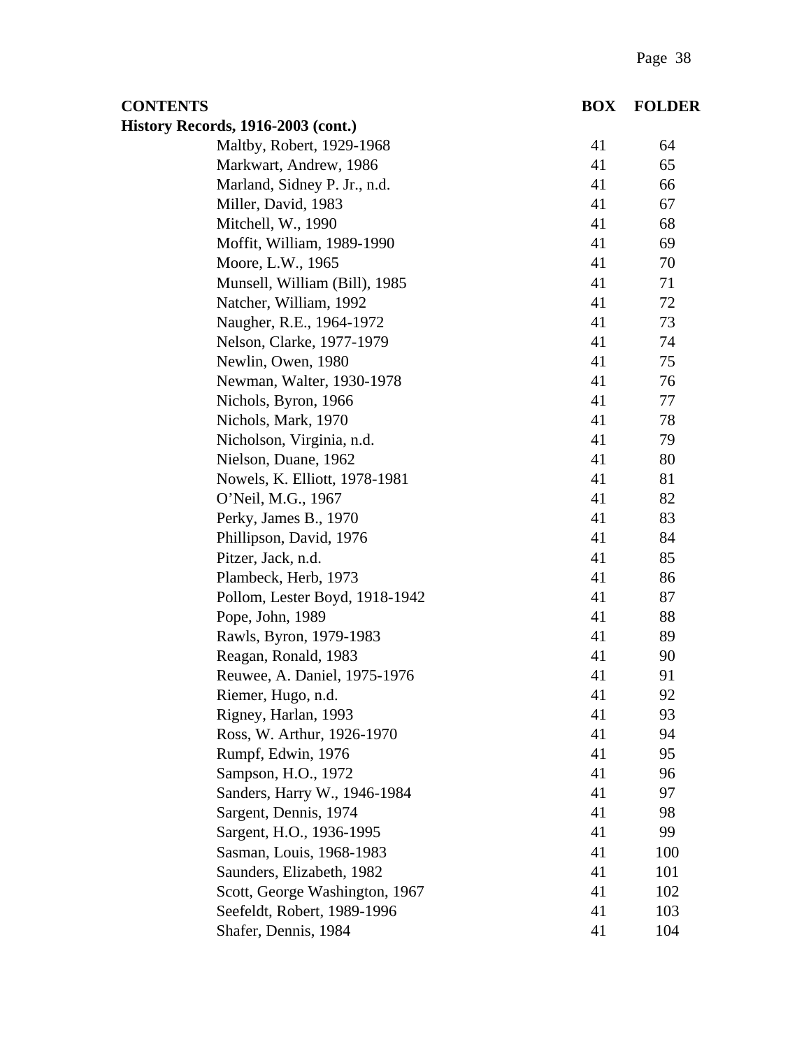| CONTENTS | BOX | FOLDER |
|---|---|---|
| **History Records, 1916-2003 (cont.)** | | |
| Maltby, Robert, 1929-1968 | 41 | 64 |
| Markwart, Andrew, 1986 | 41 | 65 |
| Marland, Sidney P. Jr., n.d. | 41 | 66 |
| Miller, David, 1983 | 41 | 67 |
| Mitchell, W., 1990 | 41 | 68 |
| Moffit, William, 1989-1990 | 41 | 69 |
| Moore, L.W., 1965 | 41 | 70 |
| Munsell, William (Bill), 1985 | 41 | 71 |
| Natcher, William, 1992 | 41 | 72 |
| Naugher, R.E., 1964-1972 | 41 | 73 |
| Nelson, Clarke, 1977-1979 | 41 | 74 |
| Newlin, Owen, 1980 | 41 | 75 |
| Newman, Walter, 1930-1978 | 41 | 76 |
| Nichols, Byron, 1966 | 41 | 77 |
| Nichols, Mark, 1970 | 41 | 78 |
| Nicholson, Virginia, n.d. | 41 | 79 |
| Nielson, Duane, 1962 | 41 | 80 |
| Nowels, K. Elliott, 1978-1981 | 41 | 81 |
| O'Neil, M.G., 1967 | 41 | 82 |
| Perky, James B., 1970 | 41 | 83 |
| Phillipson, David, 1976 | 41 | 84 |
| Pitzer, Jack, n.d. | 41 | 85 |
| Plambeck, Herb, 1973 | 41 | 86 |
| Pollom, Lester Boyd, 1918-1942 | 41 | 87 |
| Pope, John, 1989 | 41 | 88 |
| Rawls, Byron, 1979-1983 | 41 | 89 |
| Reagan, Ronald, 1983 | 41 | 90 |
| Reuwee, A. Daniel, 1975-1976 | 41 | 91 |
| Riemer, Hugo, n.d. | 41 | 92 |
| Rigney, Harlan, 1993 | 41 | 93 |
| Ross, W. Arthur, 1926-1970 | 41 | 94 |
| Rumpf, Edwin, 1976 | 41 | 95 |
| Sampson, H.O., 1972 | 41 | 96 |
| Sanders, Harry W., 1946-1984 | 41 | 97 |
| Sargent, Dennis, 1974 | 41 | 98 |
| Sargent, H.O., 1936-1995 | 41 | 99 |
| Sasman, Louis, 1968-1983 | 41 | 100 |
| Saunders, Elizabeth, 1982 | 41 | 101 |
| Scott, George Washington, 1967 | 41 | 102 |
| Seefeldt, Robert, 1989-1996 | 41 | 103 |
| Shafer, Dennis, 1984 | 41 | 104 |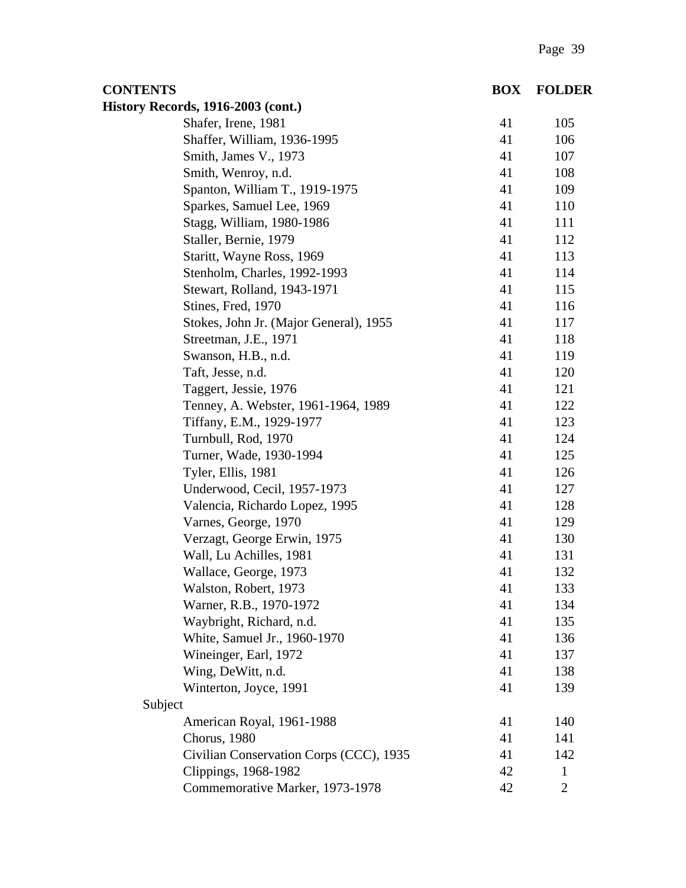| CONTENTS | BOX | FOLDER |
|---|---|---|
| **History Records, 1916-2003 (cont.)** | | |
| Shafer, Irene, 1981 | 41 | 105 |
| Shaffer, William, 1936-1995 | 41 | 106 |
| Smith, James V., 1973 | 41 | 107 |
| Smith, Wenroy, n.d. | 41 | 108 |
| Spanton, William T., 1919-1975 | 41 | 109 |
| Sparkes, Samuel Lee, 1969 | 41 | 110 |
| Stagg, William, 1980-1986 | 41 | 111 |
| Staller, Bernie, 1979 | 41 | 112 |
| Staritt, Wayne Ross, 1969 | 41 | 113 |
| Stenholm, Charles, 1992-1993 | 41 | 114 |
| Stewart, Rolland, 1943-1971 | 41 | 115 |
| Stines, Fred, 1970 | 41 | 116 |
| Stokes, John Jr. (Major General), 1955 | 41 | 117 |
| Streetman, J.E., 1971 | 41 | 118 |
| Swanson, H.B., n.d. | 41 | 119 |
| Taft, Jesse, n.d. | 41 | 120 |
| Taggert, Jessie, 1976 | 41 | 121 |
| Tenney, A. Webster, 1961-1964, 1989 | 41 | 122 |
| Tiffany, E.M., 1929-1977 | 41 | 123 |
| Turnbull, Rod, 1970 | 41 | 124 |
| Turner, Wade, 1930-1994 | 41 | 125 |
| Tyler, Ellis, 1981 | 41 | 126 |
| Underwood, Cecil, 1957-1973 | 41 | 127 |
| Valencia, Richardo Lopez, 1995 | 41 | 128 |
| Varnes, George, 1970 | 41 | 129 |
| Verzagt, George Erwin, 1975 | 41 | 130 |
| Wall, Lu Achilles, 1981 | 41 | 131 |
| Wallace, George, 1973 | 41 | 132 |
| Walston, Robert, 1973 | 41 | 133 |
| Warner, R.B., 1970-1972 | 41 | 134 |
| Waybright, Richard, n.d. | 41 | 135 |
| White, Samuel Jr., 1960-1970 | 41 | 136 |
| Wineinger, Earl, 1972 | 41 | 137 |
| Wing, DeWitt, n.d. | 41 | 138 |
| Winterton, Joyce, 1991 | 41 | 139 |
| Subject | | |
| American Royal, 1961-1988 | 41 | 140 |
| Chorus, 1980 | 41 | 141 |
| Civilian Conservation Corps (CCC), 1935 | 41 | 142 |
| Clippings, 1968-1982 | 42 | 1 |
| Commemorative Marker, 1973-1978 | 42 | 2 |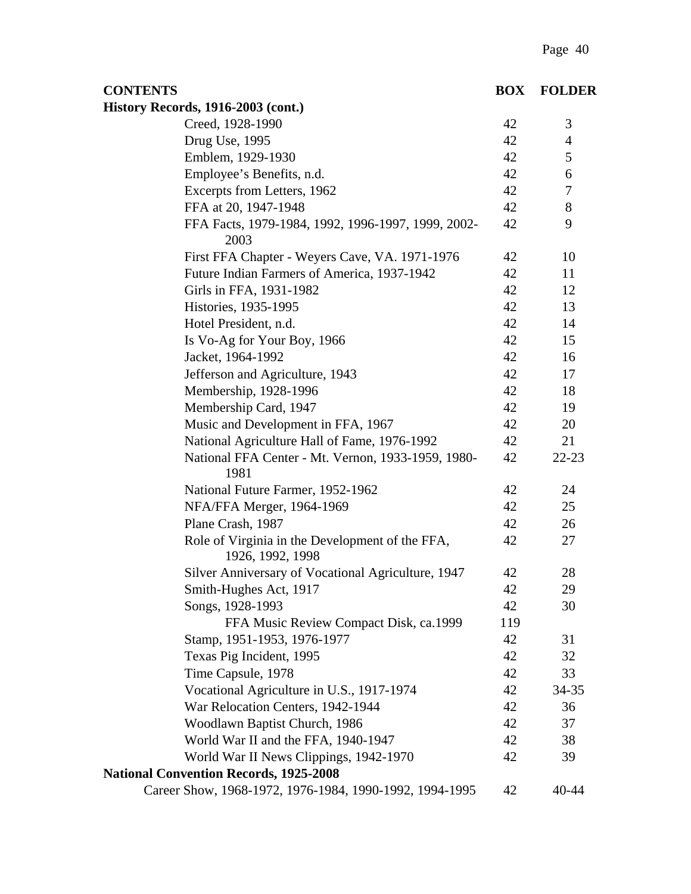| CONTENTS | BOX | FOLDER |
|---|---|---|
| **History Records, 1916-2003 (cont.)** | | |
| Creed, 1928-1990 | 42 | 3 |
| Drug Use, 1995 | 42 | 4 |
| Emblem, 1929-1930 | 42 | 5 |
| Employee's Benefits, n.d. | 42 | 6 |
| Excerpts from Letters, 1962 | 42 | 7 |
| FFA at 20, 1947-1948 | 42 | 8 |
| FFA Facts, 1979-1984, 1992, 1996-1997, 1999, 2002-2003 | 42 | 9 |
| First FFA Chapter - Weyers Cave, VA. 1971-1976 | 42 | 10 |
| Future Indian Farmers of America, 1937-1942 | 42 | 11 |
| Girls in FFA, 1931-1982 | 42 | 12 |
| Histories, 1935-1995 | 42 | 13 |
| Hotel President, n.d. | 42 | 14 |
| Is Vo-Ag for Your Boy, 1966 | 42 | 15 |
| Jacket, 1964-1992 | 42 | 16 |
| Jefferson and Agriculture, 1943 | 42 | 17 |
| Membership, 1928-1996 | 42 | 18 |
| Membership Card, 1947 | 42 | 19 |
| Music and Development in FFA, 1967 | 42 | 20 |
| National Agriculture Hall of Fame, 1976-1992 | 42 | 21 |
| National FFA Center - Mt. Vernon, 1933-1959, 1980-1981 | 42 | 22-23 |
| National Future Farmer, 1952-1962 | 42 | 24 |
| NFA/FFA Merger, 1964-1969 | 42 | 25 |
| Plane Crash, 1987 | 42 | 26 |
| Role of Virginia in the Development of the FFA, 1926, 1992, 1998 | 42 | 27 |
| Silver Anniversary of Vocational Agriculture, 1947 | 42 | 28 |
| Smith-Hughes Act, 1917 | 42 | 29 |
| Songs, 1928-1993 | 42 | 30 |
| FFA Music Review Compact Disk, ca.1999 | 119 | |
| Stamp, 1951-1953, 1976-1977 | 42 | 31 |
| Texas Pig Incident, 1995 | 42 | 32 |
| Time Capsule, 1978 | 42 | 33 |
| Vocational Agriculture in U.S., 1917-1974 | 42 | 34-35 |
| War Relocation Centers, 1942-1944 | 42 | 36 |
| Woodlawn Baptist Church, 1986 | 42 | 37 |
| World War II and the FFA, 1940-1947 | 42 | 38 |
| World War II News Clippings, 1942-1970 | 42 | 39 |
| **National Convention Records, 1925-2008** | | |
| Career Show, 1968-1972, 1976-1984, 1990-1992, 1994-1995 | 42 | 40-44 |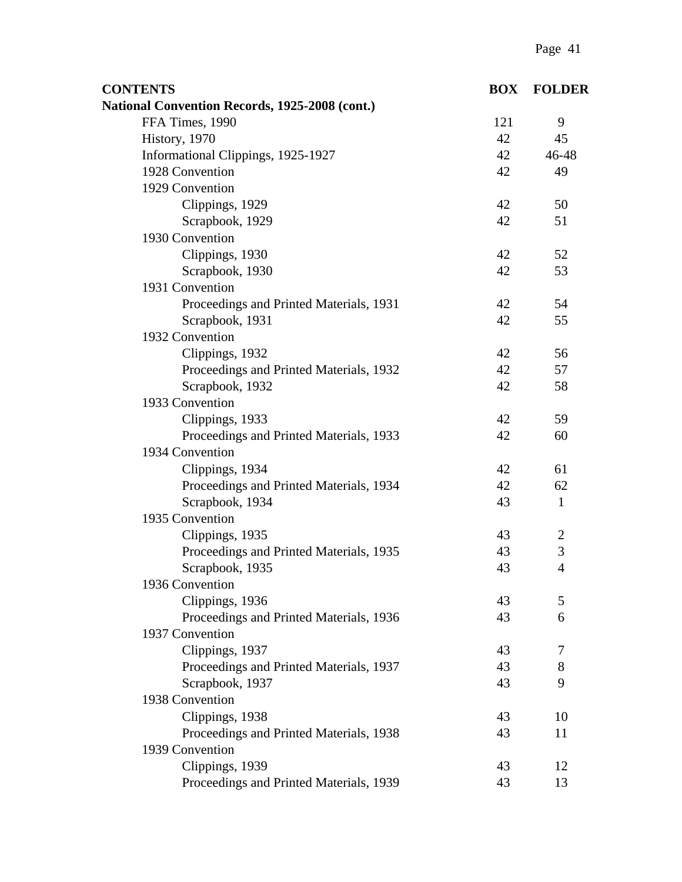| CONTENTS | BOX | FOLDER |
|---|---|---|
| **National Convention Records, 1925-2008 (cont.)** | | |
| FFA Times, 1990 | 121 | 9 |
| History, 1970 | 42 | 45 |
| Informational Clippings, 1925-1927 | 42 | 46-48 |
| 1928 Convention | 42 | 49 |
| 1929 Convention | | |
| Clippings, 1929 | 42 | 50 |
| Scrapbook, 1929 | 42 | 51 |
| 1930 Convention | | |
| Clippings, 1930 | 42 | 52 |
| Scrapbook, 1930 | 42 | 53 |
| 1931 Convention | | |
| Proceedings and Printed Materials, 1931 | 42 | 54 |
| Scrapbook, 1931 | 42 | 55 |
| 1932 Convention | | |
| Clippings, 1932 | 42 | 56 |
| Proceedings and Printed Materials, 1932 | 42 | 57 |
| Scrapbook, 1932 | 42 | 58 |
| 1933 Convention | | |
| Clippings, 1933 | 42 | 59 |
| Proceedings and Printed Materials, 1933 | 42 | 60 |
| 1934 Convention | | |
| Clippings, 1934 | 42 | 61 |
| Proceedings and Printed Materials, 1934 | 42 | 62 |
| Scrapbook, 1934 | 43 | 1 |
| 1935 Convention | | |
| Clippings, 1935 | 43 | 2 |
| Proceedings and Printed Materials, 1935 | 43 | 3 |
| Scrapbook, 1935 | 43 | 4 |
| 1936 Convention | | |
| Clippings, 1936 | 43 | 5 |
| Proceedings and Printed Materials, 1936 | 43 | 6 |
| 1937 Convention | | |
| Clippings, 1937 | 43 | 7 |
| Proceedings and Printed Materials, 1937 | 43 | 8 |
| Scrapbook, 1937 | 43 | 9 |
| 1938 Convention | | |
| Clippings, 1938 | 43 | 10 |
| Proceedings and Printed Materials, 1938 | 43 | 11 |
| 1939 Convention | | |
| Clippings, 1939 | 43 | 12 |
| Proceedings and Printed Materials, 1939 | 43 | 13 |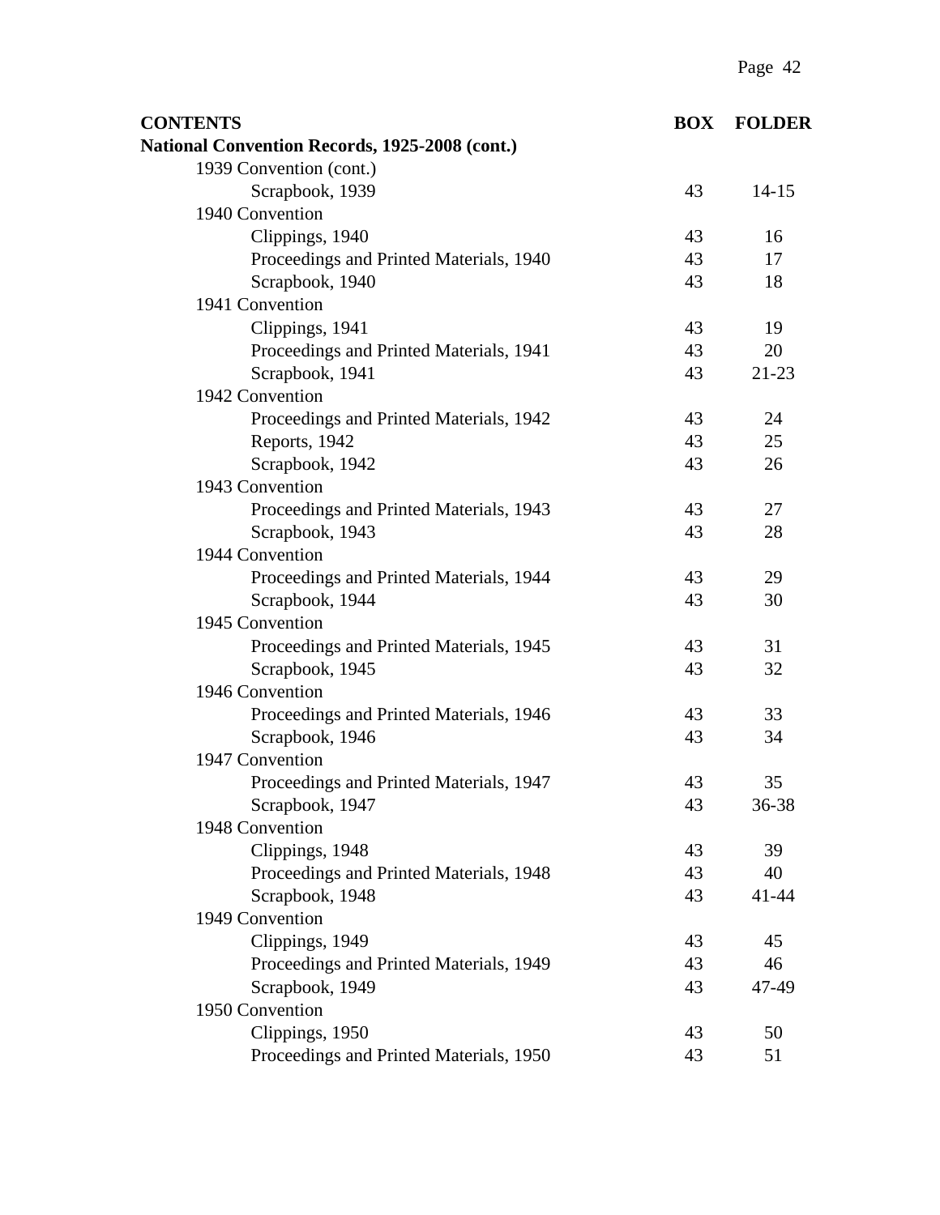| CONTENTS | BOX | FOLDER |
|---|---|---|
| **National Convention Records, 1925-2008 (cont.)** | | |
| 1939 Convention (cont.) | | |
| Scrapbook, 1939 | 43 | 14-15 |
| 1940 Convention | | |
| Clippings, 1940 | 43 | 16 |
| Proceedings and Printed Materials, 1940 | 43 | 17 |
| Scrapbook, 1940 | 43 | 18 |
| 1941 Convention | | |
| Clippings, 1941 | 43 | 19 |
| Proceedings and Printed Materials, 1941 | 43 | 20 |
| Scrapbook, 1941 | 43 | 21-23 |
| 1942 Convention | | |
| Proceedings and Printed Materials, 1942 | 43 | 24 |
| Reports, 1942 | 43 | 25 |
| Scrapbook, 1942 | 43 | 26 |
| 1943 Convention | | |
| Proceedings and Printed Materials, 1943 | 43 | 27 |
| Scrapbook, 1943 | 43 | 28 |
| 1944 Convention | | |
| Proceedings and Printed Materials, 1944 | 43 | 29 |
| Scrapbook, 1944 | 43 | 30 |
| 1945 Convention | | |
| Proceedings and Printed Materials, 1945 | 43 | 31 |
| Scrapbook, 1945 | 43 | 32 |
| 1946 Convention | | |
| Proceedings and Printed Materials, 1946 | 43 | 33 |
| Scrapbook, 1946 | 43 | 34 |
| 1947 Convention | | |
| Proceedings and Printed Materials, 1947 | 43 | 35 |
| Scrapbook, 1947 | 43 | 36-38 |
| 1948 Convention | | |
| Clippings, 1948 | 43 | 39 |
| Proceedings and Printed Materials, 1948 | 43 | 40 |
| Scrapbook, 1948 | 43 | 41-44 |
| 1949 Convention | | |
| Clippings, 1949 | 43 | 45 |
| Proceedings and Printed Materials, 1949 | 43 | 46 |
| Scrapbook, 1949 | 43 | 47-49 |
| 1950 Convention | | |
| Clippings, 1950 | 43 | 50 |
| Proceedings and Printed Materials, 1950 | 43 | 51 |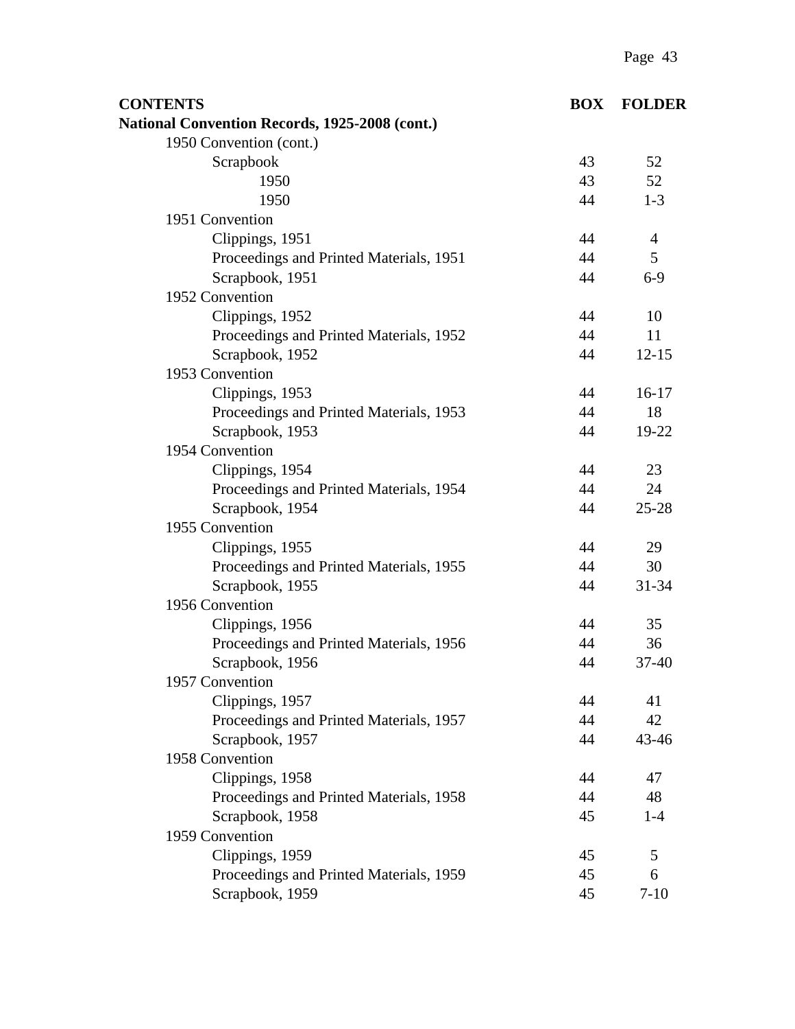| CONTENTS | BOX | FOLDER |
|---|---|---|
| **National Convention Records, 1925-2008 (cont.)** | | |
| 1950 Convention (cont.) | | |
| Scrapbook | 43 | 52 |
| 1950 | 43 | 52 |
| 1950 | 44 | 1-3 |
| 1951 Convention | | |
| Clippings, 1951 | 44 | 4 |
| Proceedings and Printed Materials, 1951 | 44 | 5 |
| Scrapbook, 1951 | 44 | 6-9 |
| 1952 Convention | | |
| Clippings, 1952 | 44 | 10 |
| Proceedings and Printed Materials, 1952 | 44 | 11 |
| Scrapbook, 1952 | 44 | 12-15 |
| 1953 Convention | | |
| Clippings, 1953 | 44 | 16-17 |
| Proceedings and Printed Materials, 1953 | 44 | 18 |
| Scrapbook, 1953 | 44 | 19-22 |
| 1954 Convention | | |
| Clippings, 1954 | 44 | 23 |
| Proceedings and Printed Materials, 1954 | 44 | 24 |
| Scrapbook, 1954 | 44 | 25-28 |
| 1955 Convention | | |
| Clippings, 1955 | 44 | 29 |
| Proceedings and Printed Materials, 1955 | 44 | 30 |
| Scrapbook, 1955 | 44 | 31-34 |
| 1956 Convention | | |
| Clippings, 1956 | 44 | 35 |
| Proceedings and Printed Materials, 1956 | 44 | 36 |
| Scrapbook, 1956 | 44 | 37-40 |
| 1957 Convention | | |
| Clippings, 1957 | 44 | 41 |
| Proceedings and Printed Materials, 1957 | 44 | 42 |
| Scrapbook, 1957 | 44 | 43-46 |
| 1958 Convention | | |
| Clippings, 1958 | 44 | 47 |
| Proceedings and Printed Materials, 1958 | 44 | 48 |
| Scrapbook, 1958 | 45 | 1-4 |
| 1959 Convention | | |
| Clippings, 1959 | 45 | 5 |
| Proceedings and Printed Materials, 1959 | 45 | 6 |
| Scrapbook, 1959 | 45 | 7-10 |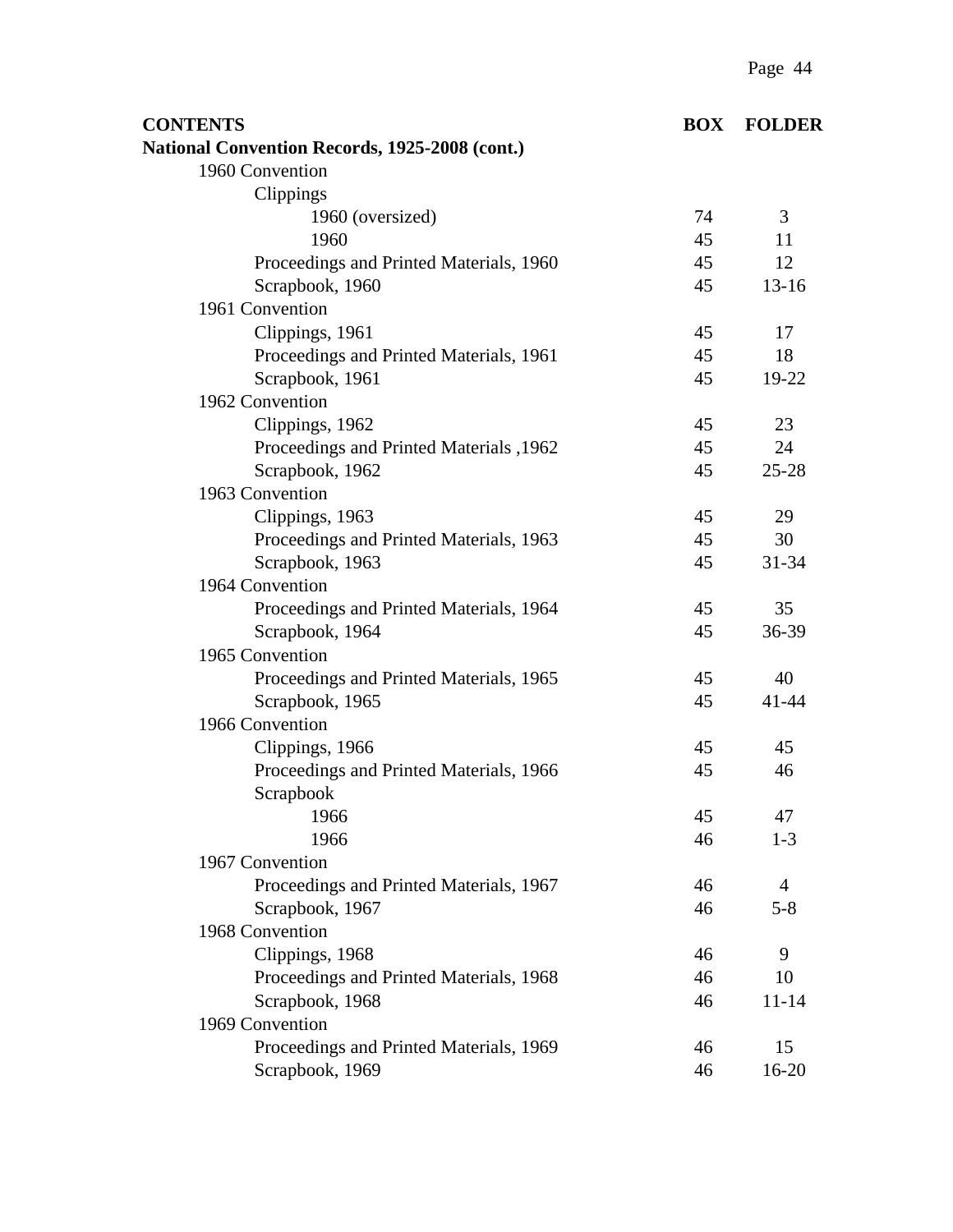| CONTENTS | BOX | FOLDER |
|---|---|---|
| **National Convention Records, 1925-2008 (cont.)** | | |
| 1960 Convention | | |
| Clippings | | |
| 1960 (oversized) | 74 | 3 |
| 1960 | 45 | 11 |
| Proceedings and Printed Materials, 1960 | 45 | 12 |
| Scrapbook, 1960 | 45 | 13-16 |
| 1961 Convention | | |
| Clippings, 1961 | 45 | 17 |
| Proceedings and Printed Materials, 1961 | 45 | 18 |
| Scrapbook, 1961 | 45 | 19-22 |
| 1962 Convention | | |
| Clippings, 1962 | 45 | 23 |
| Proceedings and Printed Materials ,1962 | 45 | 24 |
| Scrapbook, 1962 | 45 | 25-28 |
| 1963 Convention | | |
| Clippings, 1963 | 45 | 29 |
| Proceedings and Printed Materials, 1963 | 45 | 30 |
| Scrapbook, 1963 | 45 | 31-34 |
| 1964 Convention | | |
| Proceedings and Printed Materials, 1964 | 45 | 35 |
| Scrapbook, 1964 | 45 | 36-39 |
| 1965 Convention | | |
| Proceedings and Printed Materials, 1965 | 45 | 40 |
| Scrapbook, 1965 | 45 | 41-44 |
| 1966 Convention | | |
| Clippings, 1966 | 45 | 45 |
| Proceedings and Printed Materials, 1966 | 45 | 46 |
| Scrapbook | | |
| 1966 | 45 | 47 |
| 1966 | 46 | 1-3 |
| 1967 Convention | | |
| Proceedings and Printed Materials, 1967 | 46 | 4 |
| Scrapbook, 1967 | 46 | 5-8 |
| 1968 Convention | | |
| Clippings, 1968 | 46 | 9 |
| Proceedings and Printed Materials, 1968 | 46 | 10 |
| Scrapbook, 1968 | 46 | 11-14 |
| 1969 Convention | | |
| Proceedings and Printed Materials, 1969 | 46 | 15 |
| Scrapbook, 1969 | 46 | 16-20 |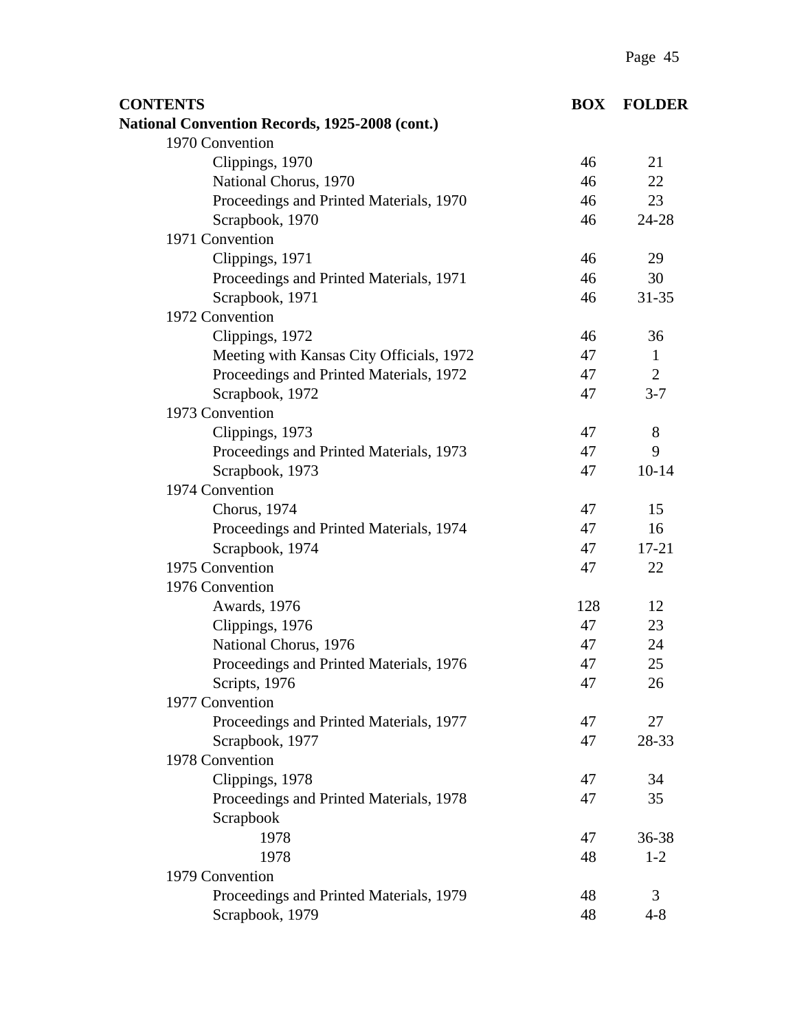| CONTENTS | BOX | FOLDER |
|---|---|---|
| **National Convention Records, 1925-2008 (cont.)** | | |
| 1970 Convention | | |
| Clippings, 1970 | 46 | 21 |
| National Chorus, 1970 | 46 | 22 |
| Proceedings and Printed Materials, 1970 | 46 | 23 |
| Scrapbook, 1970 | 46 | 24-28 |
| 1971 Convention | | |
| Clippings, 1971 | 46 | 29 |
| Proceedings and Printed Materials, 1971 | 46 | 30 |
| Scrapbook, 1971 | 46 | 31-35 |
| 1972 Convention | | |
| Clippings, 1972 | 46 | 36 |
| Meeting with Kansas City Officials, 1972 | 47 | 1 |
| Proceedings and Printed Materials, 1972 | 47 | 2 |
| Scrapbook, 1972 | 47 | 3-7 |
| 1973 Convention | | |
| Clippings, 1973 | 47 | 8 |
| Proceedings and Printed Materials, 1973 | 47 | 9 |
| Scrapbook, 1973 | 47 | 10-14 |
| 1974 Convention | | |
| Chorus, 1974 | 47 | 15 |
| Proceedings and Printed Materials, 1974 | 47 | 16 |
| Scrapbook, 1974 | 47 | 17-21 |
| 1975 Convention | 47 | 22 |
| 1976 Convention | | |
| Awards, 1976 | 128 | 12 |
| Clippings, 1976 | 47 | 23 |
| National Chorus, 1976 | 47 | 24 |
| Proceedings and Printed Materials, 1976 | 47 | 25 |
| Scripts, 1976 | 47 | 26 |
| 1977 Convention | | |
| Proceedings and Printed Materials, 1977 | 47 | 27 |
| Scrapbook, 1977 | 47 | 28-33 |
| 1978 Convention | | |
| Clippings, 1978 | 47 | 34 |
| Proceedings and Printed Materials, 1978 | 47 | 35 |
| Scrapbook | | |
| 1978 | 47 | 36-38 |
| 1978 | 48 | 1-2 |
| 1979 Convention | | |
| Proceedings and Printed Materials, 1979 | 48 | 3 |
| Scrapbook, 1979 | 48 | 4-8 |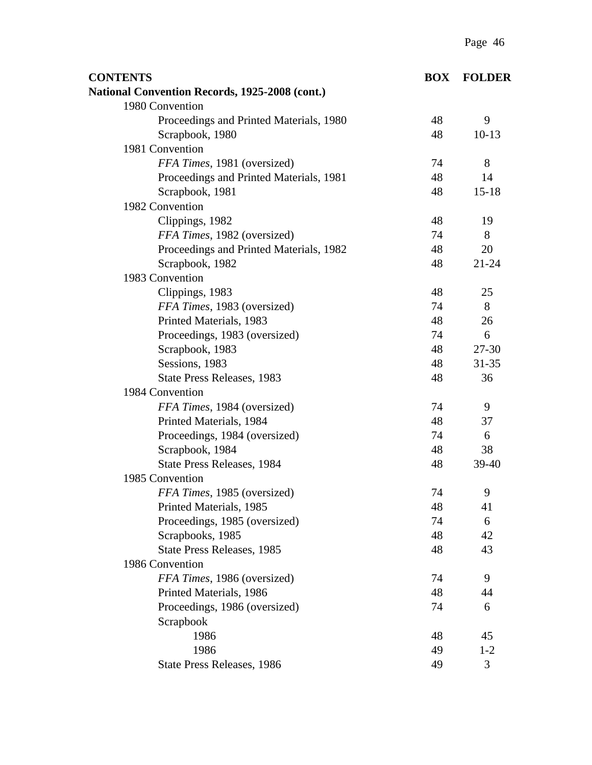| CONTENTS | BOX | FOLDER |
|---|---|---|
| **National Convention Records, 1925-2008 (cont.)** | | |
| 1980 Convention | | |
| Proceedings and Printed Materials, 1980 | 48 | 9 |
| Scrapbook, 1980 | 48 | 10-13 |
| 1981 Convention | | |
| *FFA Times*, 1981 (oversized) | 74 | 8 |
| Proceedings and Printed Materials, 1981 | 48 | 14 |
| Scrapbook, 1981 | 48 | 15-18 |
| 1982 Convention | | |
| Clippings, 1982 | 48 | 19 |
| *FFA Times*, 1982 (oversized) | 74 | 8 |
| Proceedings and Printed Materials, 1982 | 48 | 20 |
| Scrapbook, 1982 | 48 | 21-24 |
| 1983 Convention | | |
| Clippings, 1983 | 48 | 25 |
| *FFA Times*, 1983 (oversized) | 74 | 8 |
| Printed Materials, 1983 | 48 | 26 |
| Proceedings, 1983 (oversized) | 74 | 6 |
| Scrapbook, 1983 | 48 | 27-30 |
| Sessions, 1983 | 48 | 31-35 |
| State Press Releases, 1983 | 48 | 36 |
| 1984 Convention | | |
| *FFA Times*, 1984 (oversized) | 74 | 9 |
| Printed Materials, 1984 | 48 | 37 |
| Proceedings, 1984 (oversized) | 74 | 6 |
| Scrapbook, 1984 | 48 | 38 |
| State Press Releases, 1984 | 48 | 39-40 |
| 1985 Convention | | |
| *FFA Times*, 1985 (oversized) | 74 | 9 |
| Printed Materials, 1985 | 48 | 41 |
| Proceedings, 1985 (oversized) | 74 | 6 |
| Scrapbooks, 1985 | 48 | 42 |
| State Press Releases, 1985 | 48 | 43 |
| 1986 Convention | | |
| *FFA Times*, 1986 (oversized) | 74 | 9 |
| Printed Materials, 1986 | 48 | 44 |
| Proceedings, 1986 (oversized) | 74 | 6 |
| Scrapbook | | |
| 1986 | 48 | 45 |
| 1986 | 49 | 1-2 |
| State Press Releases, 1986 | 49 | 3 |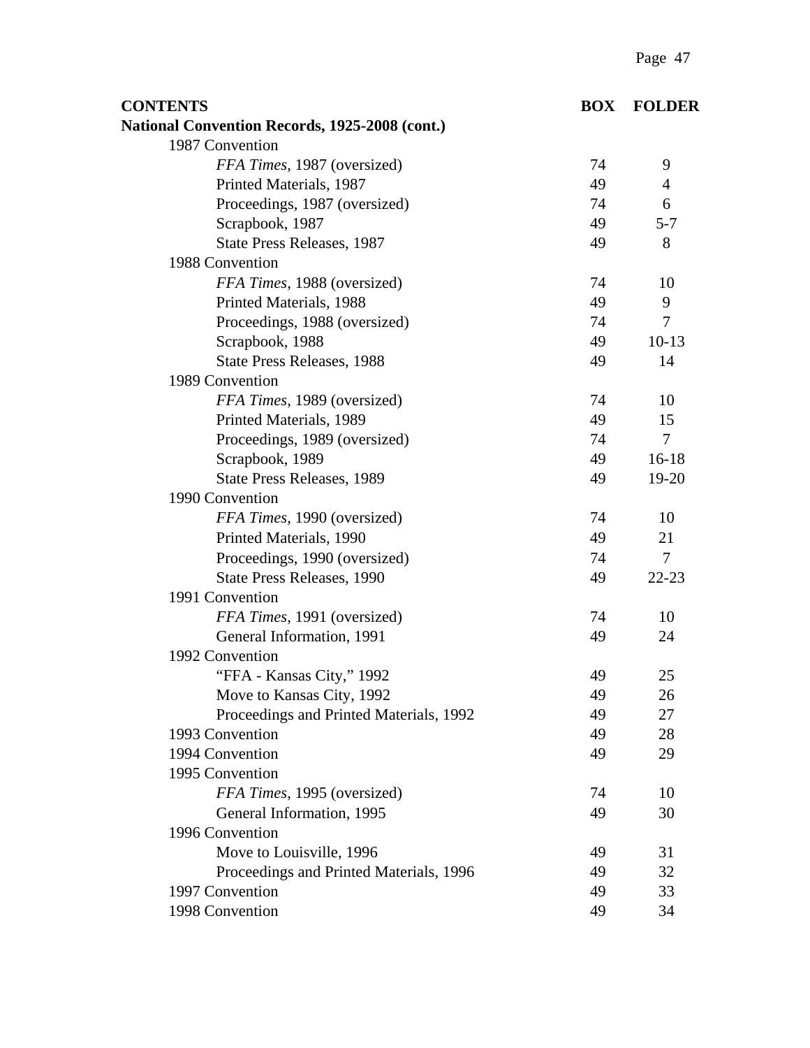| CONTENTS | BOX | FOLDER |
|---|---|---|
| **National Convention Records, 1925-2008 (cont.)** | | |
| 1987 Convention | | |
| *FFA Times*, 1987 (oversized) | 74 | 9 |
| Printed Materials, 1987 | 49 | 4 |
| Proceedings, 1987 (oversized) | 74 | 6 |
| Scrapbook, 1987 | 49 | 5-7 |
| State Press Releases, 1987 | 49 | 8 |
| 1988 Convention | | |
| *FFA Times*, 1988 (oversized) | 74 | 10 |
| Printed Materials, 1988 | 49 | 9 |
| Proceedings, 1988 (oversized) | 74 | 7 |
| Scrapbook, 1988 | 49 | 10-13 |
| State Press Releases, 1988 | 49 | 14 |
| 1989 Convention | | |
| *FFA Times*, 1989 (oversized) | 74 | 10 |
| Printed Materials, 1989 | 49 | 15 |
| Proceedings, 1989 (oversized) | 74 | 7 |
| Scrapbook, 1989 | 49 | 16-18 |
| State Press Releases, 1989 | 49 | 19-20 |
| 1990 Convention | | |
| *FFA Times*, 1990 (oversized) | 74 | 10 |
| Printed Materials, 1990 | 49 | 21 |
| Proceedings, 1990 (oversized) | 74 | 7 |
| State Press Releases, 1990 | 49 | 22-23 |
| 1991 Convention | | |
| *FFA Times*, 1991 (oversized) | 74 | 10 |
| General Information, 1991 | 49 | 24 |
| 1992 Convention | | |
| "FFA - Kansas City," 1992 | 49 | 25 |
| Move to Kansas City, 1992 | 49 | 26 |
| Proceedings and Printed Materials, 1992 | 49 | 27 |
| 1993 Convention | 49 | 28 |
| 1994 Convention | 49 | 29 |
| 1995 Convention | | |
| *FFA Times*, 1995 (oversized) | 74 | 10 |
| General Information, 1995 | 49 | 30 |
| 1996 Convention | | |
| Move to Louisville, 1996 | 49 | 31 |
| Proceedings and Printed Materials, 1996 | 49 | 32 |
| 1997 Convention | 49 | 33 |
| 1998 Convention | 49 | 34 |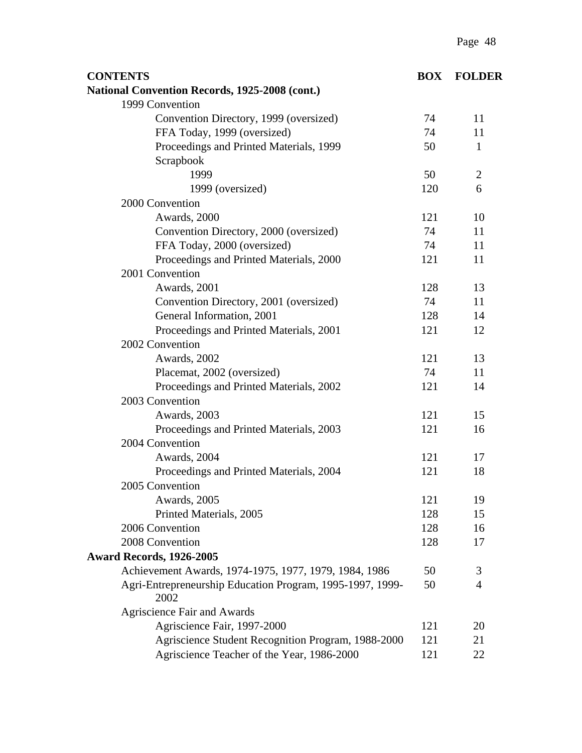| CONTENTS | BOX | FOLDER |
| --- | --- | --- |
| **National Convention Records, 1925-2008 (cont.)** | | |
| 1999 Convention | | |
| Convention Directory, 1999 (oversized) | 74 | 11 |
| FFA Today, 1999 (oversized) | 74 | 11 |
| Proceedings and Printed Materials, 1999 | 50 | 1 |
| Scrapbook | | |
| 1999 | 50 | 2 |
| 1999 (oversized) | 120 | 6 |
| 2000 Convention | | |
| Awards, 2000 | 121 | 10 |
| Convention Directory, 2000 (oversized) | 74 | 11 |
| FFA Today, 2000 (oversized) | 74 | 11 |
| Proceedings and Printed Materials, 2000 | 121 | 11 |
| 2001 Convention | | |
| Awards, 2001 | 128 | 13 |
| Convention Directory, 2001 (oversized) | 74 | 11 |
| General Information, 2001 | 128 | 14 |
| Proceedings and Printed Materials, 2001 | 121 | 12 |
| 2002 Convention | | |
| Awards, 2002 | 121 | 13 |
| Placemat, 2002 (oversized) | 74 | 11 |
| Proceedings and Printed Materials, 2002 | 121 | 14 |
| 2003 Convention | | |
| Awards, 2003 | 121 | 15 |
| Proceedings and Printed Materials, 2003 | 121 | 16 |
| 2004 Convention | | |
| Awards, 2004 | 121 | 17 |
| Proceedings and Printed Materials, 2004 | 121 | 18 |
| 2005 Convention | | |
| Awards, 2005 | 121 | 19 |
| Printed Materials, 2005 | 128 | 15 |
| 2006 Convention | 128 | 16 |
| 2008 Convention | 128 | 17 |
| **Award Records, 1926-2005** | | |
| Achievement Awards, 1974-1975, 1977, 1979, 1984, 1986 | 50 | 3 |
| Agri-Entrepreneurship Education Program, 1995-1997, 1999-2002 | 50 | 4 |
| Agriscience Fair and Awards | | |
| Agriscience Fair, 1997-2000 | 121 | 20 |
| Agriscience Student Recognition Program, 1988-2000 | 121 | 21 |
| Agriscience Teacher of the Year, 1986-2000 | 121 | 22 |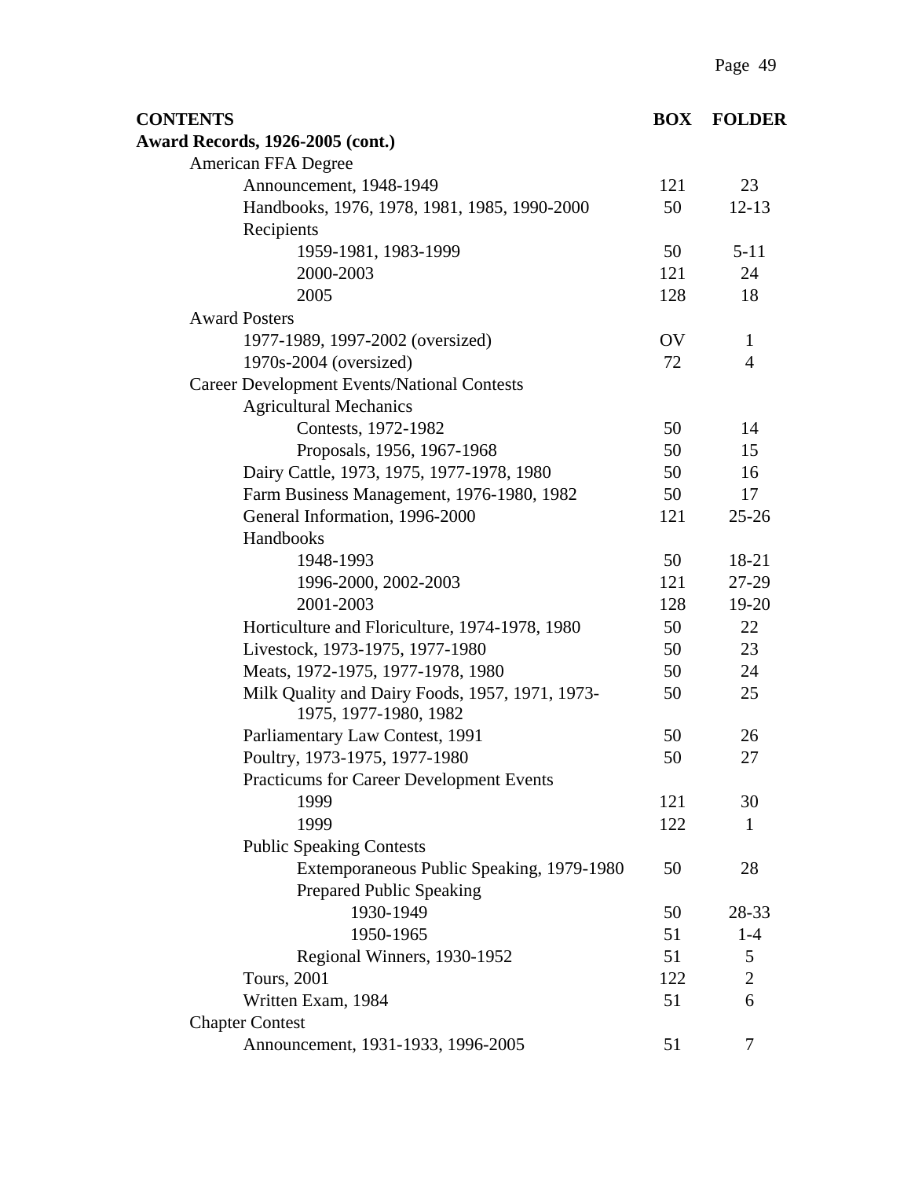| CONTENTS | BOX | FOLDER |
|---|---|---|
| **Award Records, 1926-2005 (cont.)** | | |
| American FFA Degree | | |
| Announcement, 1948-1949 | 121 | 23 |
| Handbooks, 1976, 1978, 1981, 1985, 1990-2000 | 50 | 12-13 |
| Recipients | | |
| 1959-1981, 1983-1999 | 50 | 5-11 |
| 2000-2003 | 121 | 24 |
| 2005 | 128 | 18 |
| Award Posters | | |
| 1977-1989, 1997-2002 (oversized) | OV | 1 |
| 1970s-2004 (oversized) | 72 | 4 |
| Career Development Events/National Contests | | |
| Agricultural Mechanics | | |
| Contests, 1972-1982 | 50 | 14 |
| Proposals, 1956, 1967-1968 | 50 | 15 |
| Dairy Cattle, 1973, 1975, 1977-1978, 1980 | 50 | 16 |
| Farm Business Management, 1976-1980, 1982 | 50 | 17 |
| General Information, 1996-2000 | 121 | 25-26 |
| Handbooks | | |
| 1948-1993 | 50 | 18-21 |
| 1996-2000, 2002-2003 | 121 | 27-29 |
| 2001-2003 | 128 | 19-20 |
| Horticulture and Floriculture, 1974-1978, 1980 | 50 | 22 |
| Livestock, 1973-1975, 1977-1980 | 50 | 23 |
| Meats, 1972-1975, 1977-1978, 1980 | 50 | 24 |
| Milk Quality and Dairy Foods, 1957, 1971, 1973-1975, 1977-1980, 1982 | 50 | 25 |
| Parliamentary Law Contest, 1991 | 50 | 26 |
| Poultry, 1973-1975, 1977-1980 | 50 | 27 |
| Practicums for Career Development Events | | |
| 1999 | 121 | 30 |
| 1999 | 122 | 1 |
| Public Speaking Contests | | |
| Extemporaneous Public Speaking, 1979-1980 | 50 | 28 |
| Prepared Public Speaking | | |
| 1930-1949 | 50 | 28-33 |
| 1950-1965 | 51 | 1-4 |
| Regional Winners, 1930-1952 | 51 | 5 |
| Tours, 2001 | 122 | 2 |
| Written Exam, 1984 | 51 | 6 |
| Chapter Contest | | |
| Announcement, 1931-1933, 1996-2005 | 51 | 7 |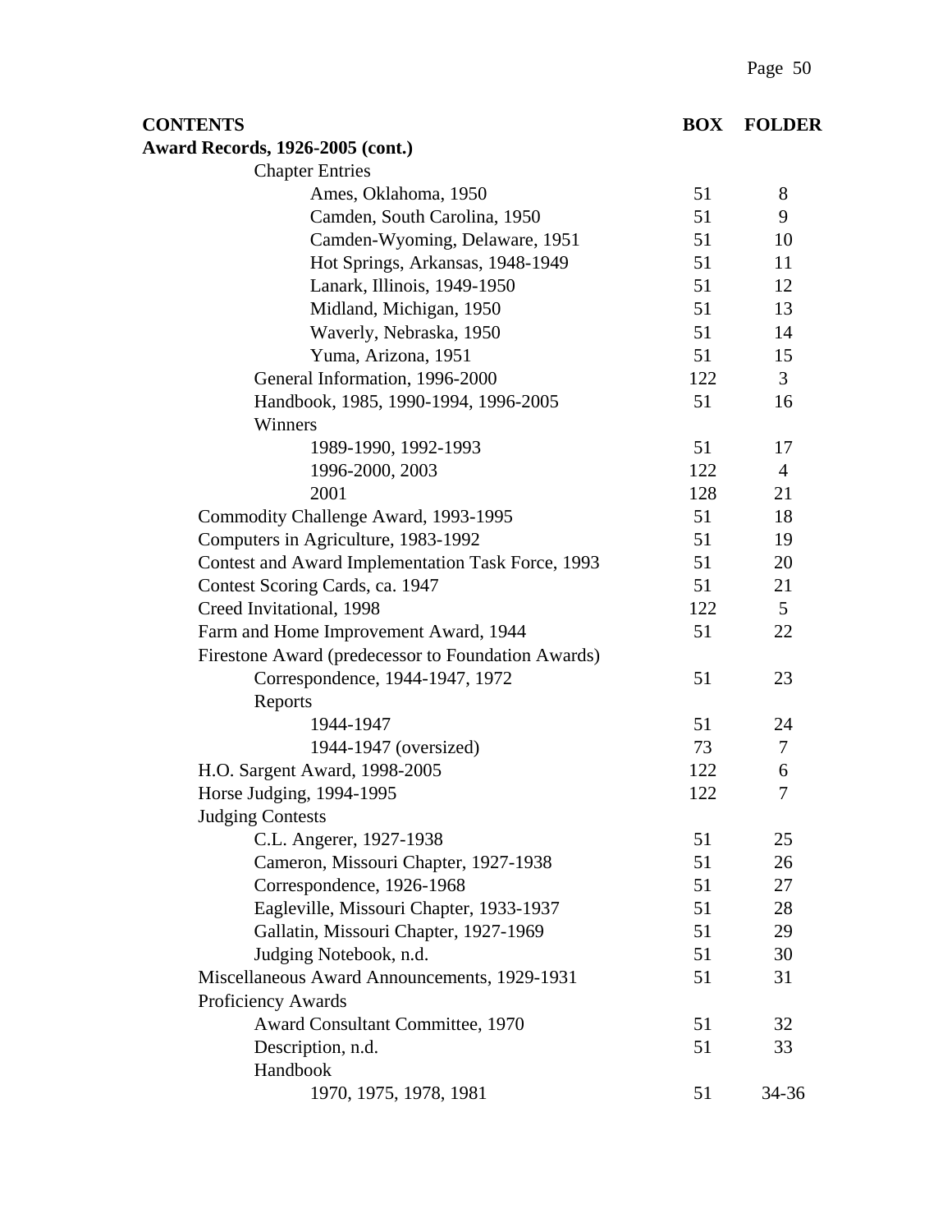| CONTENTS | BOX | FOLDER |
|---|---|---|
| **Award Records, 1926-2005 (cont.)** | | |
| Chapter Entries | | |
| Ames, Oklahoma, 1950 | 51 | 8 |
| Camden, South Carolina, 1950 | 51 | 9 |
| Camden-Wyoming, Delaware, 1951 | 51 | 10 |
| Hot Springs, Arkansas, 1948-1949 | 51 | 11 |
| Lanark, Illinois, 1949-1950 | 51 | 12 |
| Midland, Michigan, 1950 | 51 | 13 |
| Waverly, Nebraska, 1950 | 51 | 14 |
| Yuma, Arizona, 1951 | 51 | 15 |
| General Information, 1996-2000 | 122 | 3 |
| Handbook, 1985, 1990-1994, 1996-2005 | 51 | 16 |
| Winners | | |
| 1989-1990, 1992-1993 | 51 | 17 |
| 1996-2000, 2003 | 122 | 4 |
| 2001 | 128 | 21 |
| Commodity Challenge Award, 1993-1995 | 51 | 18 |
| Computers in Agriculture, 1983-1992 | 51 | 19 |
| Contest and Award Implementation Task Force, 1993 | 51 | 20 |
| Contest Scoring Cards, ca. 1947 | 51 | 21 |
| Creed Invitational, 1998 | 122 | 5 |
| Farm and Home Improvement Award, 1944 | 51 | 22 |
| Firestone Award (predecessor to Foundation Awards) | | |
| Correspondence, 1944-1947, 1972 | 51 | 23 |
| Reports | | |
| 1944-1947 | 51 | 24 |
| 1944-1947 (oversized) | 73 | 7 |
| H.O. Sargent Award, 1998-2005 | 122 | 6 |
| Horse Judging, 1994-1995 | 122 | 7 |
| Judging Contests | | |
| C.L. Angerer, 1927-1938 | 51 | 25 |
| Cameron, Missouri Chapter, 1927-1938 | 51 | 26 |
| Correspondence, 1926-1968 | 51 | 27 |
| Eagleville, Missouri Chapter, 1933-1937 | 51 | 28 |
| Gallatin, Missouri Chapter, 1927-1969 | 51 | 29 |
| Judging Notebook, n.d. | 51 | 30 |
| Miscellaneous Award Announcements, 1929-1931 | 51 | 31 |
| Proficiency Awards | | |
| Award Consultant Committee, 1970 | 51 | 32 |
| Description, n.d. | 51 | 33 |
| Handbook | | |
| 1970, 1975, 1978, 1981 | 51 | 34-36 |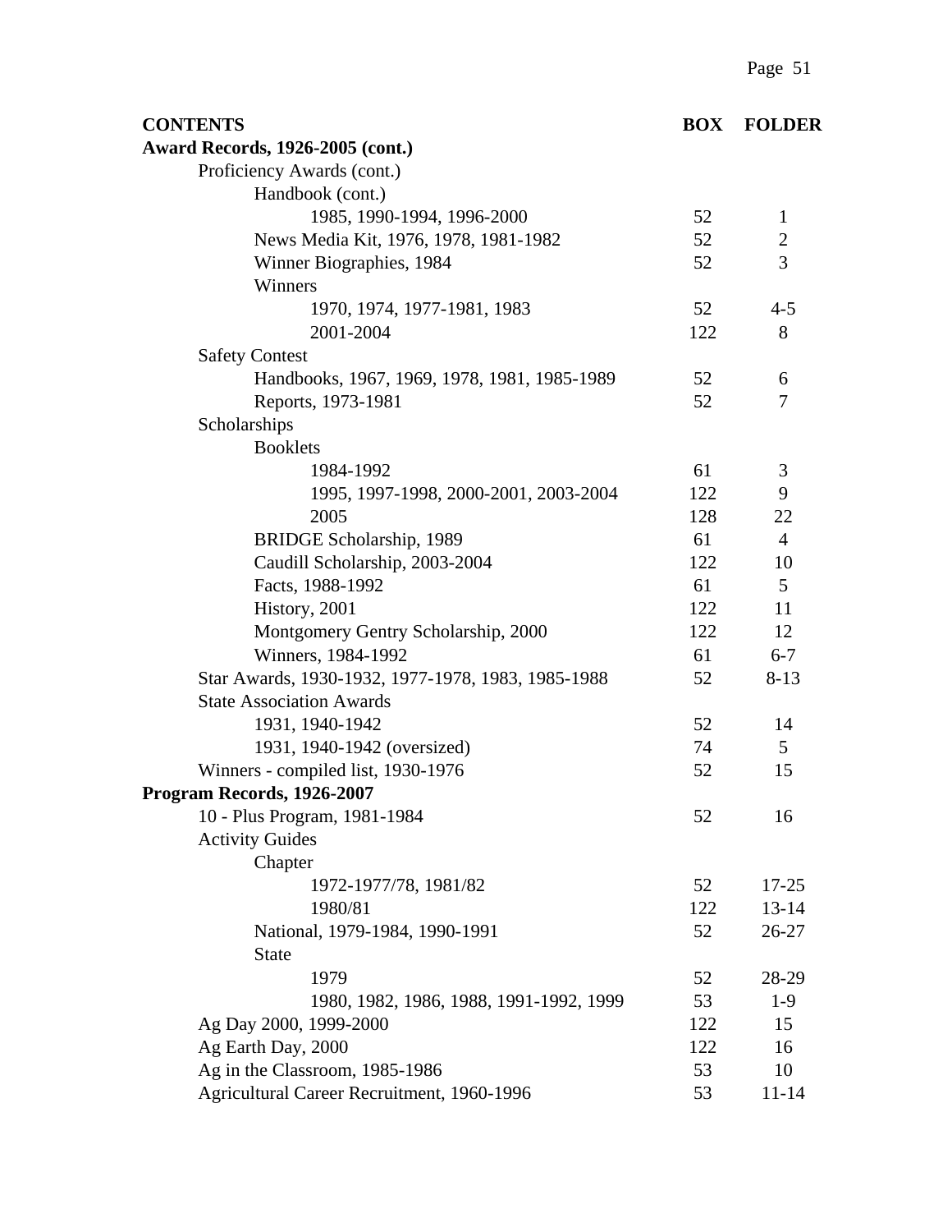| CONTENTS | BOX | FOLDER |
|---|---|---|
| **Award Records, 1926-2005 (cont.)** | | |
| Proficiency Awards (cont.) | | |
| Handbook (cont.) | | |
| 1985, 1990-1994, 1996-2000 | 52 | 1 |
| News Media Kit, 1976, 1978, 1981-1982 | 52 | 2 |
| Winner Biographies, 1984 | 52 | 3 |
| Winners | | |
| 1970, 1974, 1977-1981, 1983 | 52 | 4-5 |
| 2001-2004 | 122 | 8 |
| Safety Contest | | |
| Handbooks, 1967, 1969, 1978, 1981, 1985-1989 | 52 | 6 |
| Reports, 1973-1981 | 52 | 7 |
| Scholarships | | |
| Booklets | | |
| 1984-1992 | 61 | 3 |
| 1995, 1997-1998, 2000-2001, 2003-2004 | 122 | 9 |
| 2005 | 128 | 22 |
| BRIDGE Scholarship, 1989 | 61 | 4 |
| Caudill Scholarship, 2003-2004 | 122 | 10 |
| Facts, 1988-1992 | 61 | 5 |
| History, 2001 | 122 | 11 |
| Montgomery Gentry Scholarship, 2000 | 122 | 12 |
| Winners, 1984-1992 | 61 | 6-7 |
| Star Awards, 1930-1932, 1977-1978, 1983, 1985-1988 | 52 | 8-13 |
| State Association Awards | | |
| 1931, 1940-1942 | 52 | 14 |
| 1931, 1940-1942 (oversized) | 74 | 5 |
| Winners - compiled list, 1930-1976 | 52 | 15 |
| **Program Records, 1926-2007** | | |
| 10 - Plus Program, 1981-1984 | 52 | 16 |
| Activity Guides | | |
| Chapter | | |
| 1972-1977/78, 1981/82 | 52 | 17-25 |
| 1980/81 | 122 | 13-14 |
| National, 1979-1984, 1990-1991 | 52 | 26-27 |
| State | | |
| 1979 | 52 | 28-29 |
| 1980, 1982, 1986, 1988, 1991-1992, 1999 | 53 | 1-9 |
| Ag Day 2000, 1999-2000 | 122 | 15 |
| Ag Earth Day, 2000 | 122 | 16 |
| Ag in the Classroom, 1985-1986 | 53 | 10 |
| Agricultural Career Recruitment, 1960-1996 | 53 | 11-14 |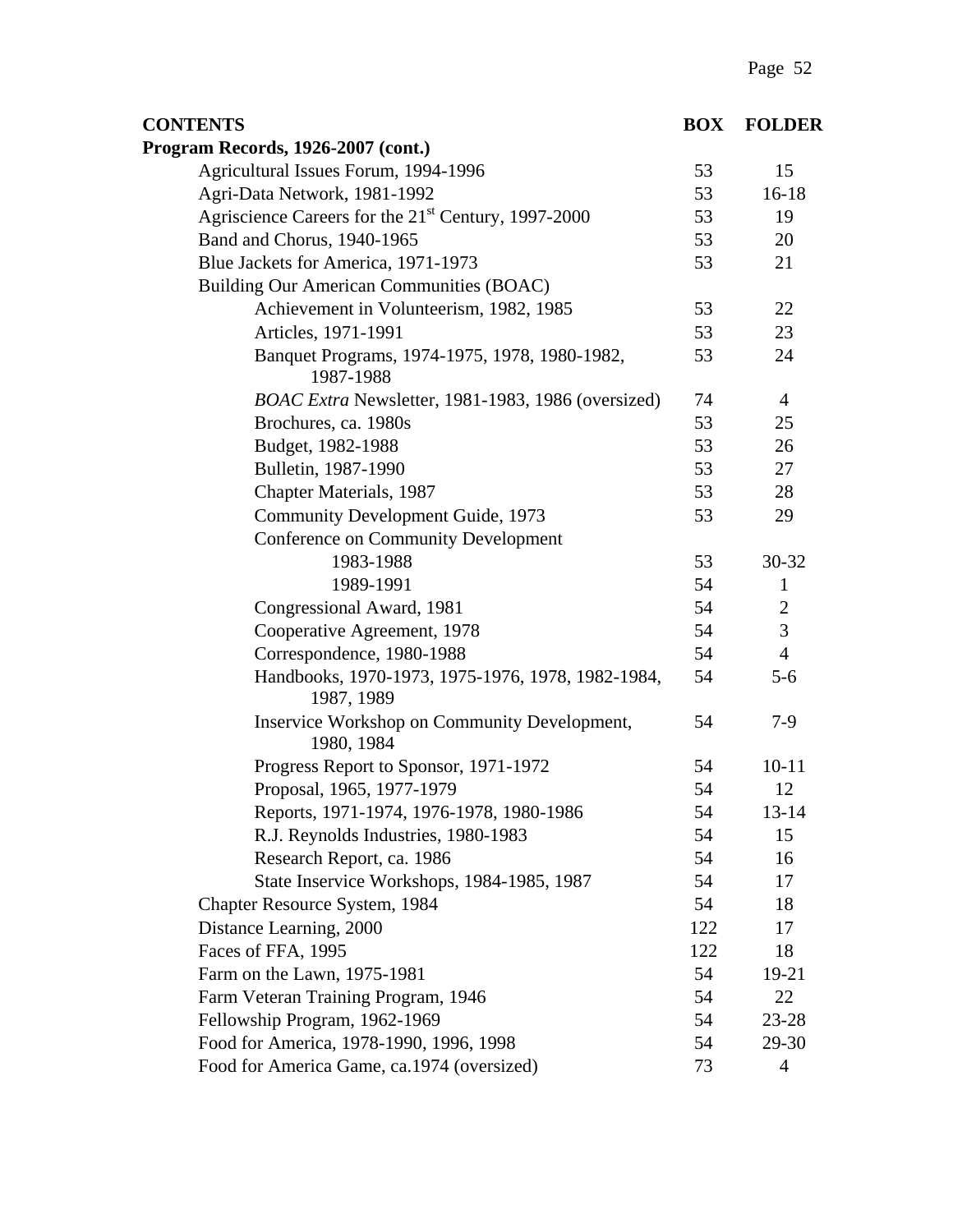| CONTENTS | BOX | FOLDER |
|---|---|---|
| **Program Records, 1926-2007 (cont.)** | | |
| Agricultural Issues Forum, 1994-1996 | 53 | 15 |
| Agri-Data Network, 1981-1992 | 53 | 16-18 |
| Agriscience Careers for the 21st Century, 1997-2000 | 53 | 19 |
| Band and Chorus, 1940-1965 | 53 | 20 |
| Blue Jackets for America, 1971-1973 | 53 | 21 |
| Building Our American Communities (BOAC) | | |
| Achievement in Volunteerism, 1982, 1985 | 53 | 22 |
| Articles, 1971-1991 | 53 | 23 |
| Banquet Programs, 1974-1975, 1978, 1980-1982, 1987-1988 | 53 | 24 |
| *BOAC Extra* Newsletter, 1981-1983, 1986 (oversized) | 74 | 4 |
| Brochures, ca. 1980s | 53 | 25 |
| Budget, 1982-1988 | 53 | 26 |
| Bulletin, 1987-1990 | 53 | 27 |
| Chapter Materials, 1987 | 53 | 28 |
| Community Development Guide, 1973 | 53 | 29 |
| Conference on Community Development | | |
| 1983-1988 | 53 | 30-32 |
| 1989-1991 | 54 | 1 |
| Congressional Award, 1981 | 54 | 2 |
| Cooperative Agreement, 1978 | 54 | 3 |
| Correspondence, 1980-1988 | 54 | 4 |
| Handbooks, 1970-1973, 1975-1976, 1978, 1982-1984, 1987, 1989 | 54 | 5-6 |
| Inservice Workshop on Community Development, 1980, 1984 | 54 | 7-9 |
| Progress Report to Sponsor, 1971-1972 | 54 | 10-11 |
| Proposal, 1965, 1977-1979 | 54 | 12 |
| Reports, 1971-1974, 1976-1978, 1980-1986 | 54 | 13-14 |
| R.J. Reynolds Industries, 1980-1983 | 54 | 15 |
| Research Report, ca. 1986 | 54 | 16 |
| State Inservice Workshops, 1984-1985, 1987 | 54 | 17 |
| Chapter Resource System, 1984 | 54 | 18 |
| Distance Learning, 2000 | 122 | 17 |
| Faces of FFA, 1995 | 122 | 18 |
| Farm on the Lawn, 1975-1981 | 54 | 19-21 |
| Farm Veteran Training Program, 1946 | 54 | 22 |
| Fellowship Program, 1962-1969 | 54 | 23-28 |
| Food for America, 1978-1990, 1996, 1998 | 54 | 29-30 |
| Food for America Game, ca.1974 (oversized) | 73 | 4 |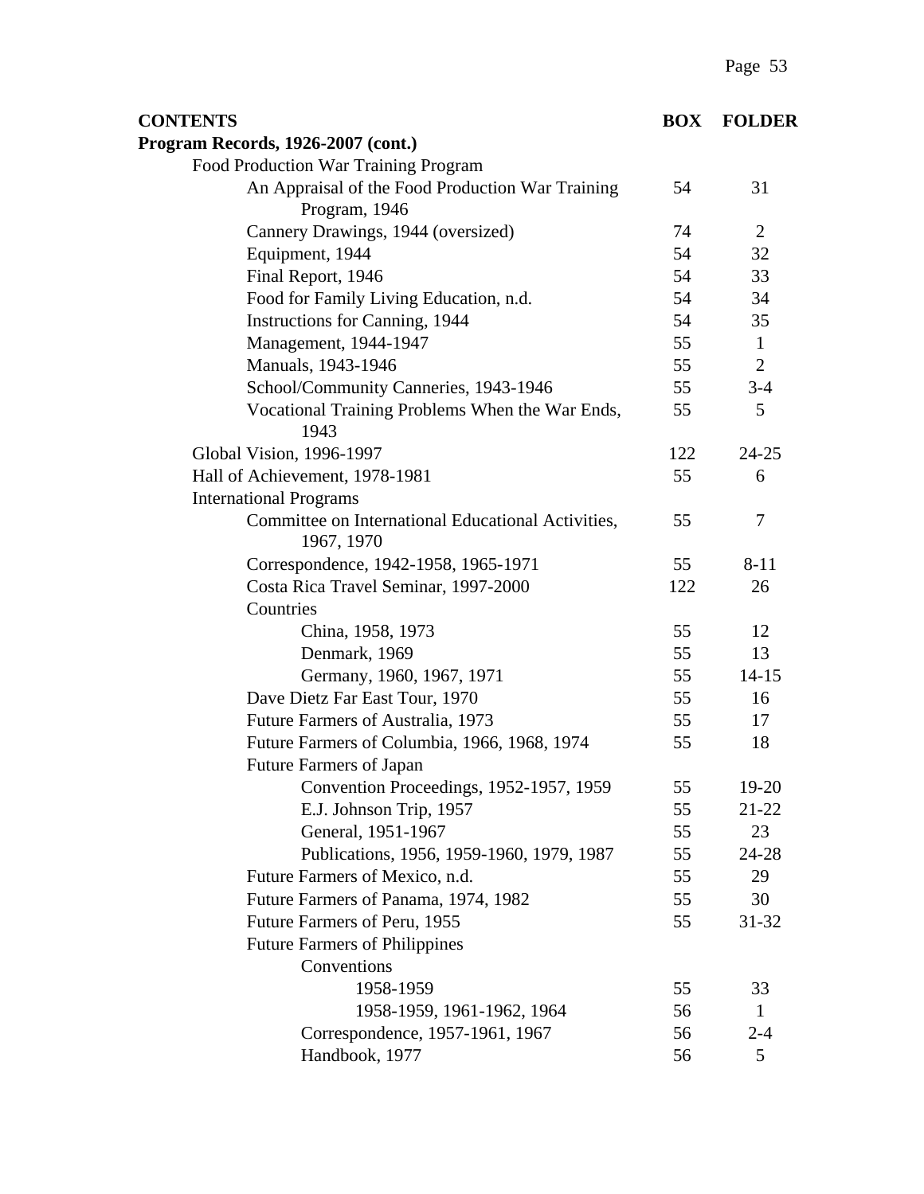| CONTENTS | BOX | FOLDER |
| --- | --- | --- |
| **Program Records, 1926-2007 (cont.)** | | |
| Food Production War Training Program | | |
| An Appraisal of the Food Production War Training Program, 1946 | 54 | 31 |
| Cannery Drawings, 1944 (oversized) | 74 | 2 |
| Equipment, 1944 | 54 | 32 |
| Final Report, 1946 | 54 | 33 |
| Food for Family Living Education, n.d. | 54 | 34 |
| Instructions for Canning, 1944 | 54 | 35 |
| Management, 1944-1947 | 55 | 1 |
| Manuals, 1943-1946 | 55 | 2 |
| School/Community Canneries, 1943-1946 | 55 | 3-4 |
| Vocational Training Problems When the War Ends, 1943 | 55 | 5 |
| Global Vision, 1996-1997 | 122 | 24-25 |
| Hall of Achievement, 1978-1981 | 55 | 6 |
| International Programs | | |
| Committee on International Educational Activities, 1967, 1970 | 55 | 7 |
| Correspondence, 1942-1958, 1965-1971 | 55 | 8-11 |
| Costa Rica Travel Seminar, 1997-2000 | 122 | 26 |
| Countries | | |
| China, 1958, 1973 | 55 | 12 |
| Denmark, 1969 | 55 | 13 |
| Germany, 1960, 1967, 1971 | 55 | 14-15 |
| Dave Dietz Far East Tour, 1970 | 55 | 16 |
| Future Farmers of Australia, 1973 | 55 | 17 |
| Future Farmers of Columbia, 1966, 1968, 1974 | 55 | 18 |
| Future Farmers of Japan | | |
| Convention Proceedings, 1952-1957, 1959 | 55 | 19-20 |
| E.J. Johnson Trip, 1957 | 55 | 21-22 |
| General, 1951-1967 | 55 | 23 |
| Publications, 1956, 1959-1960, 1979, 1987 | 55 | 24-28 |
| Future Farmers of Mexico, n.d. | 55 | 29 |
| Future Farmers of Panama, 1974, 1982 | 55 | 30 |
| Future Farmers of Peru, 1955 | 55 | 31-32 |
| Future Farmers of Philippines | | |
| Conventions | | |
| 1958-1959 | 55 | 33 |
| 1958-1959, 1961-1962, 1964 | 56 | 1 |
| Correspondence, 1957-1961, 1967 | 56 | 2-4 |
| Handbook, 1977 | 56 | 5 |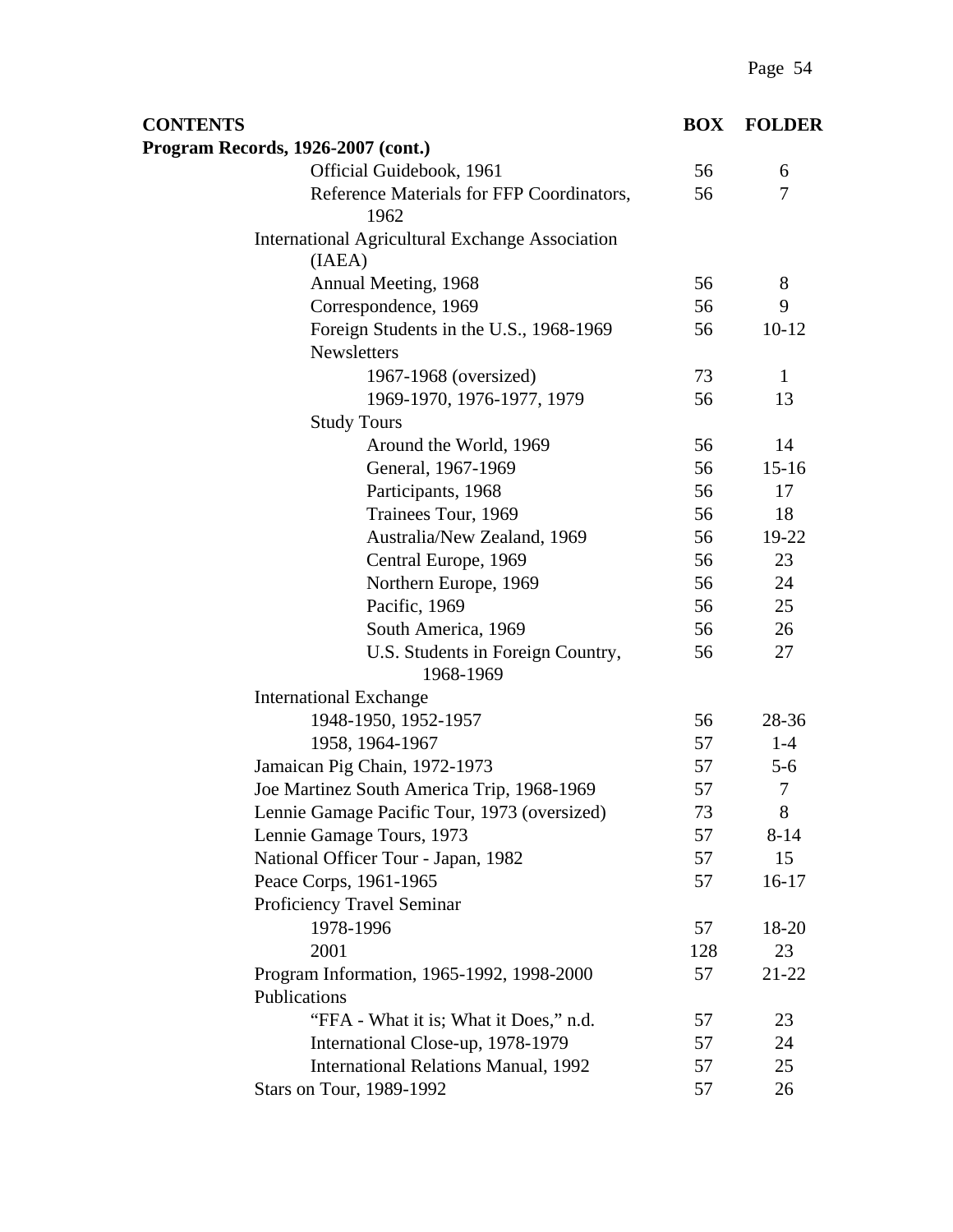| CONTENTS | BOX | FOLDER |
| --- | --- | --- |
| **Program Records, 1926-2007 (cont.)** | | |
| Official Guidebook, 1961 | 56 | 6 |
| Reference Materials for FFP Coordinators, 1962 | 56 | 7 |
| International Agricultural Exchange Association (IAEA) | | |
| Annual Meeting, 1968 | 56 | 8 |
| Correspondence, 1969 | 56 | 9 |
| Foreign Students in the U.S., 1968-1969 | 56 | 10-12 |
| Newsletters | | |
| 1967-1968 (oversized) | 73 | 1 |
| 1969-1970, 1976-1977, 1979 | 56 | 13 |
| Study Tours | | |
| Around the World, 1969 | 56 | 14 |
| General, 1967-1969 | 56 | 15-16 |
| Participants, 1968 | 56 | 17 |
| Trainees Tour, 1969 | 56 | 18 |
| Australia/New Zealand, 1969 | 56 | 19-22 |
| Central Europe, 1969 | 56 | 23 |
| Northern Europe, 1969 | 56 | 24 |
| Pacific, 1969 | 56 | 25 |
| South America, 1969 | 56 | 26 |
| U.S. Students in Foreign Country, 1968-1969 | 56 | 27 |
| International Exchange | | |
| 1948-1950, 1952-1957 | 56 | 28-36 |
| 1958, 1964-1967 | 57 | 1-4 |
| Jamaican Pig Chain, 1972-1973 | 57 | 5-6 |
| Joe Martinez South America Trip, 1968-1969 | 57 | 7 |
| Lennie Gamage Pacific Tour, 1973 (oversized) | 73 | 8 |
| Lennie Gamage Tours, 1973 | 57 | 8-14 |
| National Officer Tour - Japan, 1982 | 57 | 15 |
| Peace Corps, 1961-1965 | 57 | 16-17 |
| Proficiency Travel Seminar | | |
| 1978-1996 | 57 | 18-20 |
| 2001 | 128 | 23 |
| Program Information, 1965-1992, 1998-2000 | 57 | 21-22 |
| Publications | | |
| "FFA - What it is; What it Does," n.d. | 57 | 23 |
| International Close-up, 1978-1979 | 57 | 24 |
| International Relations Manual, 1992 | 57 | 25 |
| Stars on Tour, 1989-1992 | 57 | 26 |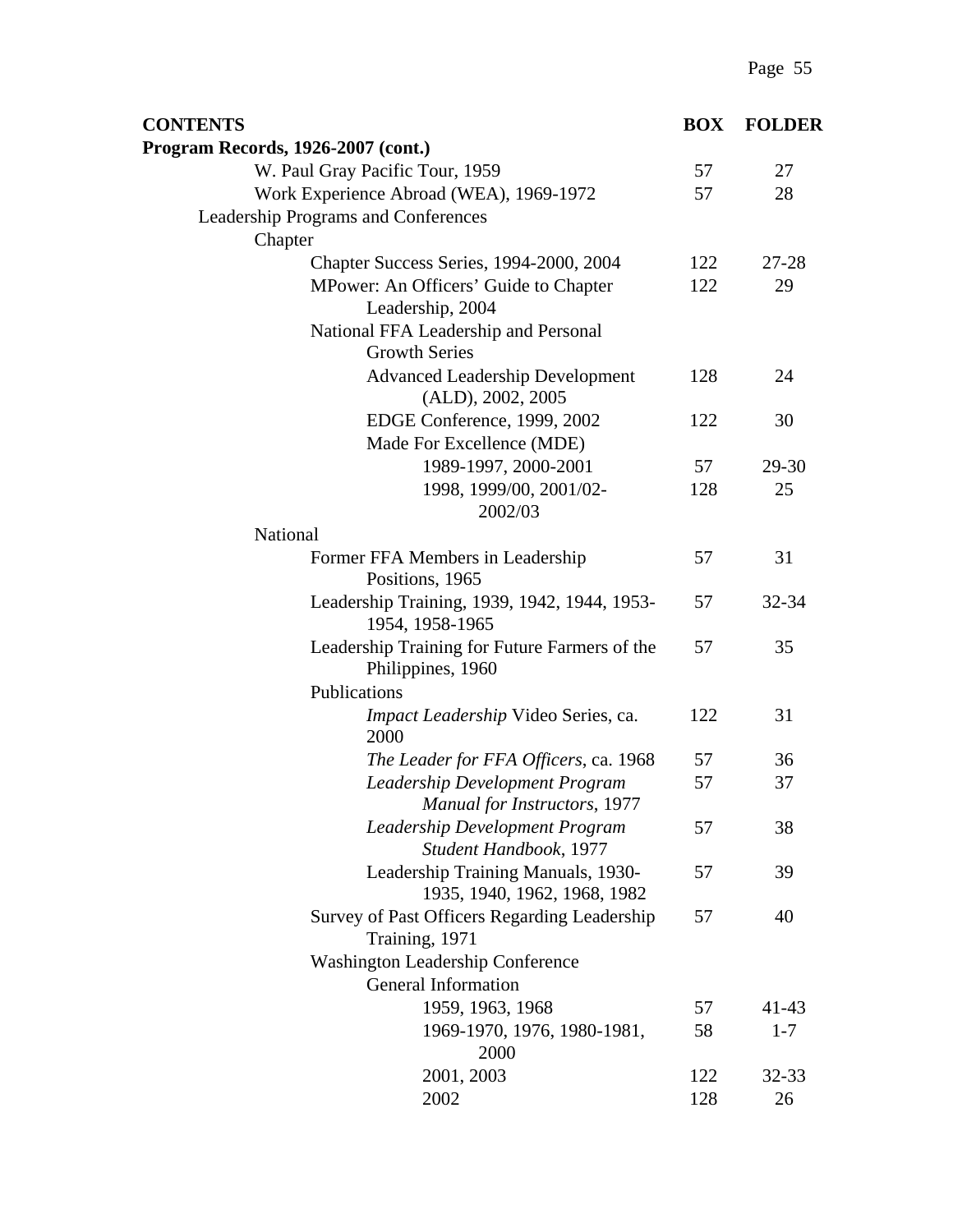| CONTENTS | BOX | FOLDER |
|---|---|---|
| **Program Records, 1926-2007 (cont.)** | | |
| W. Paul Gray Pacific Tour, 1959 | 57 | 27 |
| Work Experience Abroad (WEA), 1969-1972 | 57 | 28 |
| Leadership Programs and Conferences | | |
| Chapter | | |
| Chapter Success Series, 1994-2000, 2004 | 122 | 27-28 |
| MPower: An Officers' Guide to Chapter Leadership, 2004 | 122 | 29 |
| National FFA Leadership and Personal Growth Series | | |
| Advanced Leadership Development (ALD), 2002, 2005 | 128 | 24 |
| EDGE Conference, 1999, 2002 | 122 | 30 |
| Made For Excellence (MDE) | | |
| 1989-1997, 2000-2001 | 57 | 29-30 |
| 1998, 1999/00, 2001/02-2002/03 | 128 | 25 |
| National | | |
| Former FFA Members in Leadership Positions, 1965 | 57 | 31 |
| Leadership Training, 1939, 1942, 1944, 1953-1954, 1958-1965 | 57 | 32-34 |
| Leadership Training for Future Farmers of the Philippines, 1960 | 57 | 35 |
| Publications | | |
| *Impact Leadership* Video Series, ca. 2000 | 122 | 31 |
| *The Leader for FFA Officers*, ca. 1968 | 57 | 36 |
| *Leadership Development Program Manual for Instructors*, 1977 | 57 | 37 |
| *Leadership Development Program Student Handbook*, 1977 | 57 | 38 |
| Leadership Training Manuals, 1930-1935, 1940, 1962, 1968, 1982 | 57 | 39 |
| Survey of Past Officers Regarding Leadership Training, 1971 | 57 | 40 |
| Washington Leadership Conference | | |
| General Information | | |
| 1959, 1963, 1968 | 57 | 41-43 |
| 1969-1970, 1976, 1980-1981, 2000 | 58 | 1-7 |
| 2001, 2003 | 122 | 32-33 |
| 2002 | 128 | 26 |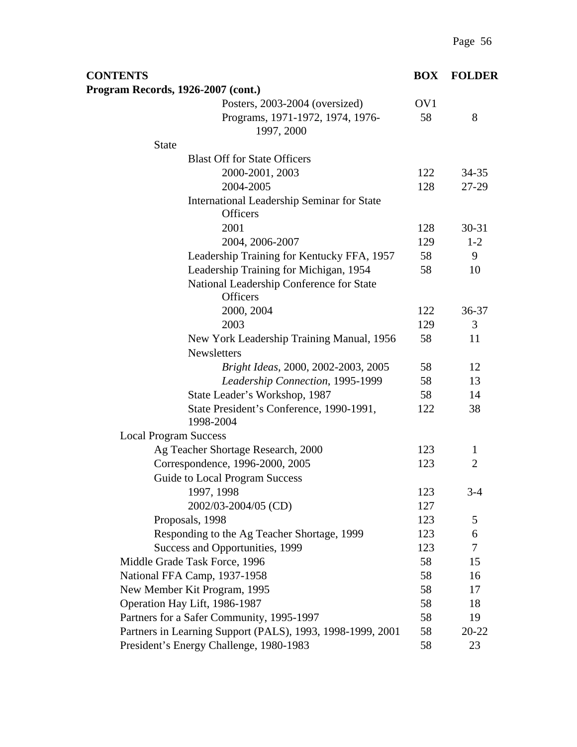| CONTENTS | BOX | FOLDER |
|---|---|---|
| **Program Records, 1926-2007 (cont.)** | | |
| Posters, 2003-2004 (oversized) | OV1 | |
| Programs, 1971-1972, 1974, 1976-1997, 2000 | 58 | 8 |
| State | | |
| Blast Off for State Officers | | |
| 2000-2001, 2003 | 122 | 34-35 |
| 2004-2005 | 128 | 27-29 |
| International Leadership Seminar for State Officers | | |
| 2001 | 128 | 30-31 |
| 2004, 2006-2007 | 129 | 1-2 |
| Leadership Training for Kentucky FFA, 1957 | 58 | 9 |
| Leadership Training for Michigan, 1954 | 58 | 10 |
| National Leadership Conference for State Officers | | |
| 2000, 2004 | 122 | 36-37 |
| 2003 | 129 | 3 |
| New York Leadership Training Manual, 1956 | 58 | 11 |
| Newsletters | | |
| *Bright Ideas*, 2000, 2002-2003, 2005 | 58 | 12 |
| *Leadership Connection*, 1995-1999 | 58 | 13 |
| State Leader's Workshop, 1987 | 58 | 14 |
| State President's Conference, 1990-1991, 1998-2004 | 122 | 38 |
| Local Program Success | | |
| Ag Teacher Shortage Research, 2000 | 123 | 1 |
| Correspondence, 1996-2000, 2005 | 123 | 2 |
| Guide to Local Program Success | | |
| 1997, 1998 | 123 | 3-4 |
| 2002/03-2004/05 (CD) | 127 | |
| Proposals, 1998 | 123 | 5 |
| Responding to the Ag Teacher Shortage, 1999 | 123 | 6 |
| Success and Opportunities, 1999 | 123 | 7 |
| Middle Grade Task Force, 1996 | 58 | 15 |
| National FFA Camp, 1937-1958 | 58 | 16 |
| New Member Kit Program, 1995 | 58 | 17 |
| Operation Hay Lift, 1986-1987 | 58 | 18 |
| Partners for a Safer Community, 1995-1997 | 58 | 19 |
| Partners in Learning Support (PALS), 1993, 1998-1999, 2001 | 58 | 20-22 |
| President's Energy Challenge, 1980-1983 | 58 | 23 |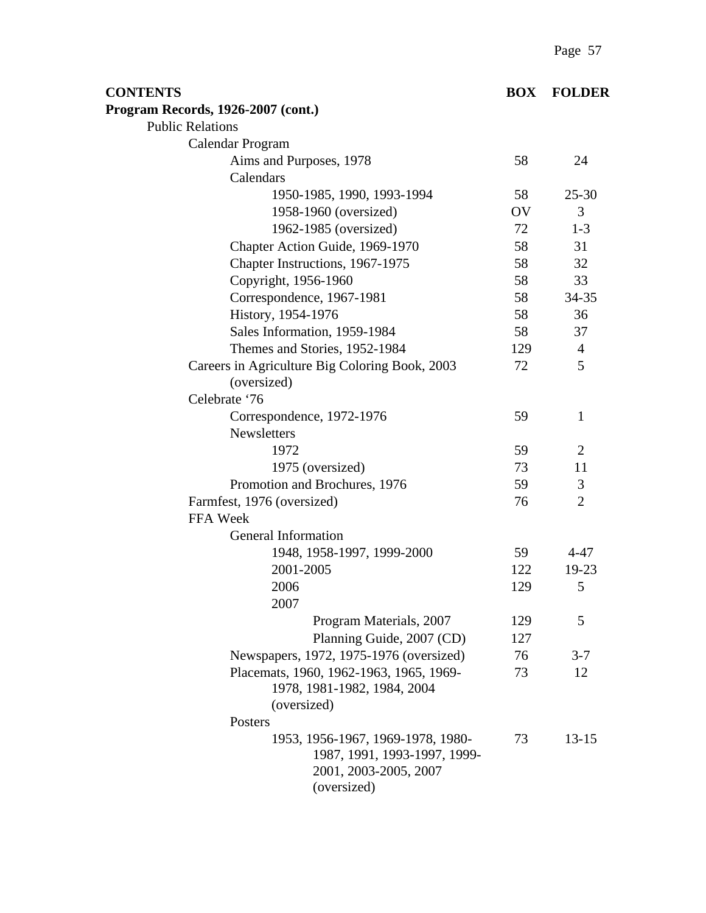| CONTENTS | BOX | FOLDER |
|---|---|---|
| **Program Records, 1926-2007 (cont.)** | | |
| Public Relations | | |
| Calendar Program | | |
| Aims and Purposes, 1978 | 58 | 24 |
| Calendars | | |
| 1950-1985, 1990, 1993-1994 | 58 | 25-30 |
| 1958-1960 (oversized) | OV | 3 |
| 1962-1985 (oversized) | 72 | 1-3 |
| Chapter Action Guide, 1969-1970 | 58 | 31 |
| Chapter Instructions, 1967-1975 | 58 | 32 |
| Copyright, 1956-1960 | 58 | 33 |
| Correspondence, 1967-1981 | 58 | 34-35 |
| History, 1954-1976 | 58 | 36 |
| Sales Information, 1959-1984 | 58 | 37 |
| Themes and Stories, 1952-1984 | 129 | 4 |
| Careers in Agriculture Big Coloring Book, 2003 (oversized) | 72 | 5 |
| Celebrate '76 | | |
| Correspondence, 1972-1976 | 59 | 1 |
| Newsletters | | |
| 1972 | 59 | 2 |
| 1975 (oversized) | 73 | 11 |
| Promotion and Brochures, 1976 | 59 | 3 |
| Farmfest, 1976 (oversized) | 76 | 2 |
| FFA Week | | |
| General Information | | |
| 1948, 1958-1997, 1999-2000 | 59 | 4-47 |
| 2001-2005 | 122 | 19-23 |
| 2006 | 129 | 5 |
| 2007 | | |
| Program Materials, 2007 | 129 | 5 |
| Planning Guide, 2007 (CD) | 127 | |
| Newspapers, 1972, 1975-1976 (oversized) | 76 | 3-7 |
| Placemats, 1960, 1962-1963, 1965, 1969-1978, 1981-1982, 1984, 2004 (oversized) | 73 | 12 |
| Posters | | |
| 1953, 1956-1967, 1969-1978, 1980-1987, 1991, 1993-1997, 1999-2001, 2003-2005, 2007 (oversized) | 73 | 13-15 |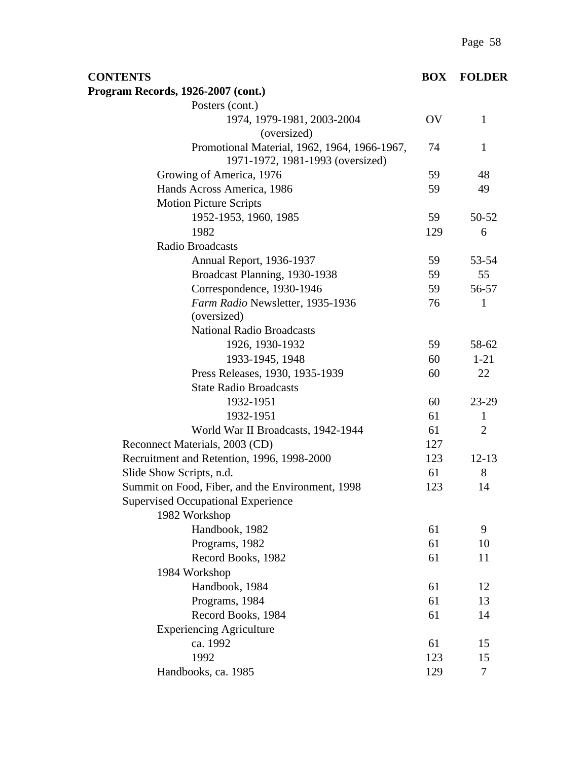| CONTENTS | BOX | FOLDER |
|---|---|---|
| **Program Records, 1926-2007 (cont.)** | | |
| Posters (cont.) | | |
| 1974, 1979-1981, 2003-2004 (oversized) | OV | 1 |
| Promotional Material, 1962, 1964, 1966-1967, 1971-1972, 1981-1993 (oversized) | 74 | 1 |
| Growing of America, 1976 | 59 | 48 |
| Hands Across America, 1986 | 59 | 49 |
| Motion Picture Scripts | | |
| 1952-1953, 1960, 1985 | 59 | 50-52 |
| 1982 | 129 | 6 |
| Radio Broadcasts | | |
| Annual Report, 1936-1937 | 59 | 53-54 |
| Broadcast Planning, 1930-1938 | 59 | 55 |
| Correspondence, 1930-1946 | 59 | 56-57 |
| *Farm Radio* Newsletter, 1935-1936 (oversized) | 76 | 1 |
| National Radio Broadcasts | | |
| 1926, 1930-1932 | 59 | 58-62 |
| 1933-1945, 1948 | 60 | 1-21 |
| Press Releases, 1930, 1935-1939 | 60 | 22 |
| State Radio Broadcasts | | |
| 1932-1951 | 60 | 23-29 |
| 1932-1951 | 61 | 1 |
| World War II Broadcasts, 1942-1944 | 61 | 2 |
| Reconnect Materials, 2003 (CD) | 127 | |
| Recruitment and Retention, 1996, 1998-2000 | 123 | 12-13 |
| Slide Show Scripts, n.d. | 61 | 8 |
| Summit on Food, Fiber, and the Environment, 1998 | 123 | 14 |
| Supervised Occupational Experience | | |
| 1982 Workshop | | |
| Handbook, 1982 | 61 | 9 |
| Programs, 1982 | 61 | 10 |
| Record Books, 1982 | 61 | 11 |
| 1984 Workshop | | |
| Handbook, 1984 | 61 | 12 |
| Programs, 1984 | 61 | 13 |
| Record Books, 1984 | 61 | 14 |
| Experiencing Agriculture | | |
| ca. 1992 | 61 | 15 |
| 1992 | 123 | 15 |
| Handbooks, ca. 1985 | 129 | 7 |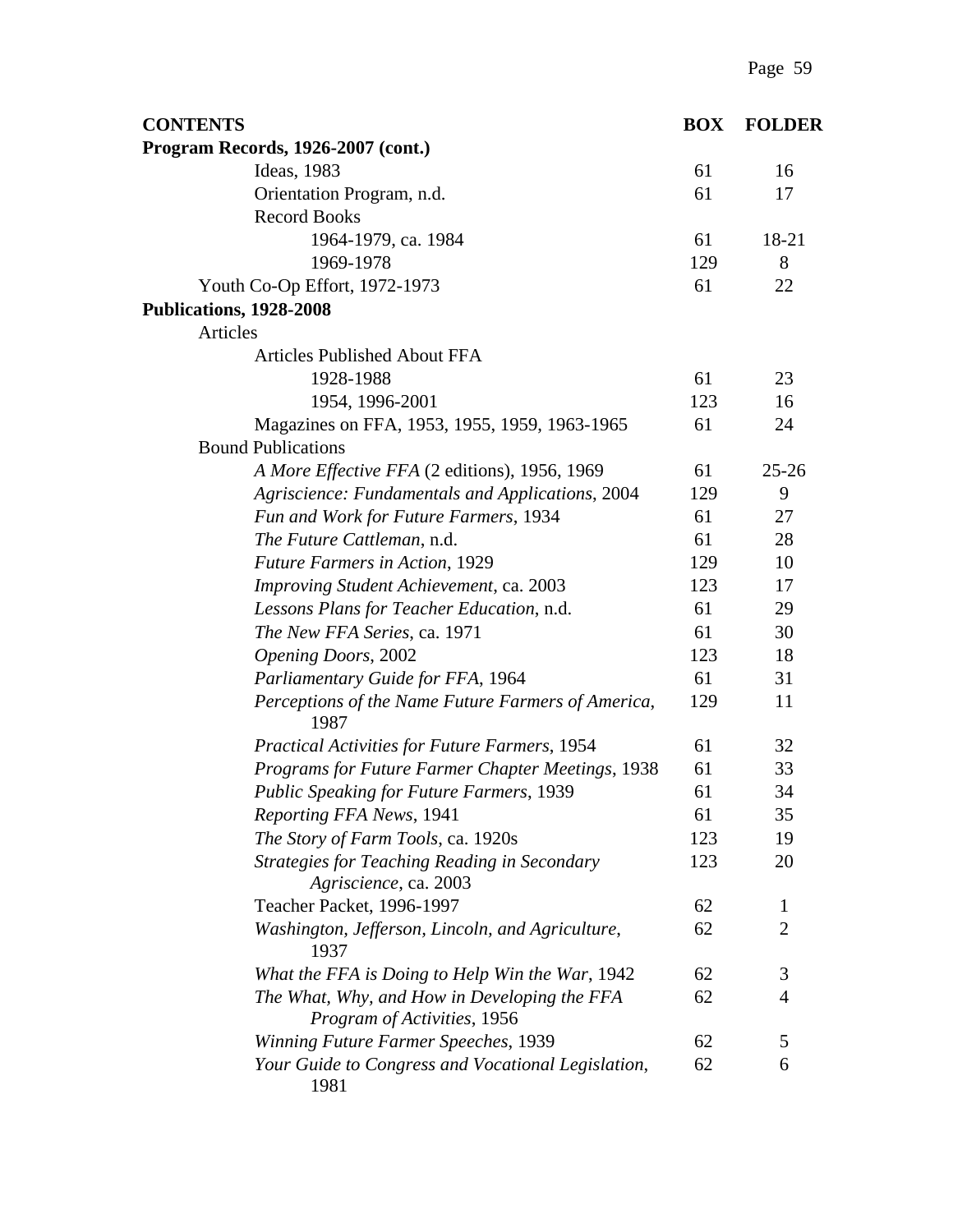| CONTENTS | BOX | FOLDER |
| --- | --- | --- |
| **Program Records, 1926-2007 (cont.)** | | |
| Ideas, 1983 | 61 | 16 |
| Orientation Program, n.d. | 61 | 17 |
| Record Books | | |
| 1964-1979, ca. 1984 | 61 | 18-21 |
| 1969-1978 | 129 | 8 |
| Youth Co-Op Effort, 1972-1973 | 61 | 22 |
| **Publications, 1928-2008** | | |
| Articles | | |
| Articles Published About FFA | | |
| 1928-1988 | 61 | 23 |
| 1954, 1996-2001 | 123 | 16 |
| Magazines on FFA, 1953, 1955, 1959, 1963-1965 | 61 | 24 |
| Bound Publications | | |
| *A More Effective FFA* (2 editions), 1956, 1969 | 61 | 25-26 |
| *Agriscience: Fundamentals and Applications*, 2004 | 129 | 9 |
| *Fun and Work for Future Farmers*, 1934 | 61 | 27 |
| *The Future Cattleman*, n.d. | 61 | 28 |
| *Future Farmers in Action*, 1929 | 129 | 10 |
| *Improving Student Achievement*, ca. 2003 | 123 | 17 |
| *Lessons Plans for Teacher Education*, n.d. | 61 | 29 |
| *The New FFA Series*, ca. 1971 | 61 | 30 |
| *Opening Doors*, 2002 | 123 | 18 |
| *Parliamentary Guide for FFA*, 1964 | 61 | 31 |
| *Perceptions of the Name Future Farmers of America*, 1987 | 129 | 11 |
| *Practical Activities for Future Farmers*, 1954 | 61 | 32 |
| *Programs for Future Farmer Chapter Meetings*, 1938 | 61 | 33 |
| *Public Speaking for Future Farmers*, 1939 | 61 | 34 |
| *Reporting FFA News*, 1941 | 61 | 35 |
| *The Story of Farm Tools*, ca. 1920s | 123 | 19 |
| *Strategies for Teaching Reading in Secondary Agriscience*, ca. 2003 | 123 | 20 |
| Teacher Packet, 1996-1997 | 62 | 1 |
| *Washington, Jefferson, Lincoln, and Agriculture*, 1937 | 62 | 2 |
| *What the FFA is Doing to Help Win the War*, 1942 | 62 | 3 |
| *The What, Why, and How in Developing the FFA Program of Activities*, 1956 | 62 | 4 |
| *Winning Future Farmer Speeches*, 1939 | 62 | 5 |
| *Your Guide to Congress and Vocational Legislation*, 1981 | 62 | 6 |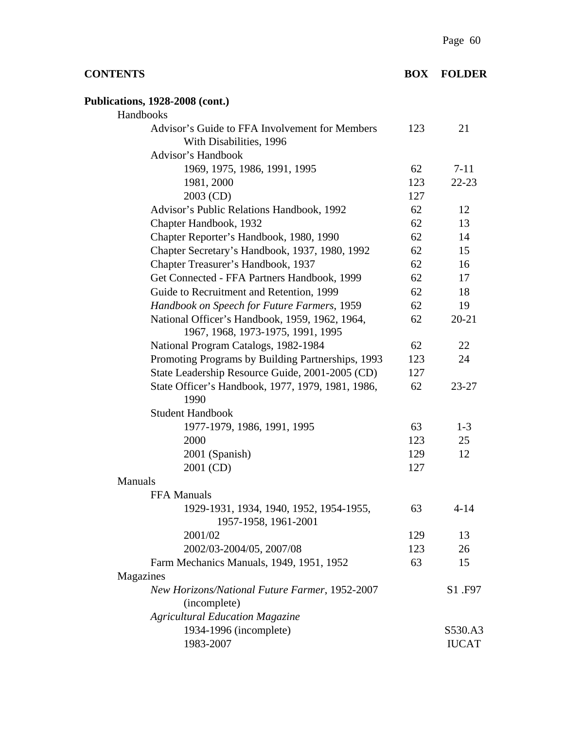| CONTENTS | BOX | FOLDER |
|---|---|---|
| **Publications, 1928-2008 (cont.)** | | |
| Handbooks | | |
| Advisor's Guide to FFA Involvement for Members With Disabilities, 1996 | 123 | 21 |
| Advisor's Handbook | | |
| 1969, 1975, 1986, 1991, 1995 | 62 | 7-11 |
| 1981, 2000 | 123 | 22-23 |
| 2003 (CD) | 127 | |
| Advisor's Public Relations Handbook, 1992 | 62 | 12 |
| Chapter Handbook, 1932 | 62 | 13 |
| Chapter Reporter's Handbook, 1980, 1990 | 62 | 14 |
| Chapter Secretary's Handbook, 1937, 1980, 1992 | 62 | 15 |
| Chapter Treasurer's Handbook, 1937 | 62 | 16 |
| Get Connected - FFA Partners Handbook, 1999 | 62 | 17 |
| Guide to Recruitment and Retention, 1999 | 62 | 18 |
| *Handbook on Speech for Future Farmers*, 1959 | 62 | 19 |
| National Officer's Handbook, 1959, 1962, 1964, 1967, 1968, 1973-1975, 1991, 1995 | 62 | 20-21 |
| National Program Catalogs, 1982-1984 | 62 | 22 |
| Promoting Programs by Building Partnerships, 1993 | 123 | 24 |
| State Leadership Resource Guide, 2001-2005 (CD) | 127 | |
| State Officer's Handbook, 1977, 1979, 1981, 1986, 1990 | 62 | 23-27 |
| Student Handbook | | |
| 1977-1979, 1986, 1991, 1995 | 63 | 1-3 |
| 2000 | 123 | 25 |
| 2001 (Spanish) | 129 | 12 |
| 2001 (CD) | 127 | |
| Manuals | | |
| FFA Manuals | | |
| 1929-1931, 1934, 1940, 1952, 1954-1955, 1957-1958, 1961-2001 | 63 | 4-14 |
| 2001/02 | 129 | 13 |
| 2002/03-2004/05, 2007/08 | 123 | 26 |
| Farm Mechanics Manuals, 1949, 1951, 1952 | 63 | 15 |
| Magazines | | |
| *New Horizons/National Future Farmer*, 1952-2007 (incomplete) | | S1 .F97 |
| *Agricultural Education Magazine* | | |
| 1934-1996 (incomplete) | | S530.A3 |
| 1983-2007 | | IUCAT |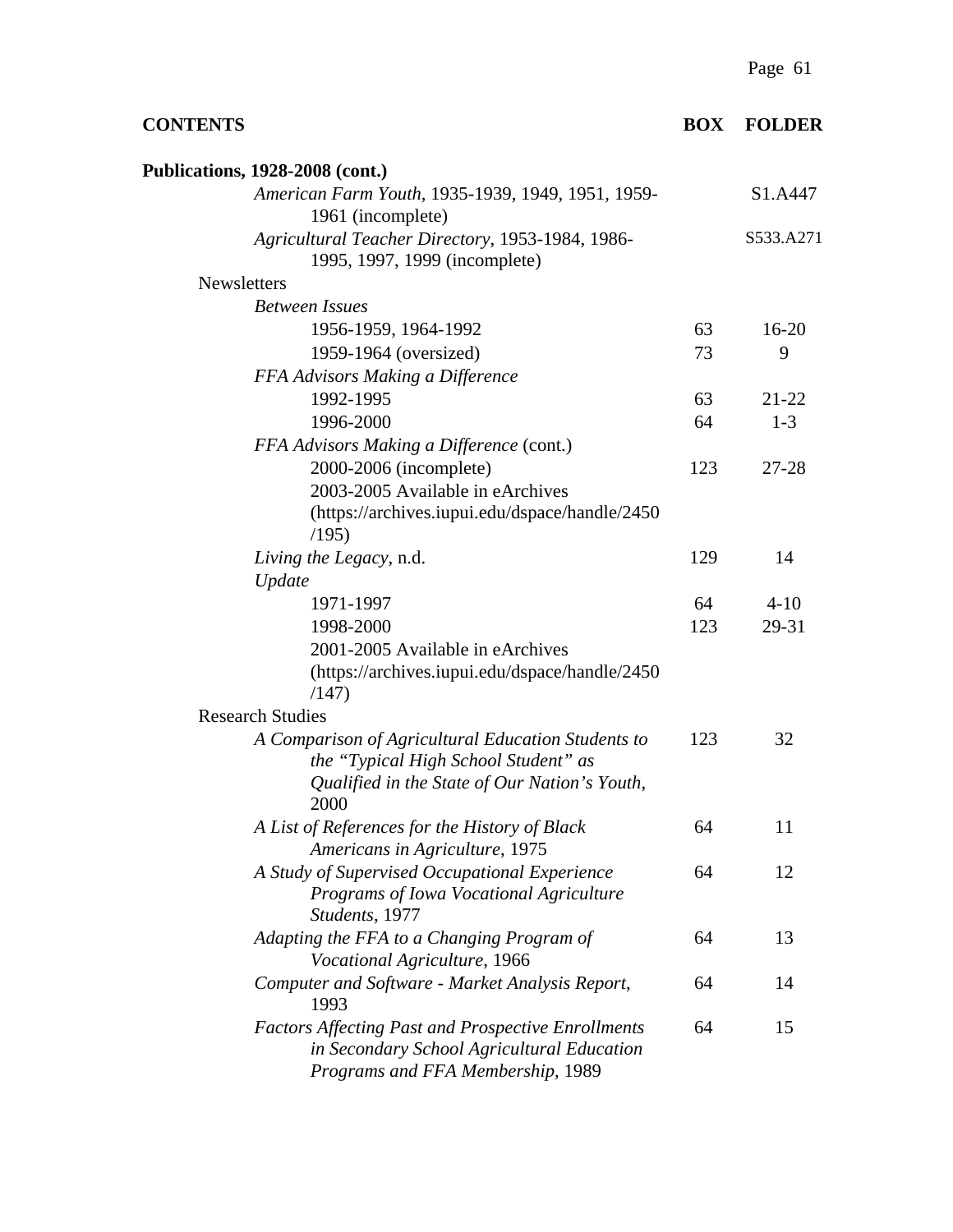| CONTENTS | BOX | FOLDER |
|---|---|---|
| **Publications, 1928-2008 (cont.)** | | |
| *American Farm Youth*, 1935-1939, 1949, 1951, 1959-1961 (incomplete) | | S1.A447 |
| *Agricultural Teacher Directory*, 1953-1984, 1986-1995, 1997, 1999 (incomplete) | | S533.A271 |
| Newsletters | | |
| *Between Issues* | | |
| 1956-1959, 1964-1992 | 63 | 16-20 |
| 1959-1964 (oversized) | 73 | 9 |
| *FFA Advisors Making a Difference* | | |
| 1992-1995 | 63 | 21-22 |
| 1996-2000 | 64 | 1-3 |
| *FFA Advisors Making a Difference* (cont.) | | |
| 2000-2006 (incomplete) | 123 | 27-28 |
| 2003-2005 Available in eArchives (https://archives.iupui.edu/dspace/handle/2450/195) | | |
| *Living the Legacy*, n.d. | 129 | 14 |
| *Update* | | |
| 1971-1997 | 64 | 4-10 |
| 1998-2000 | 123 | 29-31 |
| 2001-2005 Available in eArchives (https://archives.iupui.edu/dspace/handle/2450/147) | | |
| Research Studies | | |
| *A Comparison of Agricultural Education Students to the "Typical High School Student" as Qualified in the State of Our Nation's Youth*, 2000 | 123 | 32 |
| *A List of References for the History of Black Americans in Agriculture*, 1975 | 64 | 11 |
| *A Study of Supervised Occupational Experience Programs of Iowa Vocational Agriculture Students*, 1977 | 64 | 12 |
| *Adapting the FFA to a Changing Program of Vocational Agriculture*, 1966 | 64 | 13 |
| *Computer and Software - Market Analysis Report*, 1993 | 64 | 14 |
| *Factors Affecting Past and Prospective Enrollments in Secondary School Agricultural Education Programs and FFA Membership*, 1989 | 64 | 15 |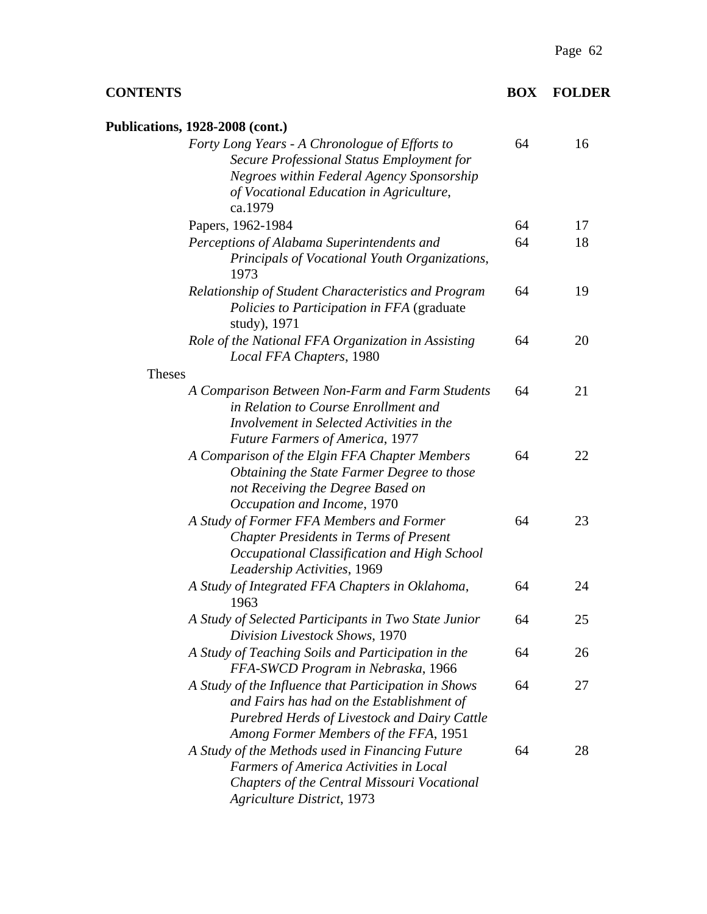| CONTENTS | BOX | FOLDER |
|---|---|---|
| **Publications, 1928-2008 (cont.)** | | |
| *Forty Long Years - A Chronologue of Efforts to Secure Professional Status Employment for Negroes within Federal Agency Sponsorship of Vocational Education in Agriculture*, ca.1979 | 64 | 16 |
| Papers, 1962-1984 | 64 | 17 |
| *Perceptions of Alabama Superintendents and Principals of Vocational Youth Organizations*, 1973 | 64 | 18 |
| *Relationship of Student Characteristics and Program Policies to Participation in FFA* (graduate study), 1971 | 64 | 19 |
| *Role of the National FFA Organization in Assisting Local FFA Chapters*, 1980 | 64 | 20 |
| Theses | | |
| *A Comparison Between Non-Farm and Farm Students in Relation to Course Enrollment and Involvement in Selected Activities in the Future Farmers of America*, 1977 | 64 | 21 |
| *A Comparison of the Elgin FFA Chapter Members Obtaining the State Farmer Degree to those not Receiving the Degree Based on Occupation and Income*, 1970 | 64 | 22 |
| *A Study of Former FFA Members and Former Chapter Presidents in Terms of Present Occupational Classification and High School Leadership Activities*, 1969 | 64 | 23 |
| *A Study of Integrated FFA Chapters in Oklahoma*, 1963 | 64 | 24 |
| *A Study of Selected Participants in Two State Junior Division Livestock Shows*, 1970 | 64 | 25 |
| *A Study of Teaching Soils and Participation in the FFA-SWCD Program in Nebraska*, 1966 | 64 | 26 |
| *A Study of the Influence that Participation in Shows and Fairs has had on the Establishment of Purebred Herds of Livestock and Dairy Cattle Among Former Members of the FFA*, 1951 | 64 | 27 |
| *A Study of the Methods used in Financing Future Farmers of America Activities in Local Chapters of the Central Missouri Vocational Agriculture District*, 1973 | 64 | 28 |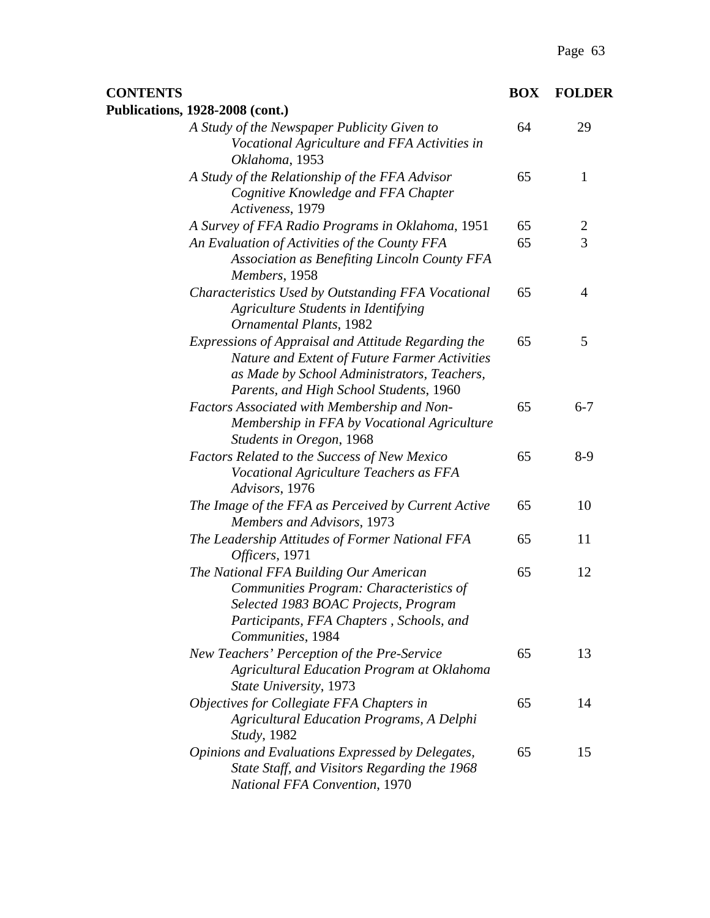| CONTENTS | BOX | FOLDER |
|---|---|---|
| **Publications, 1928-2008 (cont.)** | | |
| *A Study of the Newspaper Publicity Given to Vocational Agriculture and FFA Activities in Oklahoma*, 1953 | 64 | 29 |
| *A Study of the Relationship of the FFA Advisor Cognitive Knowledge and FFA Chapter Activeness*, 1979 | 65 | 1 |
| *A Survey of FFA Radio Programs in Oklahoma*, 1951 | 65 | 2 |
| *An Evaluation of Activities of the County FFA Association as Benefiting Lincoln County FFA Members*, 1958 | 65 | 3 |
| *Characteristics Used by Outstanding FFA Vocational Agriculture Students in Identifying Ornamental Plants*, 1982 | 65 | 4 |
| *Expressions of Appraisal and Attitude Regarding the Nature and Extent of Future Farmer Activities as Made by School Administrators, Teachers, Parents, and High School Students*, 1960 | 65 | 5 |
| *Factors Associated with Membership and Non-Membership in FFA by Vocational Agriculture Students in Oregon*, 1968 | 65 | 6-7 |
| *Factors Related to the Success of New Mexico Vocational Agriculture Teachers as FFA Advisors*, 1976 | 65 | 8-9 |
| *The Image of the FFA as Perceived by Current Active Members and Advisors*, 1973 | 65 | 10 |
| *The Leadership Attitudes of Former National FFA Officers*, 1971 | 65 | 11 |
| *The National FFA Building Our American Communities Program: Characteristics of Selected 1983 BOAC Projects, Program Participants, FFA Chapters , Schools, and Communities*, 1984 | 65 | 12 |
| *New Teachers' Perception of the Pre-Service Agricultural Education Program at Oklahoma State University*, 1973 | 65 | 13 |
| *Objectives for Collegiate FFA Chapters in Agricultural Education Programs, A Delphi Study*, 1982 | 65 | 14 |
| *Opinions and Evaluations Expressed by Delegates, State Staff, and Visitors Regarding the 1968 National FFA Convention*, 1970 | 65 | 15 |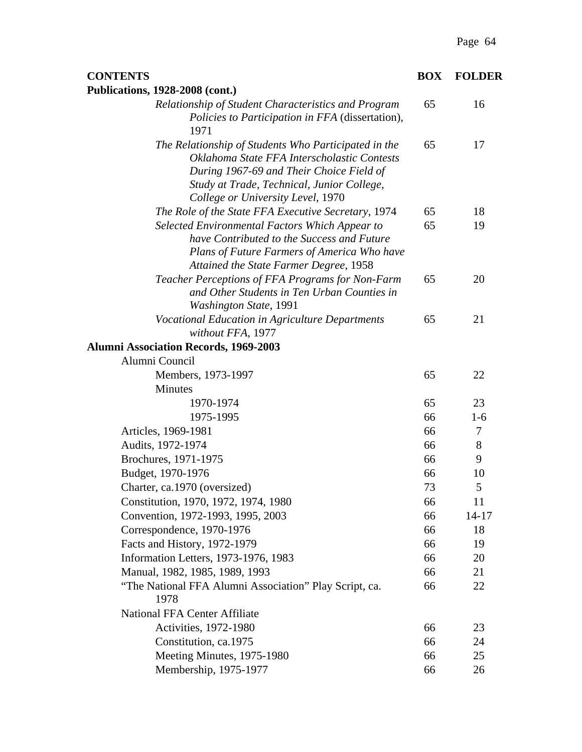| CONTENTS | BOX | FOLDER |
| --- | --- | --- |
| **Publications, 1928-2008 (cont.)** | | |
| *Relationship of Student Characteristics and Program Policies to Participation in FFA* (dissertation), 1971 | 65 | 16 |
| *The Relationship of Students Who Participated in the Oklahoma State FFA Interscholastic Contests During 1967-69 and Their Choice Field of Study at Trade, Technical, Junior College, College or University Level*, 1970 | 65 | 17 |
| *The Role of the State FFA Executive Secretary*, 1974 | 65 | 18 |
| *Selected Environmental Factors Which Appear to have Contributed to the Success and Future Plans of Future Farmers of America Who have Attained the State Farmer Degree*, 1958 | 65 | 19 |
| *Teacher Perceptions of FFA Programs for Non-Farm and Other Students in Ten Urban Counties in Washington State*, 1991 | 65 | 20 |
| *Vocational Education in Agriculture Departments without FFA*, 1977 | 65 | 21 |
| **Alumni Association Records, 1969-2003** | | |
| Alumni Council | | |
| Members, 1973-1997 | 65 | 22 |
| Minutes | | |
| 1970-1974 | 65 | 23 |
| 1975-1995 | 66 | 1-6 |
| Articles, 1969-1981 | 66 | 7 |
| Audits, 1972-1974 | 66 | 8 |
| Brochures, 1971-1975 | 66 | 9 |
| Budget, 1970-1976 | 66 | 10 |
| Charter, ca.1970 (oversized) | 73 | 5 |
| Constitution, 1970, 1972, 1974, 1980 | 66 | 11 |
| Convention, 1972-1993, 1995, 2003 | 66 | 14-17 |
| Correspondence, 1970-1976 | 66 | 18 |
| Facts and History, 1972-1979 | 66 | 19 |
| Information Letters, 1973-1976, 1983 | 66 | 20 |
| Manual, 1982, 1985, 1989, 1993 | 66 | 21 |
| "The National FFA Alumni Association" Play Script, ca. 1978 | 66 | 22 |
| National FFA Center Affiliate | | |
| Activities, 1972-1980 | 66 | 23 |
| Constitution, ca.1975 | 66 | 24 |
| Meeting Minutes, 1975-1980 | 66 | 25 |
| Membership, 1975-1977 | 66 | 26 |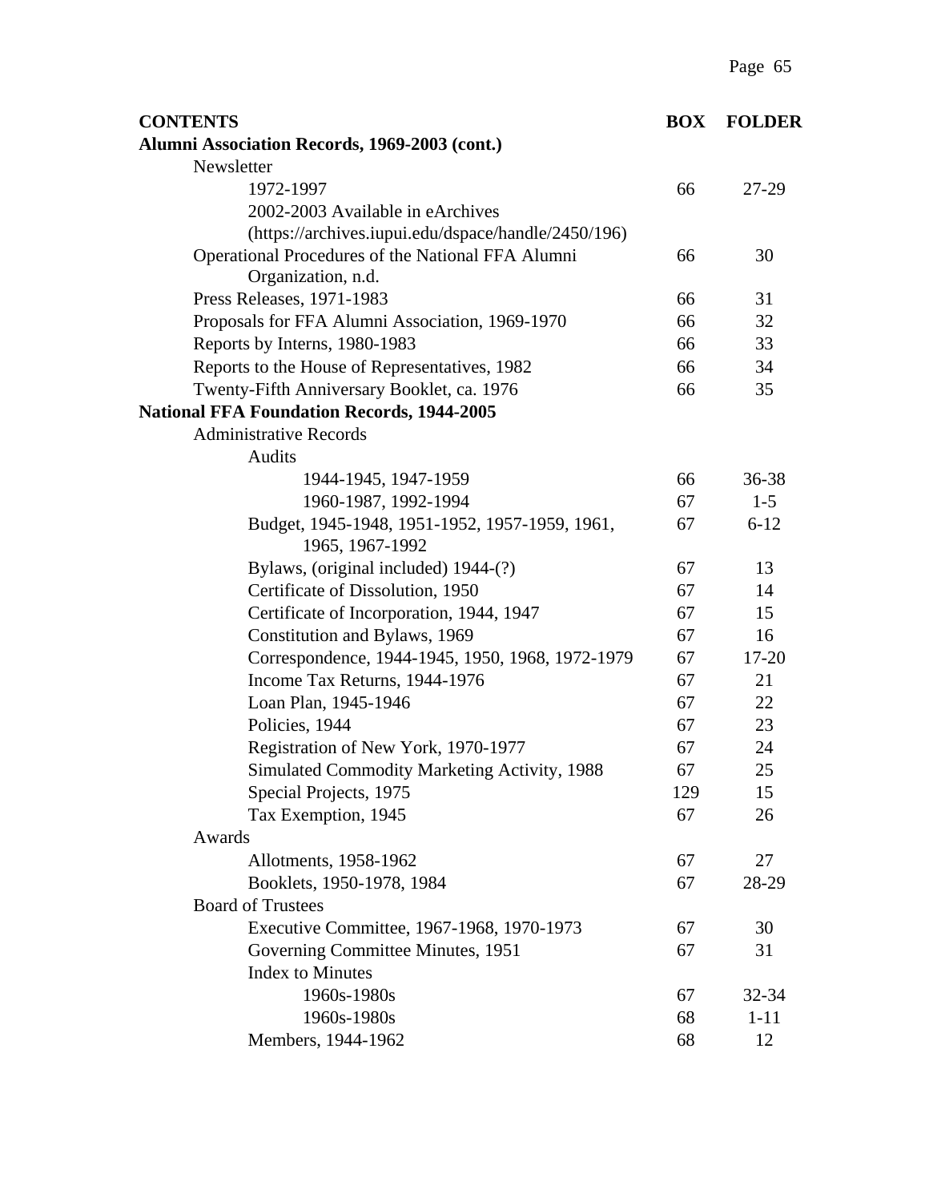| CONTENTS | BOX | FOLDER |
|---|---|---|
| **Alumni Association Records, 1969-2003 (cont.)** | | |
| Newsletter | | |
| 1972-1997 | 66 | 27-29 |
| 2002-2003 Available in eArchives (https://archives.iupui.edu/dspace/handle/2450/196) | | |
| Operational Procedures of the National FFA Alumni Organization, n.d. | 66 | 30 |
| Press Releases, 1971-1983 | 66 | 31 |
| Proposals for FFA Alumni Association, 1969-1970 | 66 | 32 |
| Reports by Interns, 1980-1983 | 66 | 33 |
| Reports to the House of Representatives, 1982 | 66 | 34 |
| Twenty-Fifth Anniversary Booklet, ca. 1976 | 66 | 35 |
| **National FFA Foundation Records, 1944-2005** | | |
| Administrative Records | | |
| Audits | | |
| 1944-1945, 1947-1959 | 66 | 36-38 |
| 1960-1987, 1992-1994 | 67 | 1-5 |
| Budget, 1945-1948, 1951-1952, 1957-1959, 1961, 1965, 1967-1992 | 67 | 6-12 |
| Bylaws, (original included) 1944-(?) | 67 | 13 |
| Certificate of Dissolution, 1950 | 67 | 14 |
| Certificate of Incorporation, 1944, 1947 | 67 | 15 |
| Constitution and Bylaws, 1969 | 67 | 16 |
| Correspondence, 1944-1945, 1950, 1968, 1972-1979 | 67 | 17-20 |
| Income Tax Returns, 1944-1976 | 67 | 21 |
| Loan Plan, 1945-1946 | 67 | 22 |
| Policies, 1944 | 67 | 23 |
| Registration of New York, 1970-1977 | 67 | 24 |
| Simulated Commodity Marketing Activity, 1988 | 67 | 25 |
| Special Projects, 1975 | 129 | 15 |
| Tax Exemption, 1945 | 67 | 26 |
| Awards | | |
| Allotments, 1958-1962 | 67 | 27 |
| Booklets, 1950-1978, 1984 | 67 | 28-29 |
| Board of Trustees | | |
| Executive Committee, 1967-1968, 1970-1973 | 67 | 30 |
| Governing Committee Minutes, 1951 | 67 | 31 |
| Index to Minutes | | |
| 1960s-1980s | 67 | 32-34 |
| 1960s-1980s | 68 | 1-11 |
| Members, 1944-1962 | 68 | 12 |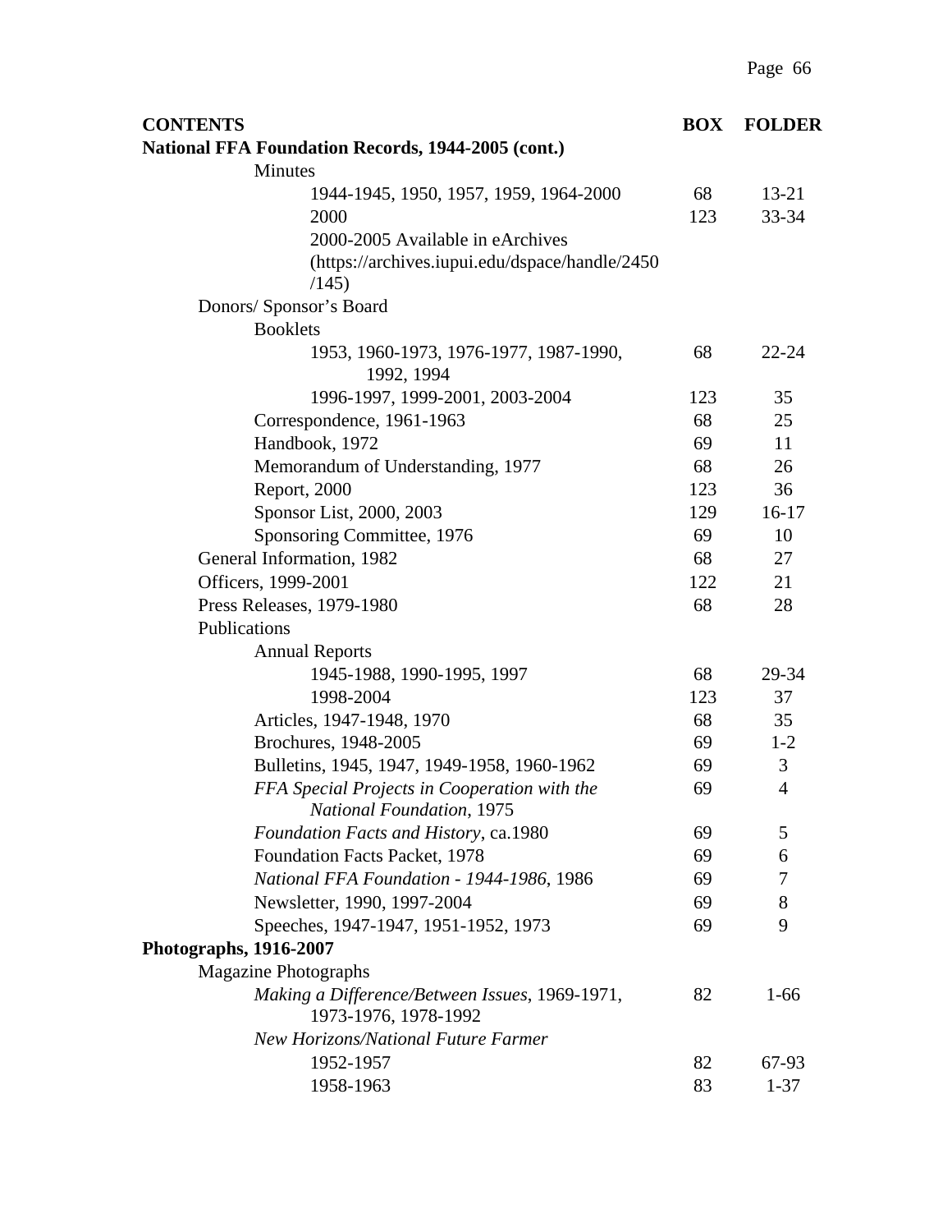| CONTENTS | BOX | FOLDER |
|---|---|---|
| **National FFA Foundation Records, 1944-2005 (cont.)** | | |
| Minutes | | |
| 1944-1945, 1950, 1957, 1959, 1964-2000 | 68 | 13-21 |
| 2000 | 123 | 33-34 |
| 2000-2005 Available in eArchives (https://archives.iupui.edu/dspace/handle/2450/145) | | |
| Donors/ Sponsor's Board | | |
| Booklets | | |
| 1953, 1960-1973, 1976-1977, 1987-1990, 1992, 1994 | 68 | 22-24 |
| 1996-1997, 1999-2001, 2003-2004 | 123 | 35 |
| Correspondence, 1961-1963 | 68 | 25 |
| Handbook, 1972 | 69 | 11 |
| Memorandum of Understanding, 1977 | 68 | 26 |
| Report, 2000 | 123 | 36 |
| Sponsor List, 2000, 2003 | 129 | 16-17 |
| Sponsoring Committee, 1976 | 69 | 10 |
| General Information, 1982 | 68 | 27 |
| Officers, 1999-2001 | 122 | 21 |
| Press Releases, 1979-1980 | 68 | 28 |
| Publications | | |
| Annual Reports | | |
| 1945-1988, 1990-1995, 1997 | 68 | 29-34 |
| 1998-2004 | 123 | 37 |
| Articles, 1947-1948, 1970 | 68 | 35 |
| Brochures, 1948-2005 | 69 | 1-2 |
| Bulletins, 1945, 1947, 1949-1958, 1960-1962 | 69 | 3 |
| *FFA Special Projects in Cooperation with the National Foundation*, 1975 | 69 | 4 |
| *Foundation Facts and History*, ca.1980 | 69 | 5 |
| Foundation Facts Packet, 1978 | 69 | 6 |
| *National FFA Foundation - 1944-1986*, 1986 | 69 | 7 |
| Newsletter, 1990, 1997-2004 | 69 | 8 |
| Speeches, 1947-1947, 1951-1952, 1973 | 69 | 9 |
| **Photographs, 1916-2007** | | |
| Magazine Photographs | | |
| *Making a Difference/Between Issues*, 1969-1971, 1973-1976, 1978-1992 | 82 | 1-66 |
| *New Horizons/National Future Farmer* | | |
| 1952-1957 | 82 | 67-93 |
| 1958-1963 | 83 | 1-37 |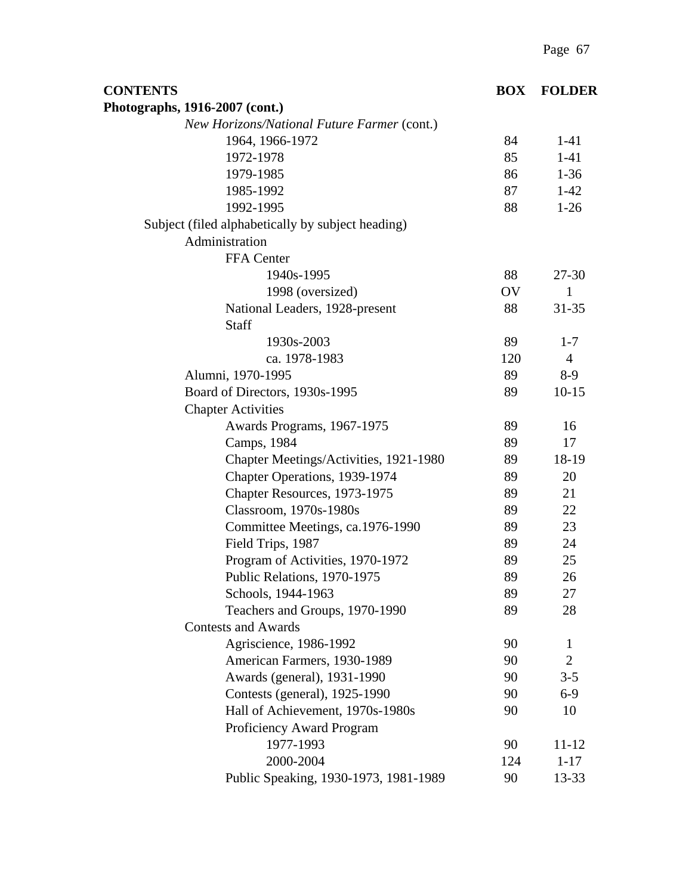| CONTENTS | BOX | FOLDER |
|---|---|---|
| **Photographs, 1916-2007 (cont.)** | | |
| *New Horizons/National Future Farmer* (cont.) | | |
| 1964, 1966-1972 | 84 | 1-41 |
| 1972-1978 | 85 | 1-41 |
| 1979-1985 | 86 | 1-36 |
| 1985-1992 | 87 | 1-42 |
| 1992-1995 | 88 | 1-26 |
| Subject (filed alphabetically by subject heading) | | |
| Administration | | |
| FFA Center | | |
| 1940s-1995 | 88 | 27-30 |
| 1998 (oversized) | OV | 1 |
| National Leaders, 1928-present | 88 | 31-35 |
| Staff | | |
| 1930s-2003 | 89 | 1-7 |
| ca. 1978-1983 | 120 | 4 |
| Alumni, 1970-1995 | 89 | 8-9 |
| Board of Directors, 1930s-1995 | 89 | 10-15 |
| Chapter Activities | | |
| Awards Programs, 1967-1975 | 89 | 16 |
| Camps, 1984 | 89 | 17 |
| Chapter Meetings/Activities, 1921-1980 | 89 | 18-19 |
| Chapter Operations, 1939-1974 | 89 | 20 |
| Chapter Resources, 1973-1975 | 89 | 21 |
| Classroom, 1970s-1980s | 89 | 22 |
| Committee Meetings, ca.1976-1990 | 89 | 23 |
| Field Trips, 1987 | 89 | 24 |
| Program of Activities, 1970-1972 | 89 | 25 |
| Public Relations, 1970-1975 | 89 | 26 |
| Schools, 1944-1963 | 89 | 27 |
| Teachers and Groups, 1970-1990 | 89 | 28 |
| Contests and Awards | | |
| Agriscience, 1986-1992 | 90 | 1 |
| American Farmers, 1930-1989 | 90 | 2 |
| Awards (general), 1931-1990 | 90 | 3-5 |
| Contests (general), 1925-1990 | 90 | 6-9 |
| Hall of Achievement, 1970s-1980s | 90 | 10 |
| Proficiency Award Program | | |
| 1977-1993 | 90 | 11-12 |
| 2000-2004 | 124 | 1-17 |
| Public Speaking, 1930-1973, 1981-1989 | 90 | 13-33 |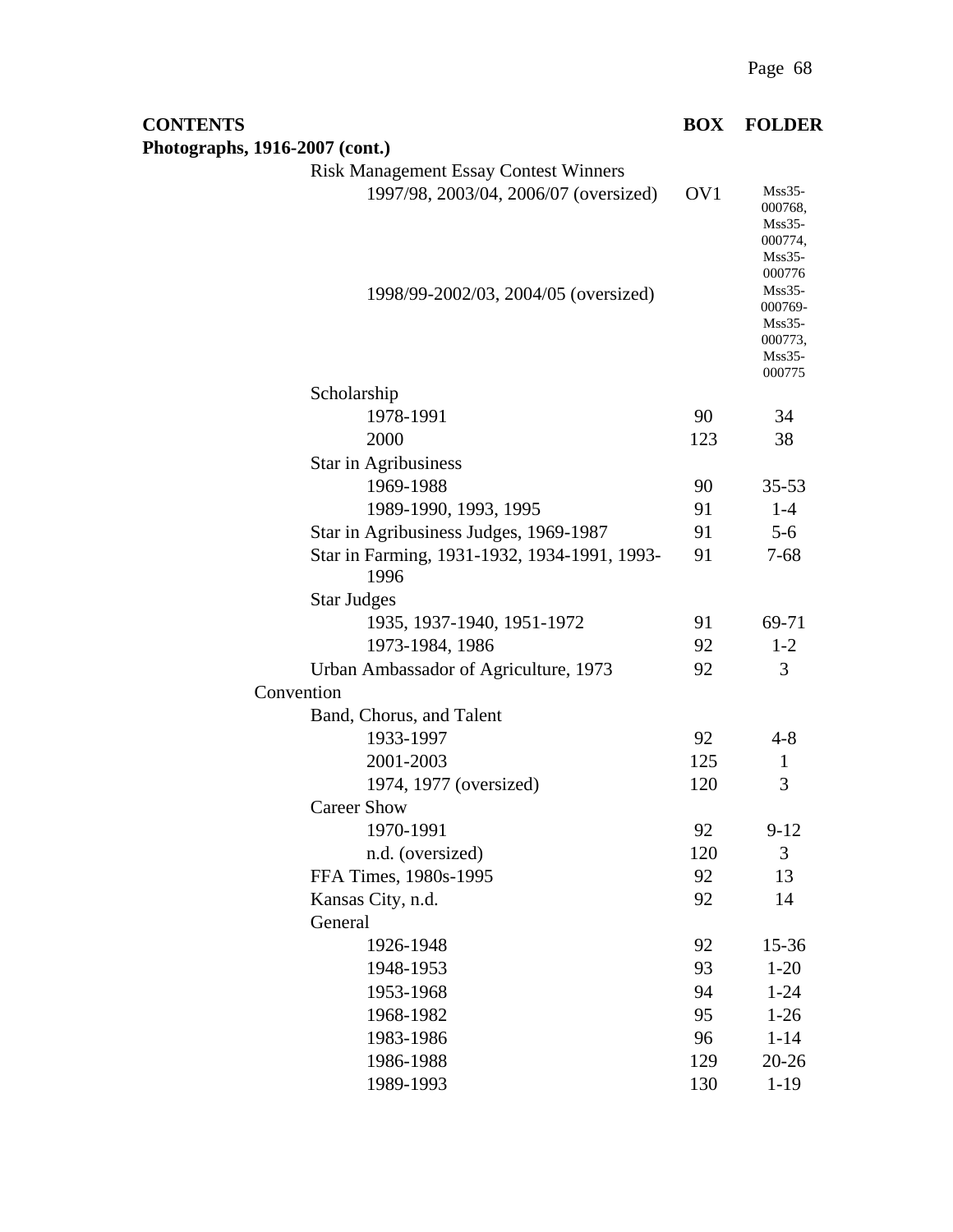| CONTENTS | BOX | FOLDER |
|---|---|---|
| **Photographs, 1916-2007 (cont.)** | | |
| Risk Management Essay Contest Winners | | |
| 1997/98, 2003/04, 2006/07 (oversized) | OV1 | Mss35-000768, Mss35-000774, Mss35-000776 |
| 1998/99-2002/03, 2004/05 (oversized) | | Mss35-000769-Mss35-000773, Mss35-000775 |
| Scholarship | | |
| 1978-1991 | 90 | 34 |
| 2000 | 123 | 38 |
| Star in Agribusiness | | |
| 1969-1988 | 90 | 35-53 |
| 1989-1990, 1993, 1995 | 91 | 1-4 |
| Star in Agribusiness Judges, 1969-1987 | 91 | 5-6 |
| Star in Farming, 1931-1932, 1934-1991, 1993-1996 | 91 | 7-68 |
| Star Judges | | |
| 1935, 1937-1940, 1951-1972 | 91 | 69-71 |
| 1973-1984, 1986 | 92 | 1-2 |
| Urban Ambassador of Agriculture, 1973 | 92 | 3 |
| Convention | | |
| Band, Chorus, and Talent | | |
| 1933-1997 | 92 | 4-8 |
| 2001-2003 | 125 | 1 |
| 1974, 1977 (oversized) | 120 | 3 |
| Career Show | | |
| 1970-1991 | 92 | 9-12 |
| n.d. (oversized) | 120 | 3 |
| FFA Times, 1980s-1995 | 92 | 13 |
| Kansas City, n.d. | 92 | 14 |
| General | | |
| 1926-1948 | 92 | 15-36 |
| 1948-1953 | 93 | 1-20 |
| 1953-1968 | 94 | 1-24 |
| 1968-1982 | 95 | 1-26 |
| 1983-1986 | 96 | 1-14 |
| 1986-1988 | 129 | 20-26 |
| 1989-1993 | 130 | 1-19 |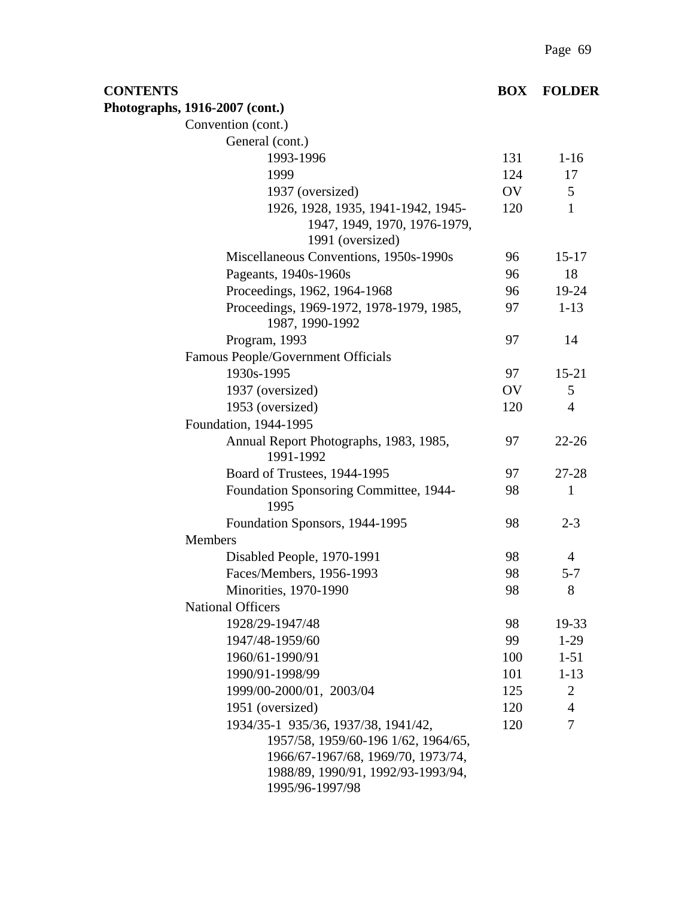| CONTENTS | BOX | FOLDER |
|---|---|---|
| **Photographs, 1916-2007 (cont.)** | | |
| Convention (cont.) | | |
| General (cont.) | | |
| 1993-1996 | 131 | 1-16 |
| 1999 | 124 | 17 |
| 1937 (oversized) | OV | 5 |
| 1926, 1928, 1935, 1941-1942, 1945-1947, 1949, 1970, 1976-1979, 1991 (oversized) | 120 | 1 |
| Miscellaneous Conventions, 1950s-1990s | 96 | 15-17 |
| Pageants, 1940s-1960s | 96 | 18 |
| Proceedings, 1962, 1964-1968 | 96 | 19-24 |
| Proceedings, 1969-1972, 1978-1979, 1985, 1987, 1990-1992 | 97 | 1-13 |
| Program, 1993 | 97 | 14 |
| Famous People/Government Officials | | |
| 1930s-1995 | 97 | 15-21 |
| 1937 (oversized) | OV | 5 |
| 1953 (oversized) | 120 | 4 |
| Foundation, 1944-1995 | | |
| Annual Report Photographs, 1983, 1985, 1991-1992 | 97 | 22-26 |
| Board of Trustees, 1944-1995 | 97 | 27-28 |
| Foundation Sponsoring Committee, 1944-1995 | 98 | 1 |
| Foundation Sponsors, 1944-1995 | 98 | 2-3 |
| Members | | |
| Disabled People, 1970-1991 | 98 | 4 |
| Faces/Members, 1956-1993 | 98 | 5-7 |
| Minorities, 1970-1990 | 98 | 8 |
| National Officers | | |
| 1928/29-1947/48 | 98 | 19-33 |
| 1947/48-1959/60 | 99 | 1-29 |
| 1960/61-1990/91 | 100 | 1-51 |
| 1990/91-1998/99 | 101 | 1-13 |
| 1999/00-2000/01, 2003/04 | 125 | 2 |
| 1951 (oversized) | 120 | 4 |
| 1934/35-1 935/36, 1937/38, 1941/42, 1957/58, 1959/60-196 1/62, 1964/65, 1966/67-1967/68, 1969/70, 1973/74, 1988/89, 1990/91, 1992/93-1993/94, 1995/96-1997/98 | 120 | 7 |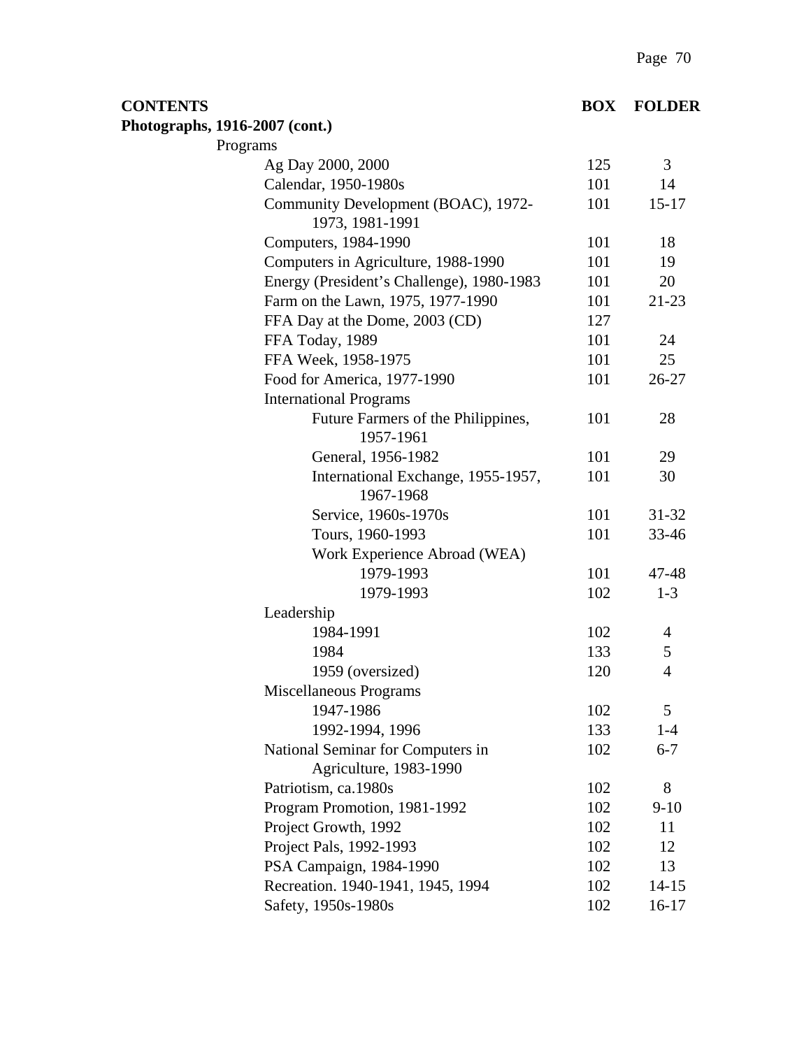| CONTENTS | BOX | FOLDER |
|---|---|---|
| **Photographs, 1916-2007 (cont.)** | | |
| Programs | | |
| Ag Day 2000, 2000 | 125 | 3 |
| Calendar, 1950-1980s | 101 | 14 |
| Community Development (BOAC), 1972-1973, 1981-1991 | 101 | 15-17 |
| Computers, 1984-1990 | 101 | 18 |
| Computers in Agriculture, 1988-1990 | 101 | 19 |
| Energy (President's Challenge), 1980-1983 | 101 | 20 |
| Farm on the Lawn, 1975, 1977-1990 | 101 | 21-23 |
| FFA Day at the Dome, 2003 (CD) | 127 | |
| FFA Today, 1989 | 101 | 24 |
| FFA Week, 1958-1975 | 101 | 25 |
| Food for America, 1977-1990 | 101 | 26-27 |
| International Programs | | |
| Future Farmers of the Philippines, 1957-1961 | 101 | 28 |
| General, 1956-1982 | 101 | 29 |
| International Exchange, 1955-1957, 1967-1968 | 101 | 30 |
| Service, 1960s-1970s | 101 | 31-32 |
| Tours, 1960-1993 | 101 | 33-46 |
| Work Experience Abroad (WEA) | | |
| 1979-1993 | 101 | 47-48 |
| 1979-1993 | 102 | 1-3 |
| Leadership | | |
| 1984-1991 | 102 | 4 |
| 1984 | 133 | 5 |
| 1959 (oversized) | 120 | 4 |
| Miscellaneous Programs | | |
| 1947-1986 | 102 | 5 |
| 1992-1994, 1996 | 133 | 1-4 |
| National Seminar for Computers in Agriculture, 1983-1990 | 102 | 6-7 |
| Patriotism, ca.1980s | 102 | 8 |
| Program Promotion, 1981-1992 | 102 | 9-10 |
| Project Growth, 1992 | 102 | 11 |
| Project Pals, 1992-1993 | 102 | 12 |
| PSA Campaign, 1984-1990 | 102 | 13 |
| Recreation. 1940-1941, 1945, 1994 | 102 | 14-15 |
| Safety, 1950s-1980s | 102 | 16-17 |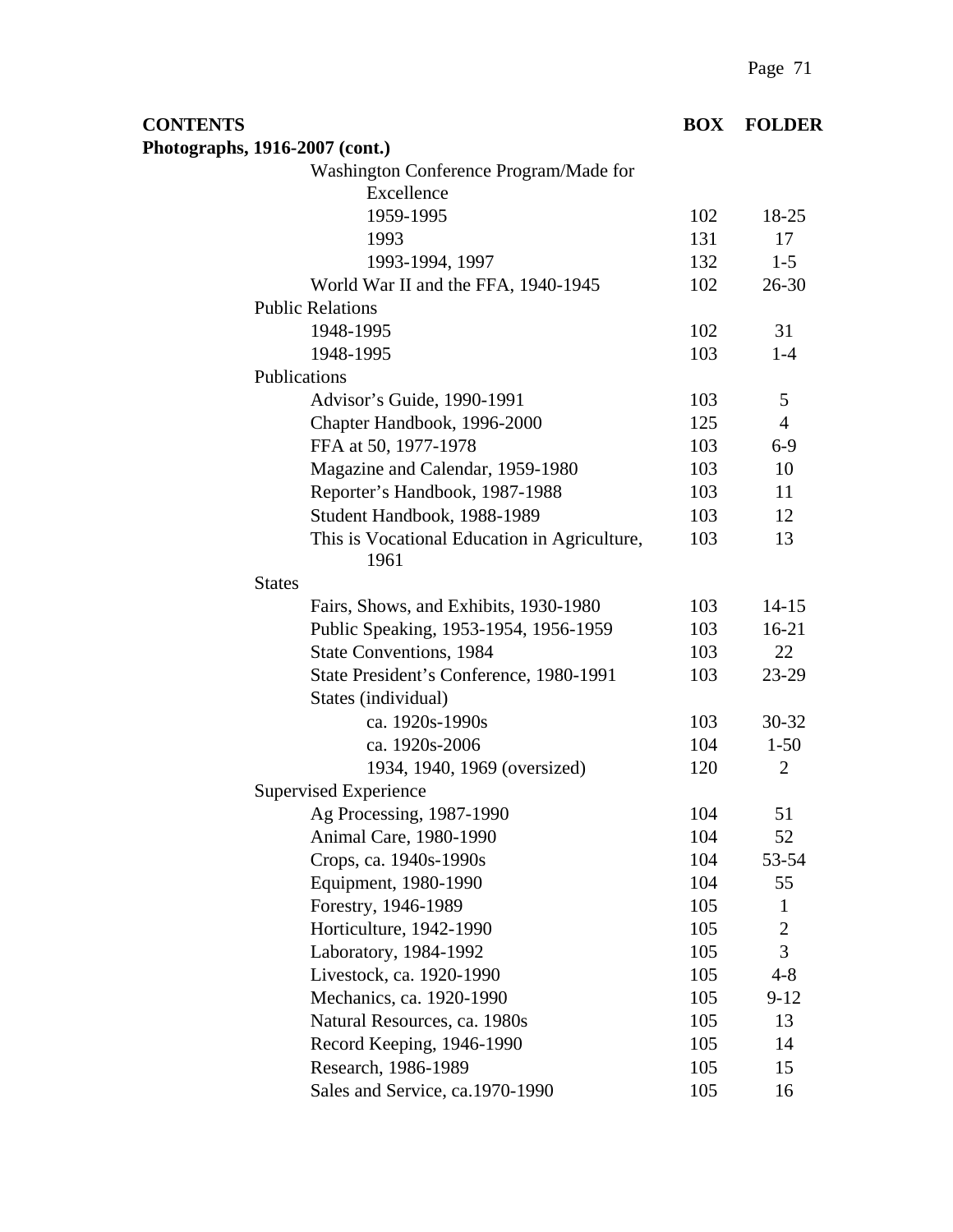| CONTENTS | BOX | FOLDER |
|---|---|---|
| **Photographs, 1916-2007 (cont.)** | | |
| Washington Conference Program/Made for Excellence | | |
| 1959-1995 | 102 | 18-25 |
| 1993 | 131 | 17 |
| 1993-1994, 1997 | 132 | 1-5 |
| World War II and the FFA, 1940-1945 | 102 | 26-30 |
| Public Relations | | |
| 1948-1995 | 102 | 31 |
| 1948-1995 | 103 | 1-4 |
| Publications | | |
| Advisor's Guide, 1990-1991 | 103 | 5 |
| Chapter Handbook, 1996-2000 | 125 | 4 |
| FFA at 50, 1977-1978 | 103 | 6-9 |
| Magazine and Calendar, 1959-1980 | 103 | 10 |
| Reporter's Handbook, 1987-1988 | 103 | 11 |
| Student Handbook, 1988-1989 | 103 | 12 |
| This is Vocational Education in Agriculture, 1961 | 103 | 13 |
| States | | |
| Fairs, Shows, and Exhibits, 1930-1980 | 103 | 14-15 |
| Public Speaking, 1953-1954, 1956-1959 | 103 | 16-21 |
| State Conventions, 1984 | 103 | 22 |
| State President's Conference, 1980-1991 | 103 | 23-29 |
| States (individual) | | |
| ca. 1920s-1990s | 103 | 30-32 |
| ca. 1920s-2006 | 104 | 1-50 |
| 1934, 1940, 1969 (oversized) | 120 | 2 |
| Supervised Experience | | |
| Ag Processing, 1987-1990 | 104 | 51 |
| Animal Care, 1980-1990 | 104 | 52 |
| Crops, ca. 1940s-1990s | 104 | 53-54 |
| Equipment, 1980-1990 | 104 | 55 |
| Forestry, 1946-1989 | 105 | 1 |
| Horticulture, 1942-1990 | 105 | 2 |
| Laboratory, 1984-1992 | 105 | 3 |
| Livestock, ca. 1920-1990 | 105 | 4-8 |
| Mechanics, ca. 1920-1990 | 105 | 9-12 |
| Natural Resources, ca. 1980s | 105 | 13 |
| Record Keeping, 1946-1990 | 105 | 14 |
| Research, 1986-1989 | 105 | 15 |
| Sales and Service, ca.1970-1990 | 105 | 16 |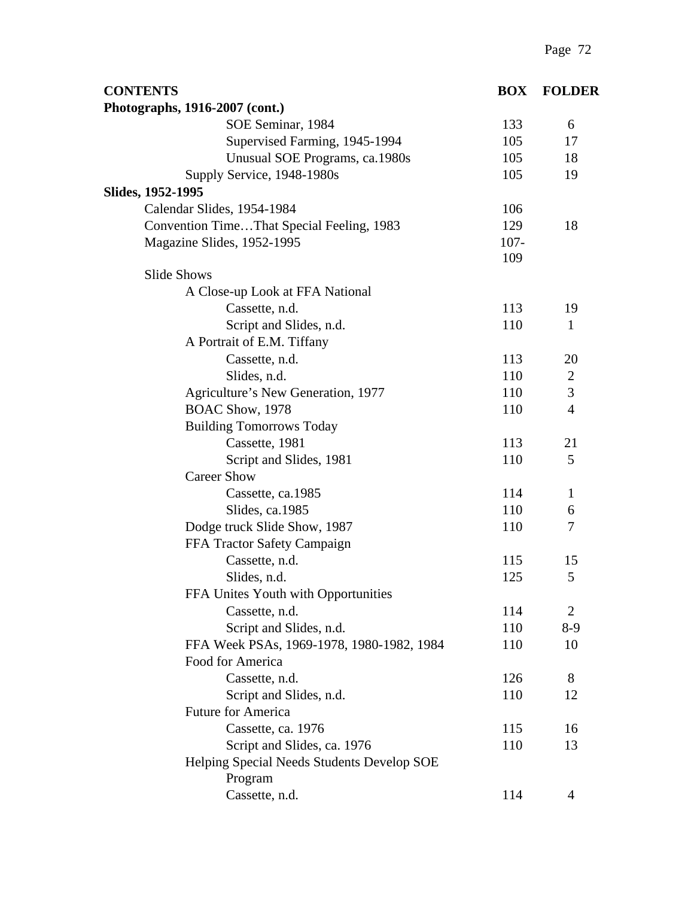| CONTENTS | BOX | FOLDER |
|---|---|---|
| **Photographs, 1916-2007 (cont.)** | | |
| SOE Seminar, 1984 | 133 | 6 |
| Supervised Farming, 1945-1994 | 105 | 17 |
| Unusual SOE Programs, ca.1980s | 105 | 18 |
| Supply Service, 1948-1980s | 105 | 19 |
| **Slides, 1952-1995** | | |
| Calendar Slides, 1954-1984 | 106 | |
| Convention Time…That Special Feeling, 1983 | 129 | 18 |
| Magazine Slides, 1952-1995 | 107-109 | |
| Slide Shows | | |
| A Close-up Look at FFA National | | |
| Cassette, n.d. | 113 | 19 |
| Script and Slides, n.d. | 110 | 1 |
| A Portrait of E.M. Tiffany | | |
| Cassette, n.d. | 113 | 20 |
| Slides, n.d. | 110 | 2 |
| Agriculture's New Generation, 1977 | 110 | 3 |
| BOAC Show, 1978 | 110 | 4 |
| Building Tomorrows Today | | |
| Cassette, 1981 | 113 | 21 |
| Script and Slides, 1981 | 110 | 5 |
| Career Show | | |
| Cassette, ca.1985 | 114 | 1 |
| Slides, ca.1985 | 110 | 6 |
| Dodge truck Slide Show, 1987 | 110 | 7 |
| FFA Tractor Safety Campaign | | |
| Cassette, n.d. | 115 | 15 |
| Slides, n.d. | 125 | 5 |
| FFA Unites Youth with Opportunities | | |
| Cassette, n.d. | 114 | 2 |
| Script and Slides, n.d. | 110 | 8-9 |
| FFA Week PSAs, 1969-1978, 1980-1982, 1984 | 110 | 10 |
| Food for America | | |
| Cassette, n.d. | 126 | 8 |
| Script and Slides, n.d. | 110 | 12 |
| Future for America | | |
| Cassette, ca. 1976 | 115 | 16 |
| Script and Slides, ca. 1976 | 110 | 13 |
| Helping Special Needs Students Develop SOE Program | | |
| Cassette, n.d. | 114 | 4 |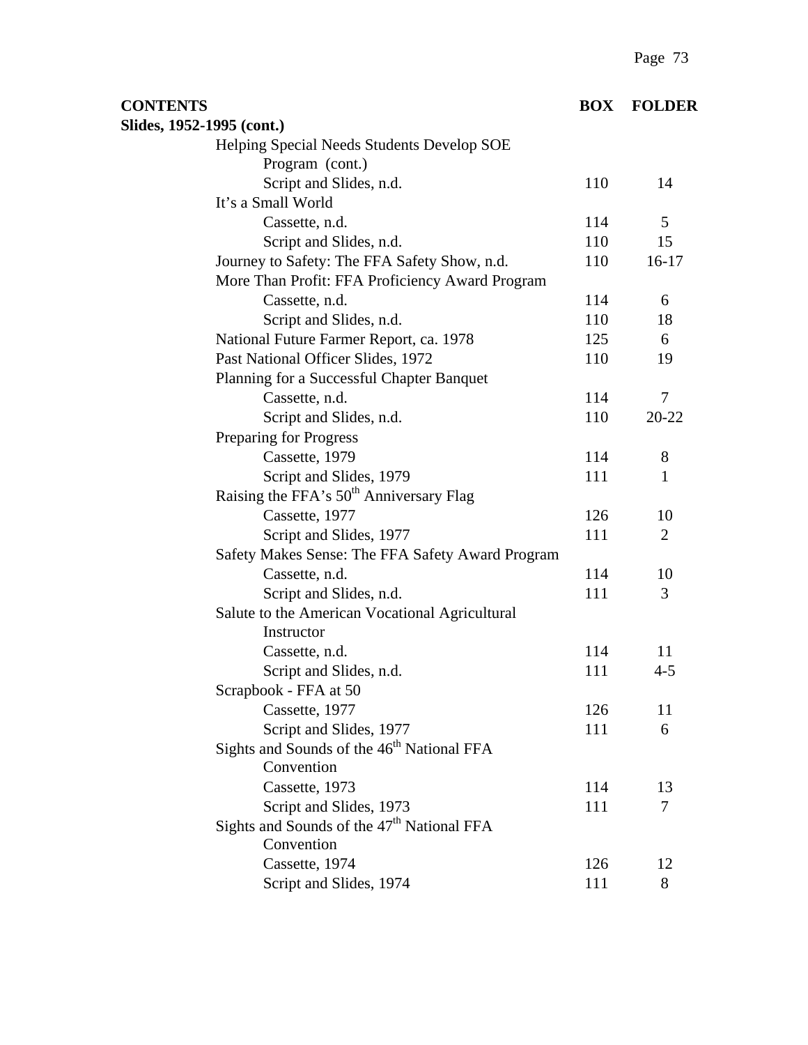| CONTENTS | BOX | FOLDER |
|---|---|---|
| **Slides, 1952-1995 (cont.)** | | |
| Helping Special Needs Students Develop SOE Program (cont.) | | |
| Script and Slides, n.d. | 110 | 14 |
| It's a Small World | | |
| Cassette, n.d. | 114 | 5 |
| Script and Slides, n.d. | 110 | 15 |
| Journey to Safety: The FFA Safety Show, n.d. | 110 | 16-17 |
| More Than Profit: FFA Proficiency Award Program | | |
| Cassette, n.d. | 114 | 6 |
| Script and Slides, n.d. | 110 | 18 |
| National Future Farmer Report, ca. 1978 | 125 | 6 |
| Past National Officer Slides, 1972 | 110 | 19 |
| Planning for a Successful Chapter Banquet | | |
| Cassette, n.d. | 114 | 7 |
| Script and Slides, n.d. | 110 | 20-22 |
| Preparing for Progress | | |
| Cassette, 1979 | 114 | 8 |
| Script and Slides, 1979 | 111 | 1 |
| Raising the FFA's 50th Anniversary Flag | | |
| Cassette, 1977 | 126 | 10 |
| Script and Slides, 1977 | 111 | 2 |
| Safety Makes Sense: The FFA Safety Award Program | | |
| Cassette, n.d. | 114 | 10 |
| Script and Slides, n.d. | 111 | 3 |
| Salute to the American Vocational Agricultural Instructor | | |
| Cassette, n.d. | 114 | 11 |
| Script and Slides, n.d. | 111 | 4-5 |
| Scrapbook - FFA at 50 | | |
| Cassette, 1977 | 126 | 11 |
| Script and Slides, 1977 | 111 | 6 |
| Sights and Sounds of the 46th National FFA Convention | | |
| Cassette, 1973 | 114 | 13 |
| Script and Slides, 1973 | 111 | 7 |
| Sights and Sounds of the 47th National FFA Convention | | |
| Cassette, 1974 | 126 | 12 |
| Script and Slides, 1974 | 111 | 8 |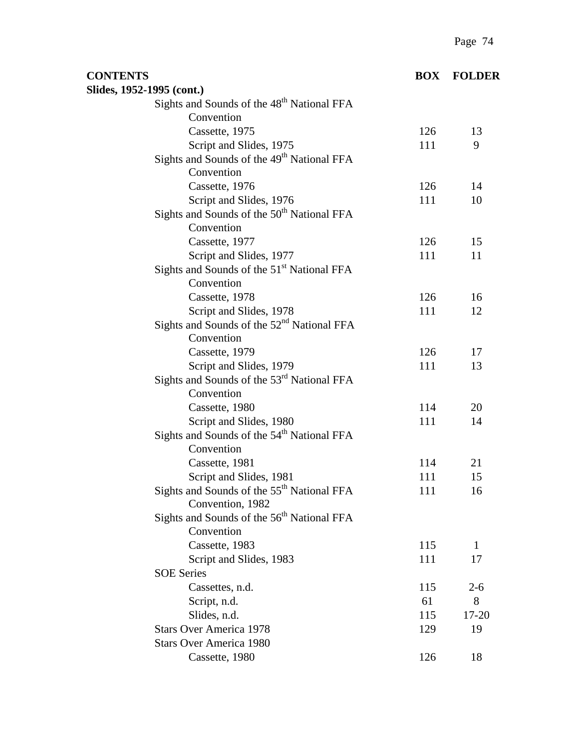| CONTENTS | BOX | FOLDER |
|---|---|---|
| **Slides, 1952-1995 (cont.)** | | |
| Sights and Sounds of the 48th National FFA Convention | | |
| Cassette, 1975 | 126 | 13 |
| Script and Slides, 1975 | 111 | 9 |
| Sights and Sounds of the 49th National FFA Convention | | |
| Cassette, 1976 | 126 | 14 |
| Script and Slides, 1976 | 111 | 10 |
| Sights and Sounds of the 50th National FFA Convention | | |
| Cassette, 1977 | 126 | 15 |
| Script and Slides, 1977 | 111 | 11 |
| Sights and Sounds of the 51st National FFA Convention | | |
| Cassette, 1978 | 126 | 16 |
| Script and Slides, 1978 | 111 | 12 |
| Sights and Sounds of the 52nd National FFA Convention | | |
| Cassette, 1979 | 126 | 17 |
| Script and Slides, 1979 | 111 | 13 |
| Sights and Sounds of the 53rd National FFA Convention | | |
| Cassette, 1980 | 114 | 20 |
| Script and Slides, 1980 | 111 | 14 |
| Sights and Sounds of the 54th National FFA Convention | | |
| Cassette, 1981 | 114 | 21 |
| Script and Slides, 1981 | 111 | 15 |
| Sights and Sounds of the 55th National FFA Convention, 1982 | 111 | 16 |
| Sights and Sounds of the 56th National FFA Convention | | |
| Cassette, 1983 | 115 | 1 |
| Script and Slides, 1983 | 111 | 17 |
| SOE Series | | |
| Cassettes, n.d. | 115 | 2-6 |
| Script, n.d. | 61 | 8 |
| Slides, n.d. | 115 | 17-20 |
| Stars Over America 1978 | 129 | 19 |
| Stars Over America 1980 | | |
| Cassette, 1980 | 126 | 18 |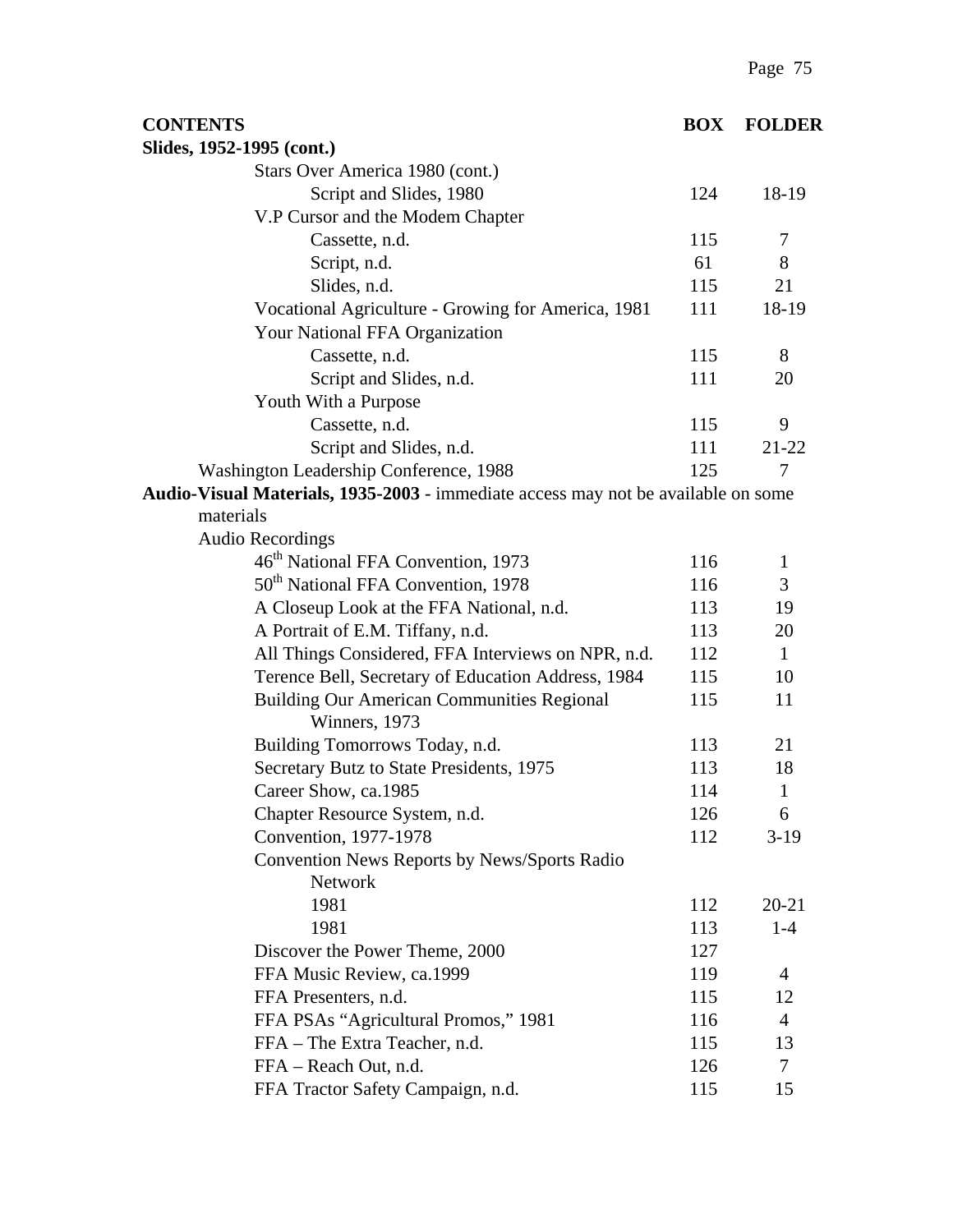| CONTENTS | BOX | FOLDER |
|---|---|---|
| **Slides, 1952-1995 (cont.)** | | |
| Stars Over America 1980 (cont.) | | |
| Script and Slides, 1980 | 124 | 18-19 |
| V.P Cursor and the Modem Chapter | | |
| Cassette, n.d. | 115 | 7 |
| Script, n.d. | 61 | 8 |
| Slides, n.d. | 115 | 21 |
| Vocational Agriculture - Growing for America, 1981 | 111 | 18-19 |
| Your National FFA Organization | | |
| Cassette, n.d. | 115 | 8 |
| Script and Slides, n.d. | 111 | 20 |
| Youth With a Purpose | | |
| Cassette, n.d. | 115 | 9 |
| Script and Slides, n.d. | 111 | 21-22 |
| Washington Leadership Conference, 1988 | 125 | 7 |
| **Audio-Visual Materials, 1935-2003** - immediate access may not be available on some materials | | |
| Audio Recordings | | |
| 46th National FFA Convention, 1973 | 116 | 1 |
| 50th National FFA Convention, 1978 | 116 | 3 |
| A Closeup Look at the FFA National, n.d. | 113 | 19 |
| A Portrait of E.M. Tiffany, n.d. | 113 | 20 |
| All Things Considered, FFA Interviews on NPR, n.d. | 112 | 1 |
| Terence Bell, Secretary of Education Address, 1984 | 115 | 10 |
| Building Our American Communities Regional Winners, 1973 | 115 | 11 |
| Building Tomorrows Today, n.d. | 113 | 21 |
| Secretary Butz to State Presidents, 1975 | 113 | 18 |
| Career Show, ca.1985 | 114 | 1 |
| Chapter Resource System, n.d. | 126 | 6 |
| Convention, 1977-1978 | 112 | 3-19 |
| Convention News Reports by News/Sports Radio Network | | |
| 1981 | 112 | 20-21 |
| 1981 | 113 | 1-4 |
| Discover the Power Theme, 2000 | 127 | |
| FFA Music Review, ca.1999 | 119 | 4 |
| FFA Presenters, n.d. | 115 | 12 |
| FFA PSAs "Agricultural Promos," 1981 | 116 | 4 |
| FFA – The Extra Teacher, n.d. | 115 | 13 |
| FFA – Reach Out, n.d. | 126 | 7 |
| FFA Tractor Safety Campaign, n.d. | 115 | 15 |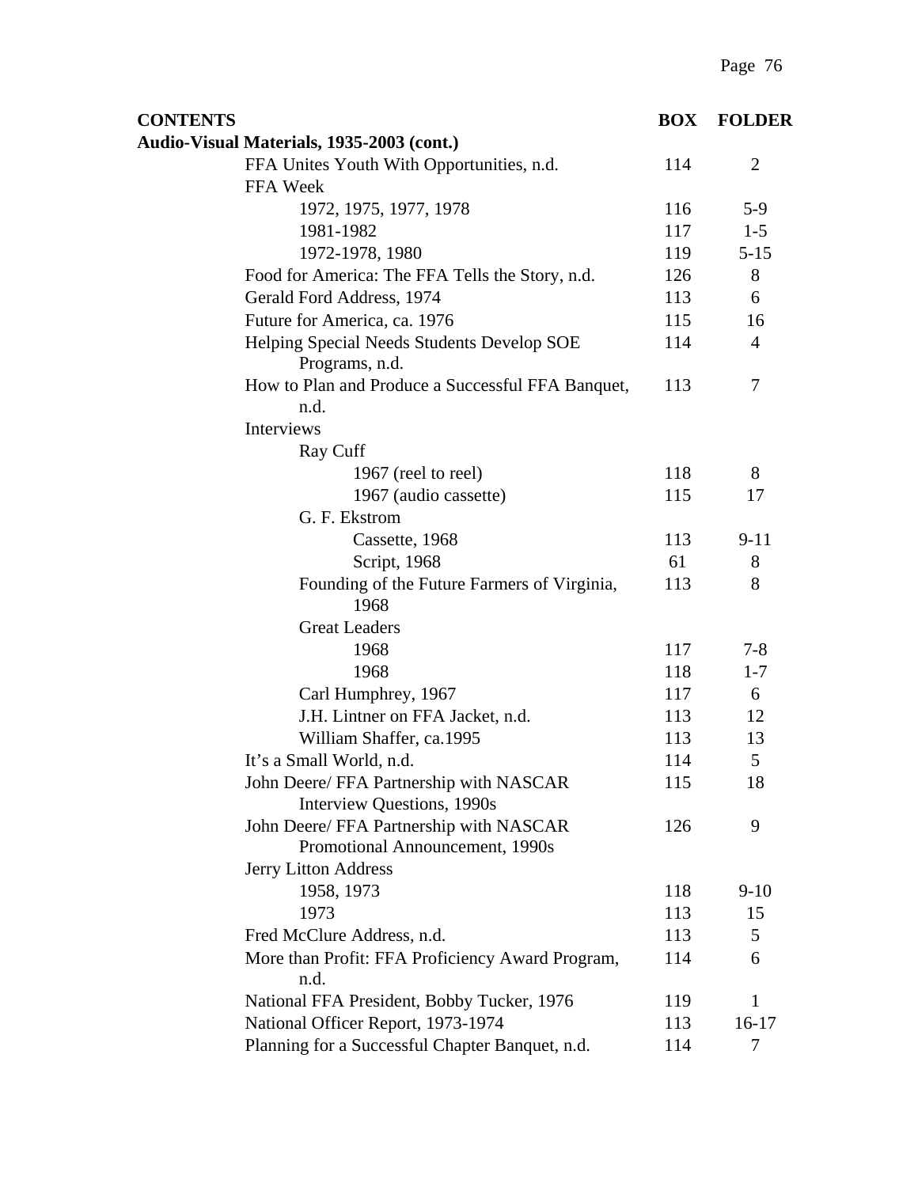| CONTENTS | BOX | FOLDER |
|---|---|---|
| **Audio-Visual Materials, 1935-2003 (cont.)** | | |
| FFA Unites Youth With Opportunities, n.d. | 114 | 2 |
| FFA Week | | |
| 1972, 1975, 1977, 1978 | 116 | 5-9 |
| 1981-1982 | 117 | 1-5 |
| 1972-1978, 1980 | 119 | 5-15 |
| Food for America: The FFA Tells the Story, n.d. | 126 | 8 |
| Gerald Ford Address, 1974 | 113 | 6 |
| Future for America, ca. 1976 | 115 | 16 |
| Helping Special Needs Students Develop SOE Programs, n.d. | 114 | 4 |
| How to Plan and Produce a Successful FFA Banquet, n.d. | 113 | 7 |
| Interviews | | |
| Ray Cuff | | |
| 1967 (reel to reel) | 118 | 8 |
| 1967 (audio cassette) | 115 | 17 |
| G. F. Ekstrom | | |
| Cassette, 1968 | 113 | 9-11 |
| Script, 1968 | 61 | 8 |
| Founding of the Future Farmers of Virginia, 1968 | 113 | 8 |
| Great Leaders | | |
| 1968 | 117 | 7-8 |
| 1968 | 118 | 1-7 |
| Carl Humphrey, 1967 | 117 | 6 |
| J.H. Lintner on FFA Jacket, n.d. | 113 | 12 |
| William Shaffer, ca.1995 | 113 | 13 |
| It's a Small World, n.d. | 114 | 5 |
| John Deere/ FFA Partnership with NASCAR Interview Questions, 1990s | 115 | 18 |
| John Deere/ FFA Partnership with NASCAR Promotional Announcement, 1990s | 126 | 9 |
| Jerry Litton Address | | |
| 1958, 1973 | 118 | 9-10 |
| 1973 | 113 | 15 |
| Fred McClure Address, n.d. | 113 | 5 |
| More than Profit: FFA Proficiency Award Program, n.d. | 114 | 6 |
| National FFA President, Bobby Tucker, 1976 | 119 | 1 |
| National Officer Report, 1973-1974 | 113 | 16-17 |
| Planning for a Successful Chapter Banquet, n.d. | 114 | 7 |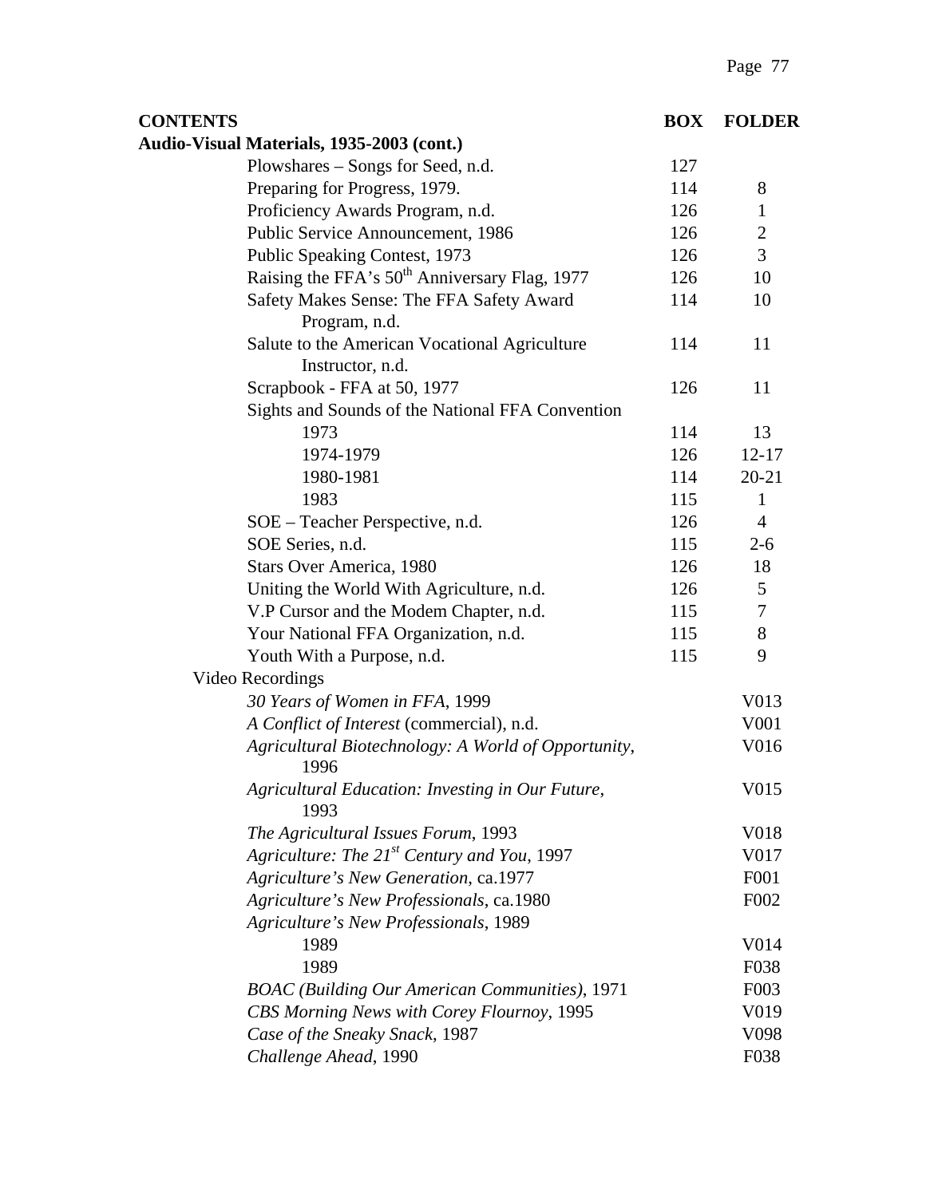| CONTENTS | BOX | FOLDER |
|---|---|---|
| **Audio-Visual Materials, 1935-2003 (cont.)** | | |
| Plowshares – Songs for Seed, n.d. | 127 | |
| Preparing for Progress, 1979. | 114 | 8 |
| Proficiency Awards Program, n.d. | 126 | 1 |
| Public Service Announcement, 1986 | 126 | 2 |
| Public Speaking Contest, 1973 | 126 | 3 |
| Raising the FFA's 50th Anniversary Flag, 1977 | 126 | 10 |
| Safety Makes Sense: The FFA Safety Award Program, n.d. | 114 | 10 |
| Salute to the American Vocational Agriculture Instructor, n.d. | 114 | 11 |
| Scrapbook - FFA at 50, 1977 | 126 | 11 |
| Sights and Sounds of the National FFA Convention | | |
| 1973 | 114 | 13 |
| 1974-1979 | 126 | 12-17 |
| 1980-1981 | 114 | 20-21 |
| 1983 | 115 | 1 |
| SOE – Teacher Perspective, n.d. | 126 | 4 |
| SOE Series, n.d. | 115 | 2-6 |
| Stars Over America, 1980 | 126 | 18 |
| Uniting the World With Agriculture, n.d. | 126 | 5 |
| V.P Cursor and the Modem Chapter, n.d. | 115 | 7 |
| Your National FFA Organization, n.d. | 115 | 8 |
| Youth With a Purpose, n.d. | 115 | 9 |
| Video Recordings | | |
| *30 Years of Women in FFA*, 1999 | | V013 |
| *A Conflict of Interest* (commercial), n.d. | | V001 |
| *Agricultural Biotechnology: A World of Opportunity*, 1996 | | V016 |
| *Agricultural Education: Investing in Our Future*, 1993 | | V015 |
| *The Agricultural Issues Forum*, 1993 | | V018 |
| *Agriculture: The 21st Century and You*, 1997 | | V017 |
| *Agriculture's New Generation*, ca.1977 | | F001 |
| *Agriculture's New Professionals*, ca.1980 | | F002 |
| *Agriculture's New Professionals*, 1989 | | |
| 1989 | | V014 |
| 1989 | | F038 |
| *BOAC (Building Our American Communities)*, 1971 | | F003 |
| *CBS Morning News with Corey Flournoy*, 1995 | | V019 |
| *Case of the Sneaky Snack*, 1987 | | V098 |
| *Challenge Ahead*, 1990 | | F038 |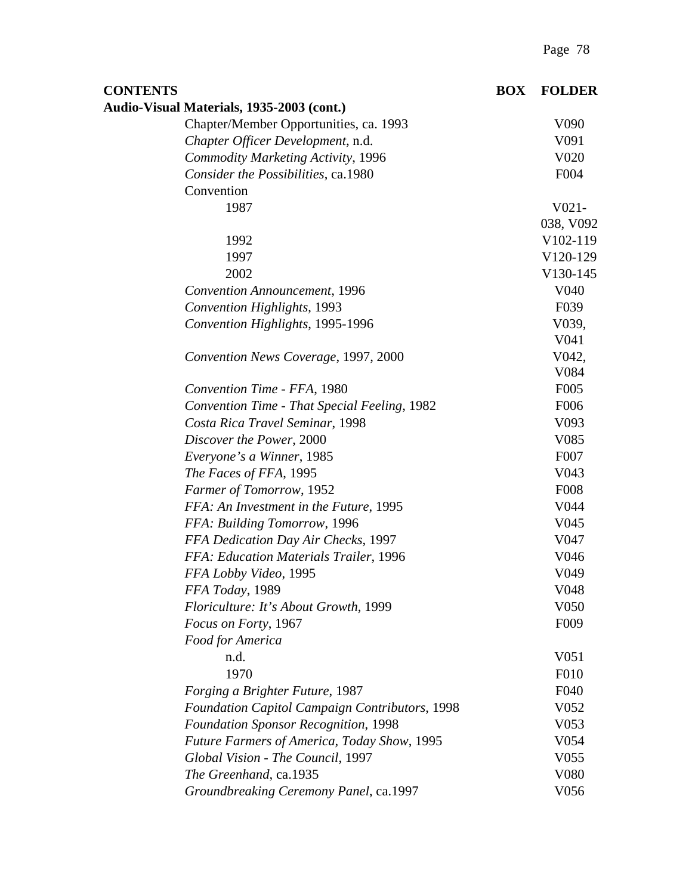| CONTENTS | BOX | FOLDER |
|---|---|---|
| **Audio-Visual Materials, 1935-2003 (cont.)** | | |
| Chapter/Member Opportunities, ca. 1993 | | V090 |
| *Chapter Officer Development*, n.d. | | V091 |
| *Commodity Marketing Activity*, 1996 | | V020 |
| *Consider the Possibilities*, ca.1980 | | F004 |
| Convention | | |
| 1987 | | V021-038, V092 |
| 1992 | | V102-119 |
| 1997 | | V120-129 |
| 2002 | | V130-145 |
| *Convention Announcement*, 1996 | | V040 |
| *Convention Highlights*, 1993 | | F039 |
| *Convention Highlights*, 1995-1996 | | V039, V041 |
| *Convention News Coverage*, 1997, 2000 | | V042, V084 |
| *Convention Time - FFA*, 1980 | | F005 |
| *Convention Time - That Special Feeling*, 1982 | | F006 |
| *Costa Rica Travel Seminar*, 1998 | | V093 |
| *Discover the Power*, 2000 | | V085 |
| *Everyone's a Winner*, 1985 | | F007 |
| *The Faces of FFA*, 1995 | | V043 |
| *Farmer of Tomorrow*, 1952 | | F008 |
| *FFA: An Investment in the Future*, 1995 | | V044 |
| *FFA: Building Tomorrow*, 1996 | | V045 |
| *FFA Dedication Day Air Checks*, 1997 | | V047 |
| *FFA: Education Materials Trailer*, 1996 | | V046 |
| *FFA Lobby Video*, 1995 | | V049 |
| *FFA Today*, 1989 | | V048 |
| *Floriculture: It's About Growth*, 1999 | | V050 |
| *Focus on Forty*, 1967 | | F009 |
| *Food for America* | | |
| n.d. | | V051 |
| 1970 | | F010 |
| *Forging a Brighter Future*, 1987 | | F040 |
| *Foundation Capitol Campaign Contributors*, 1998 | | V052 |
| *Foundation Sponsor Recognition*, 1998 | | V053 |
| *Future Farmers of America, Today Show*, 1995 | | V054 |
| *Global Vision - The Council*, 1997 | | V055 |
| *The Greenhand*, ca.1935 | | V080 |
| *Groundbreaking Ceremony Panel*, ca.1997 | | V056 |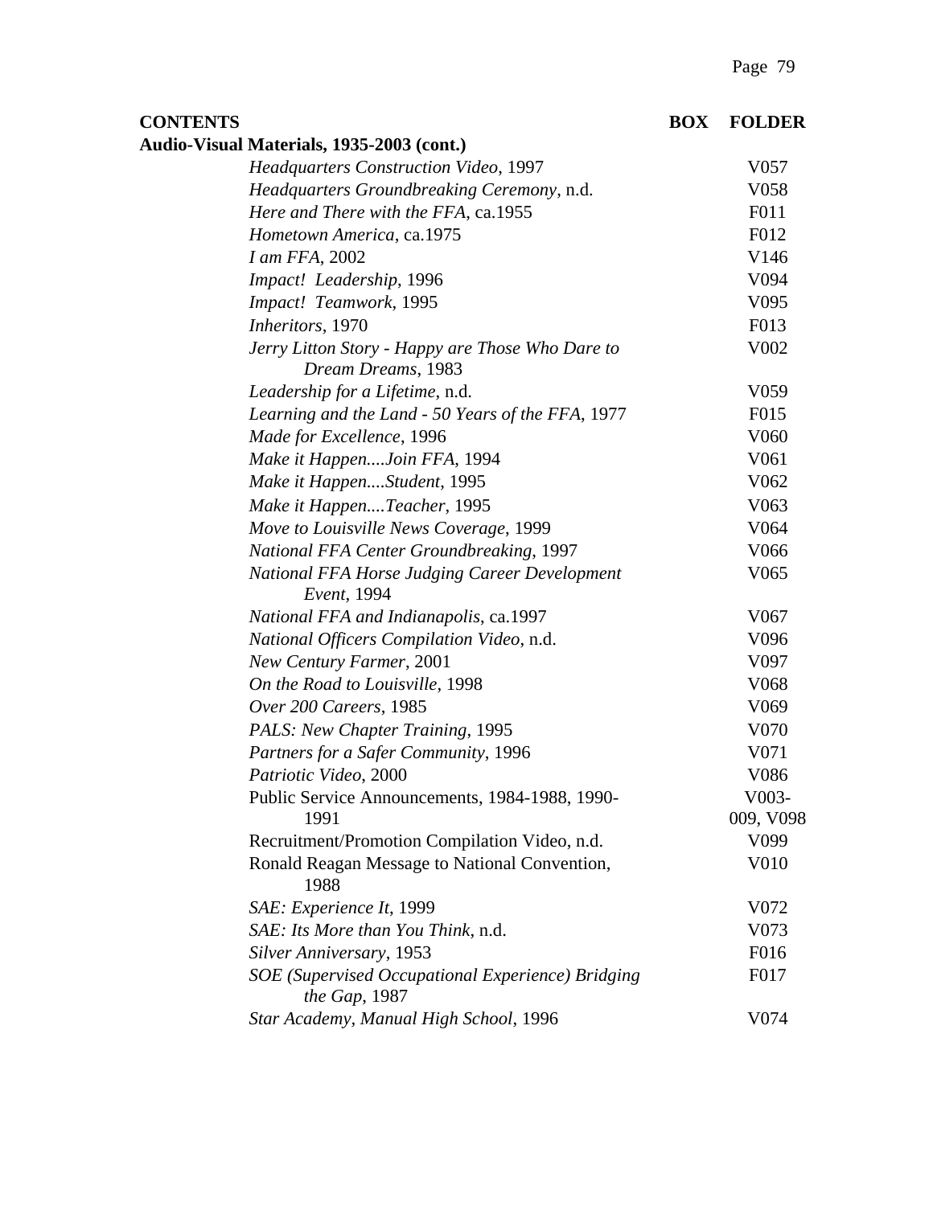| CONTENTS | BOX | FOLDER |
|---|---|---|
| **Audio-Visual Materials, 1935-2003 (cont.)** | | |
| *Headquarters Construction Video*, 1997 | | V057 |
| *Headquarters Groundbreaking Ceremony*, n.d. | | V058 |
| *Here and There with the FFA*, ca.1955 | | F011 |
| *Hometown America*, ca.1975 | | F012 |
| *I am FFA*, 2002 | | V146 |
| *Impact! Leadership*, 1996 | | V094 |
| *Impact! Teamwork*, 1995 | | V095 |
| *Inheritors*, 1970 | | F013 |
| *Jerry Litton Story - Happy are Those Who Dare to Dream Dreams*, 1983 | | V002 |
| *Leadership for a Lifetime*, n.d. | | V059 |
| *Learning and the Land - 50 Years of the FFA*, 1977 | | F015 |
| *Made for Excellence*, 1996 | | V060 |
| *Make it Happen....Join FFA*, 1994 | | V061 |
| *Make it Happen....Student*, 1995 | | V062 |
| *Make it Happen....Teacher*, 1995 | | V063 |
| *Move to Louisville News Coverage*, 1999 | | V064 |
| *National FFA Center Groundbreaking*, 1997 | | V066 |
| *National FFA Horse Judging Career Development Event*, 1994 | | V065 |
| *National FFA and Indianapolis*, ca.1997 | | V067 |
| *National Officers Compilation Video*, n.d. | | V096 |
| *New Century Farmer*, 2001 | | V097 |
| *On the Road to Louisville*, 1998 | | V068 |
| *Over 200 Careers*, 1985 | | V069 |
| *PALS: New Chapter Training*, 1995 | | V070 |
| *Partners for a Safer Community*, 1996 | | V071 |
| *Patriotic Video*, 2000 | | V086 |
| Public Service Announcements, 1984-1988, 1990-1991 | | V003-009, V098 |
| Recruitment/Promotion Compilation Video, n.d. | | V099 |
| Ronald Reagan Message to National Convention, 1988 | | V010 |
| *SAE: Experience It*, 1999 | | V072 |
| *SAE: Its More than You Think*, n.d. | | V073 |
| *Silver Anniversary*, 1953 | | F016 |
| *SOE (Supervised Occupational Experience) Bridging the Gap*, 1987 | | F017 |
| *Star Academy, Manual High School*, 1996 | | V074 |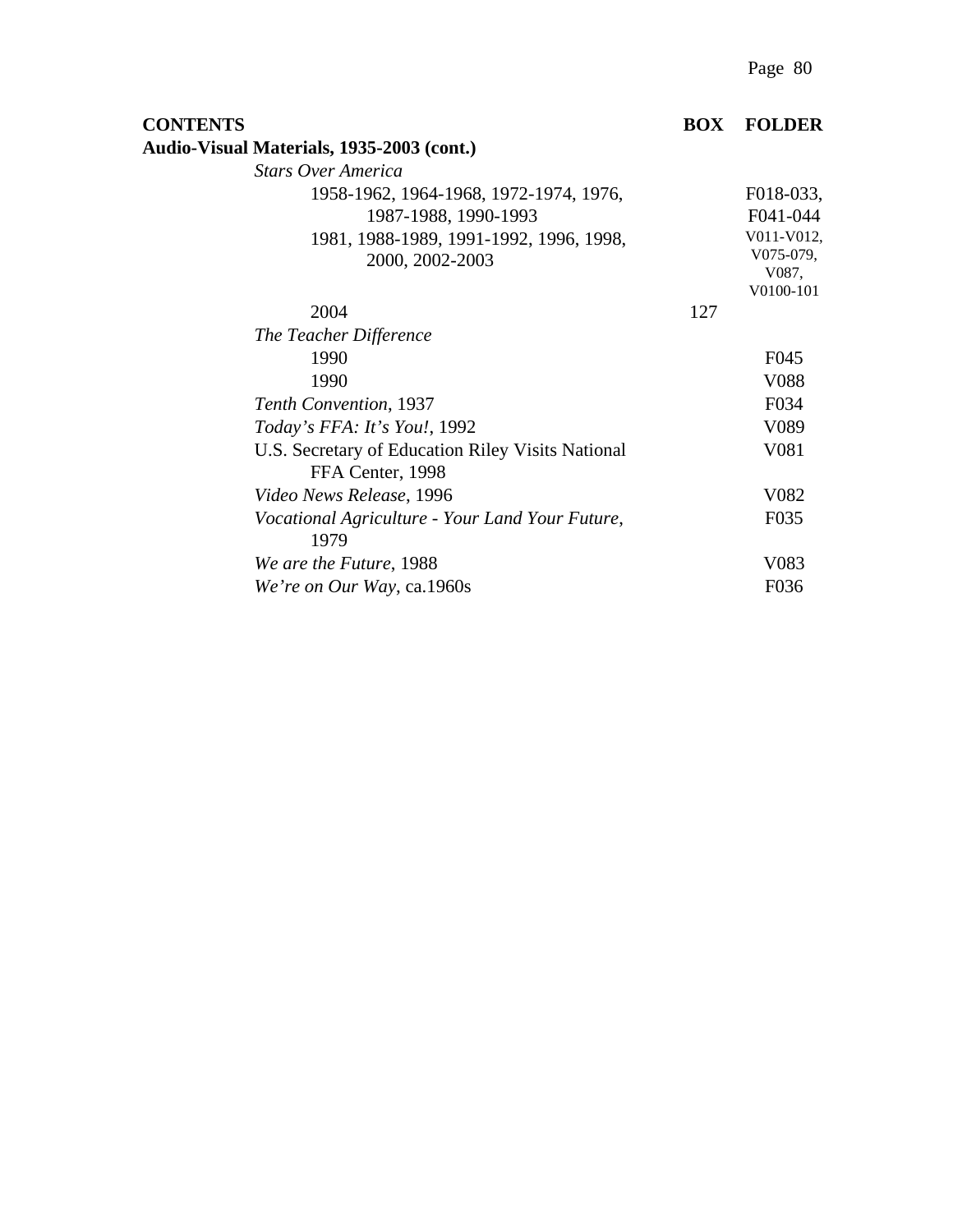| CONTENTS | BOX | FOLDER |
|---|---|---|
| **Audio-Visual Materials, 1935-2003 (cont.)** | | |
| *Stars Over America* | | |
| 1958-1962, 1964-1968, 1972-1974, 1976, 1987-1988, 1990-1993 | | F018-033, F041-044 |
| 1981, 1988-1989, 1991-1992, 1996, 1998, 2000, 2002-2003 | | V011-V012, V075-079, V087, V0100-101 |
| 2004 | 127 | |
| *The Teacher Difference* | | |
| 1990 | | F045 |
| 1990 | | V088 |
| *Tenth Convention*, 1937 | | F034 |
| *Today's FFA: It's You!*, 1992 | | V089 |
| U.S. Secretary of Education Riley Visits National FFA Center, 1998 | | V081 |
| *Video News Release*, 1996 | | V082 |
| *Vocational Agriculture - Your Land Your Future*, 1979 | | F035 |
| *We are the Future*, 1988 | | V083 |
| *We're on Our Way*, ca.1960s | | F036 |